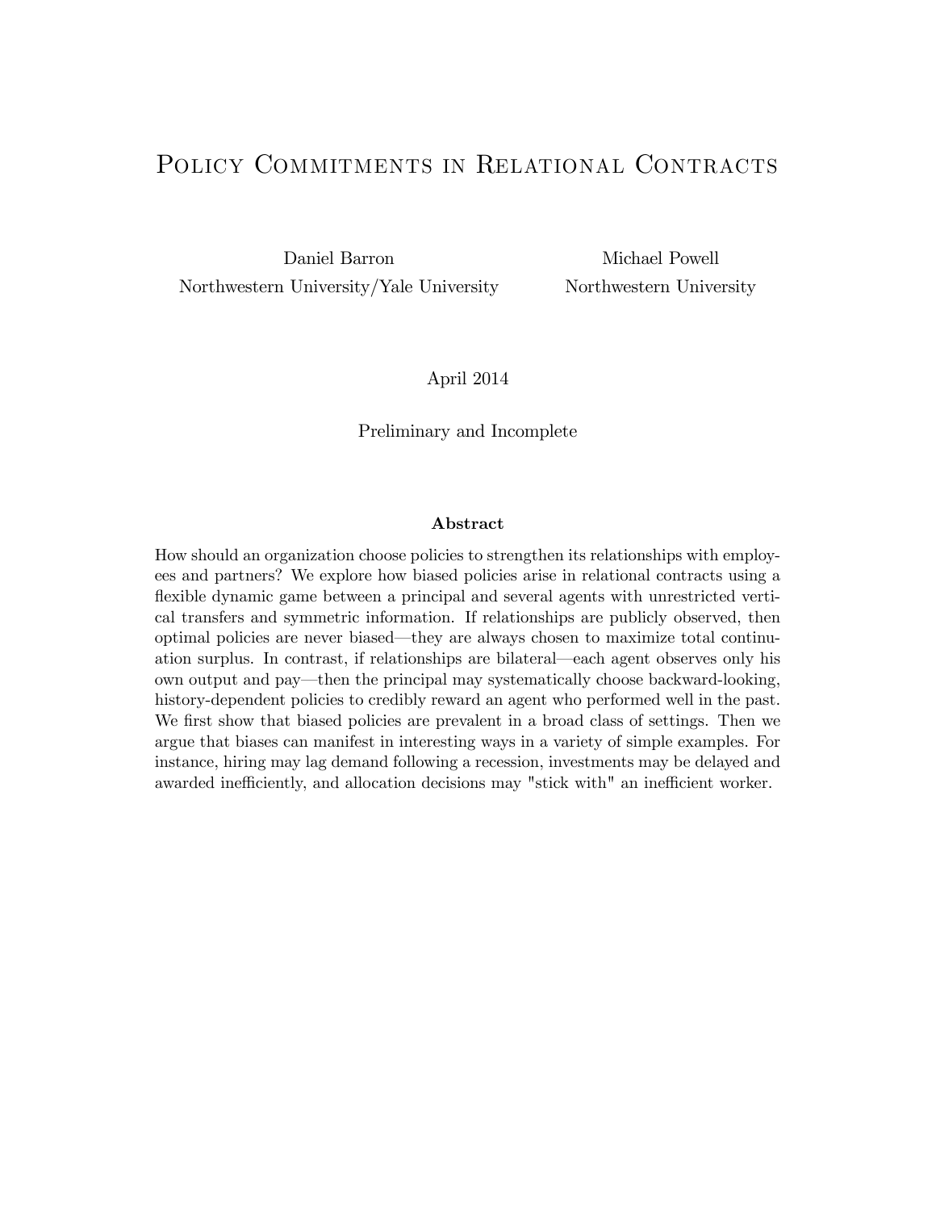# Policy Commitments in Relational Contracts

Daniel Barron
Northwestern University/Yale University

Michael Powell
Northwestern University

April 2014

Preliminary and Incomplete

## Abstract

How should an organization choose policies to strengthen its relationships with employees and partners? We explore how biased policies arise in relational contracts using a flexible dynamic game between a principal and several agents with unrestricted vertical transfers and symmetric information. If relationships are publicly observed, then optimal policies are never biased—they are always chosen to maximize total continuation surplus. In contrast, if relationships are bilateral—each agent observes only his own output and pay—then the principal may systematically choose backward-looking, history-dependent policies to credibly reward an agent who performed well in the past. We first show that biased policies are prevalent in a broad class of settings. Then we argue that biases can manifest in interesting ways in a variety of simple examples. For instance, hiring may lag demand following a recession, investments may be delayed and awarded inefficiently, and allocation decisions may "stick with" an inefficient worker.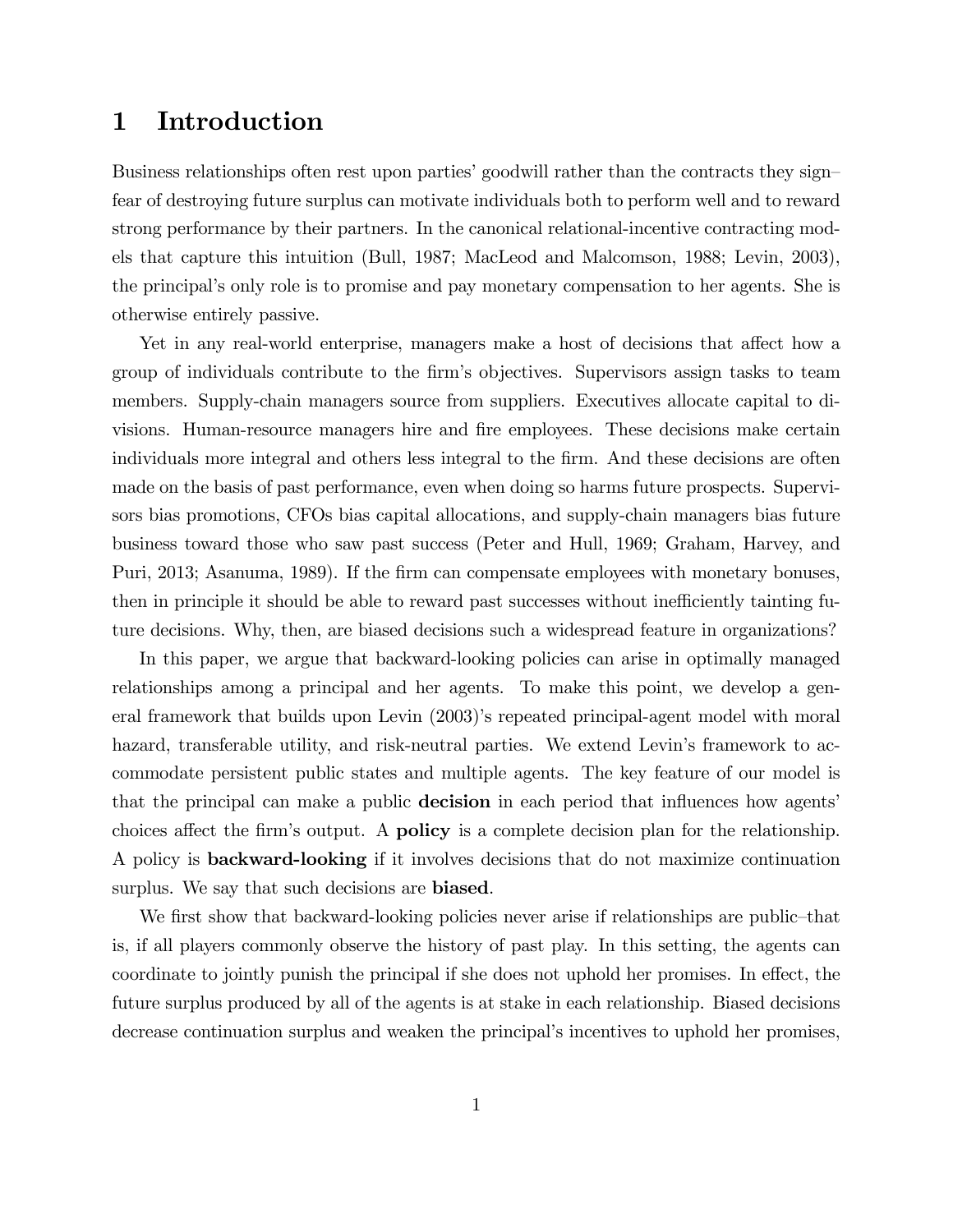# 1 Introduction

Business relationships often rest upon parties' goodwill rather than the contracts they sign–fear of destroying future surplus can motivate individuals both to perform well and to reward strong performance by their partners. In the canonical relational-incentive contracting models that capture this intuition (Bull, 1987; MacLeod and Malcomson, 1988; Levin, 2003), the principal's only role is to promise and pay monetary compensation to her agents. She is otherwise entirely passive.

Yet in any real-world enterprise, managers make a host of decisions that affect how a group of individuals contribute to the firm's objectives. Supervisors assign tasks to team members. Supply-chain managers source from suppliers. Executives allocate capital to divisions. Human-resource managers hire and fire employees. These decisions make certain individuals more integral and others less integral to the firm. And these decisions are often made on the basis of past performance, even when doing so harms future prospects. Supervisors bias promotions, CFOs bias capital allocations, and supply-chain managers bias future business toward those who saw past success (Peter and Hull, 1969; Graham, Harvey, and Puri, 2013; Asanuma, 1989). If the firm can compensate employees with monetary bonuses, then in principle it should be able to reward past successes without inefficiently tainting future decisions. Why, then, are biased decisions such a widespread feature in organizations?

In this paper, we argue that backward-looking policies can arise in optimally managed relationships among a principal and her agents. To make this point, we develop a general framework that builds upon Levin (2003)'s repeated principal-agent model with moral hazard, transferable utility, and risk-neutral parties. We extend Levin's framework to accommodate persistent public states and multiple agents. The key feature of our model is that the principal can make a public **decision** in each period that influences how agents' choices affect the firm's output. A **policy** is a complete decision plan for the relationship. A policy is **backward-looking** if it involves decisions that do not maximize continuation surplus. We say that such decisions are **biased**.

We first show that backward-looking policies never arise if relationships are public–that is, if all players commonly observe the history of past play. In this setting, the agents can coordinate to jointly punish the principal if she does not uphold her promises. In effect, the future surplus produced by all of the agents is at stake in each relationship. Biased decisions decrease continuation surplus and weaken the principal's incentives to uphold her promises,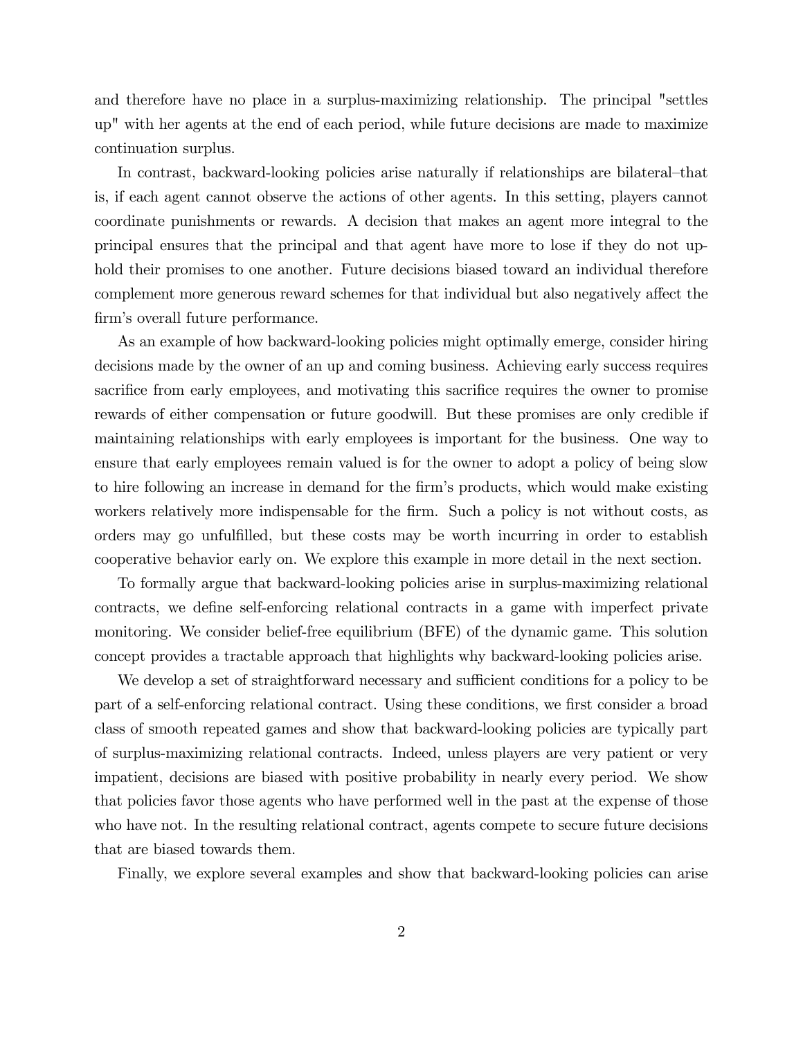and therefore have no place in a surplus-maximizing relationship. The principal "settles up" with her agents at the end of each period, while future decisions are made to maximize continuation surplus.

In contrast, backward-looking policies arise naturally if relationships are bilateral–that is, if each agent cannot observe the actions of other agents. In this setting, players cannot coordinate punishments or rewards. A decision that makes an agent more integral to the principal ensures that the principal and that agent have more to lose if they do not uphold their promises to one another. Future decisions biased toward an individual therefore complement more generous reward schemes for that individual but also negatively affect the firm's overall future performance.

As an example of how backward-looking policies might optimally emerge, consider hiring decisions made by the owner of an up and coming business. Achieving early success requires sacrifice from early employees, and motivating this sacrifice requires the owner to promise rewards of either compensation or future goodwill. But these promises are only credible if maintaining relationships with early employees is important for the business. One way to ensure that early employees remain valued is for the owner to adopt a policy of being slow to hire following an increase in demand for the firm's products, which would make existing workers relatively more indispensable for the firm. Such a policy is not without costs, as orders may go unfulfilled, but these costs may be worth incurring in order to establish cooperative behavior early on. We explore this example in more detail in the next section.

To formally argue that backward-looking policies arise in surplus-maximizing relational contracts, we define self-enforcing relational contracts in a game with imperfect private monitoring. We consider belief-free equilibrium (BFE) of the dynamic game. This solution concept provides a tractable approach that highlights why backward-looking policies arise.

We develop a set of straightforward necessary and sufficient conditions for a policy to be part of a self-enforcing relational contract. Using these conditions, we first consider a broad class of smooth repeated games and show that backward-looking policies are typically part of surplus-maximizing relational contracts. Indeed, unless players are very patient or very impatient, decisions are biased with positive probability in nearly every period. We show that policies favor those agents who have performed well in the past at the expense of those who have not. In the resulting relational contract, agents compete to secure future decisions that are biased towards them.

Finally, we explore several examples and show that backward-looking policies can arise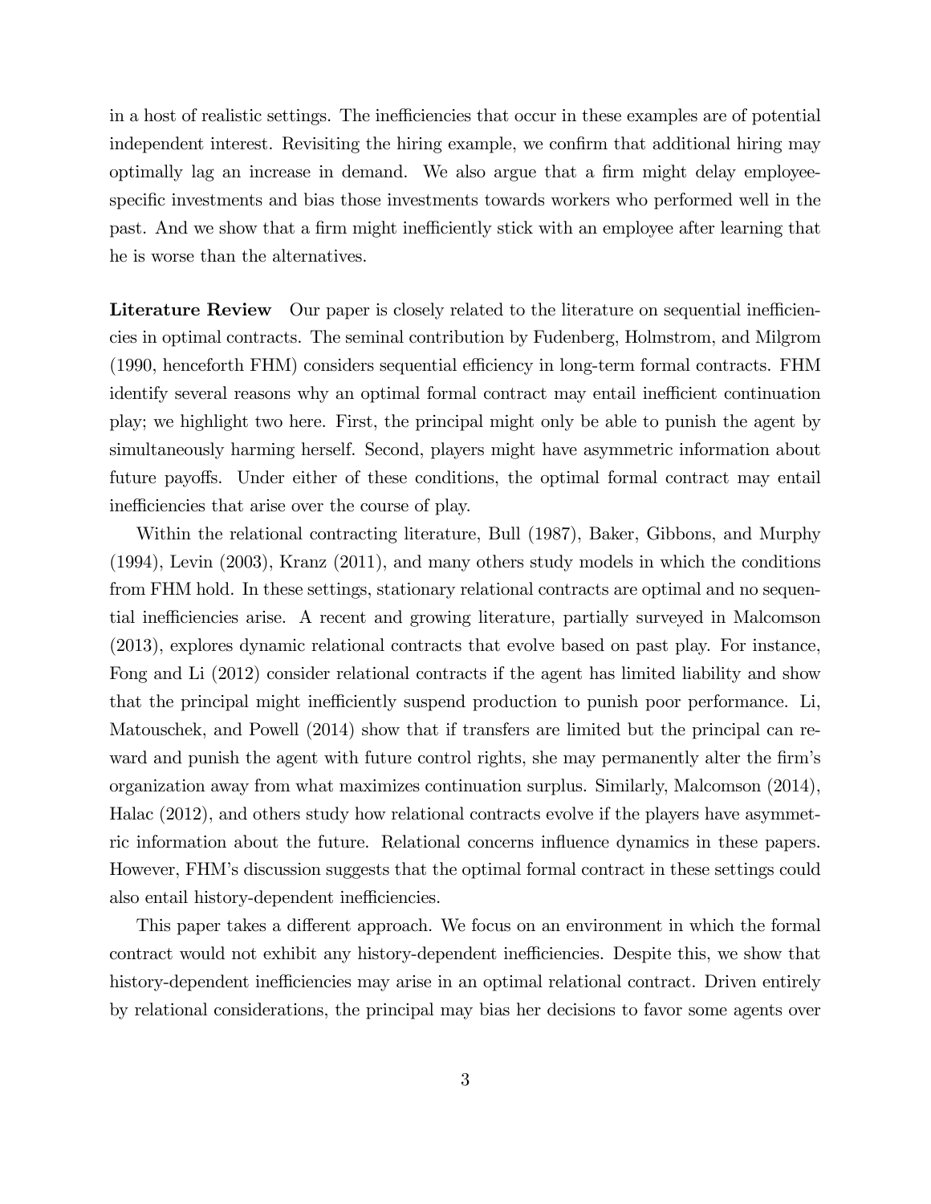in a host of realistic settings. The inefficiencies that occur in these examples are of potential independent interest. Revisiting the hiring example, we confirm that additional hiring may optimally lag an increase in demand. We also argue that a firm might delay employee-specific investments and bias those investments towards workers who performed well in the past. And we show that a firm might inefficiently stick with an employee after learning that he is worse than the alternatives.

**Literature Review** Our paper is closely related to the literature on sequential inefficiencies in optimal contracts. The seminal contribution by Fudenberg, Holmstrom, and Milgrom (1990, henceforth FHM) considers sequential efficiency in long-term formal contracts. FHM identify several reasons why an optimal formal contract may entail inefficient continuation play; we highlight two here. First, the principal might only be able to punish the agent by simultaneously harming herself. Second, players might have asymmetric information about future payoffs. Under either of these conditions, the optimal formal contract may entail inefficiencies that arise over the course of play.

Within the relational contracting literature, Bull (1987), Baker, Gibbons, and Murphy (1994), Levin (2003), Kranz (2011), and many others study models in which the conditions from FHM hold. In these settings, stationary relational contracts are optimal and no sequential inefficiencies arise. A recent and growing literature, partially surveyed in Malcomson (2013), explores dynamic relational contracts that evolve based on past play. For instance, Fong and Li (2012) consider relational contracts if the agent has limited liability and show that the principal might inefficiently suspend production to punish poor performance. Li, Matouschek, and Powell (2014) show that if transfers are limited but the principal can reward and punish the agent with future control rights, she may permanently alter the firm's organization away from what maximizes continuation surplus. Similarly, Malcomson (2014), Halac (2012), and others study how relational contracts evolve if the players have asymmetric information about the future. Relational concerns influence dynamics in these papers. However, FHM's discussion suggests that the optimal formal contract in these settings could also entail history-dependent inefficiencies.

This paper takes a different approach. We focus on an environment in which the formal contract would not exhibit any history-dependent inefficiencies. Despite this, we show that history-dependent inefficiencies may arise in an optimal relational contract. Driven entirely by relational considerations, the principal may bias her decisions to favor some agents over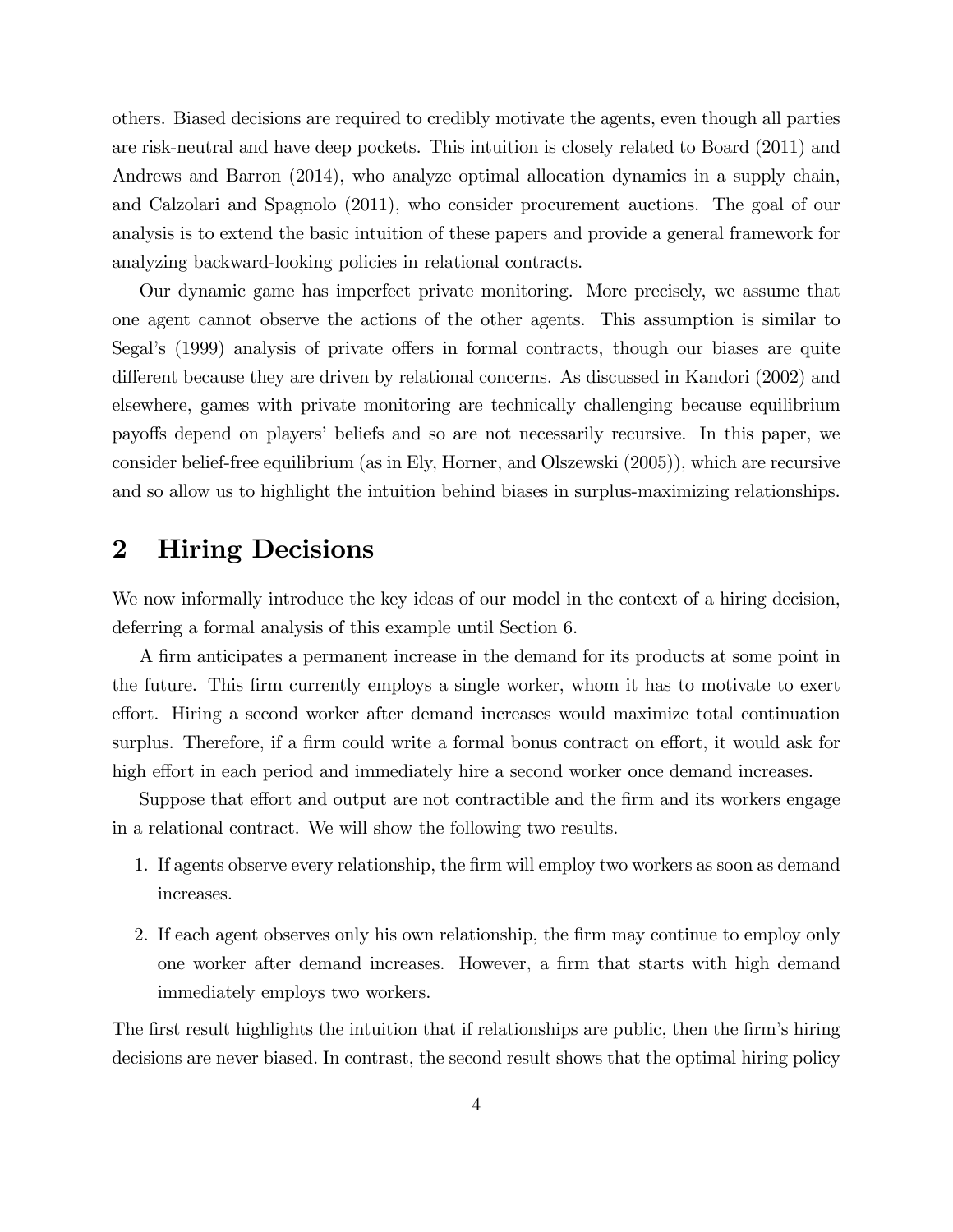others. Biased decisions are required to credibly motivate the agents, even though all parties are risk-neutral and have deep pockets. This intuition is closely related to Board (2011) and Andrews and Barron (2014), who analyze optimal allocation dynamics in a supply chain, and Calzolari and Spagnolo (2011), who consider procurement auctions. The goal of our analysis is to extend the basic intuition of these papers and provide a general framework for analyzing backward-looking policies in relational contracts.

Our dynamic game has imperfect private monitoring. More precisely, we assume that one agent cannot observe the actions of the other agents. This assumption is similar to Segal's (1999) analysis of private offers in formal contracts, though our biases are quite different because they are driven by relational concerns. As discussed in Kandori (2002) and elsewhere, games with private monitoring are technically challenging because equilibrium payoffs depend on players' beliefs and so are not necessarily recursive. In this paper, we consider belief-free equilibrium (as in Ely, Horner, and Olszewski (2005)), which are recursive and so allow us to highlight the intuition behind biases in surplus-maximizing relationships.

# 2 Hiring Decisions

We now informally introduce the key ideas of our model in the context of a hiring decision, deferring a formal analysis of this example until Section 6.

A firm anticipates a permanent increase in the demand for its products at some point in the future. This firm currently employs a single worker, whom it has to motivate to exert effort. Hiring a second worker after demand increases would maximize total continuation surplus. Therefore, if a firm could write a formal bonus contract on effort, it would ask for high effort in each period and immediately hire a second worker once demand increases.

Suppose that effort and output are not contractible and the firm and its workers engage in a relational contract. We will show the following two results.

1. If agents observe every relationship, the firm will employ two workers as soon as demand increases.
2. If each agent observes only his own relationship, the firm may continue to employ only one worker after demand increases. However, a firm that starts with high demand immediately employs two workers.

The first result highlights the intuition that if relationships are public, then the firm's hiring decisions are never biased. In contrast, the second result shows that the optimal hiring policy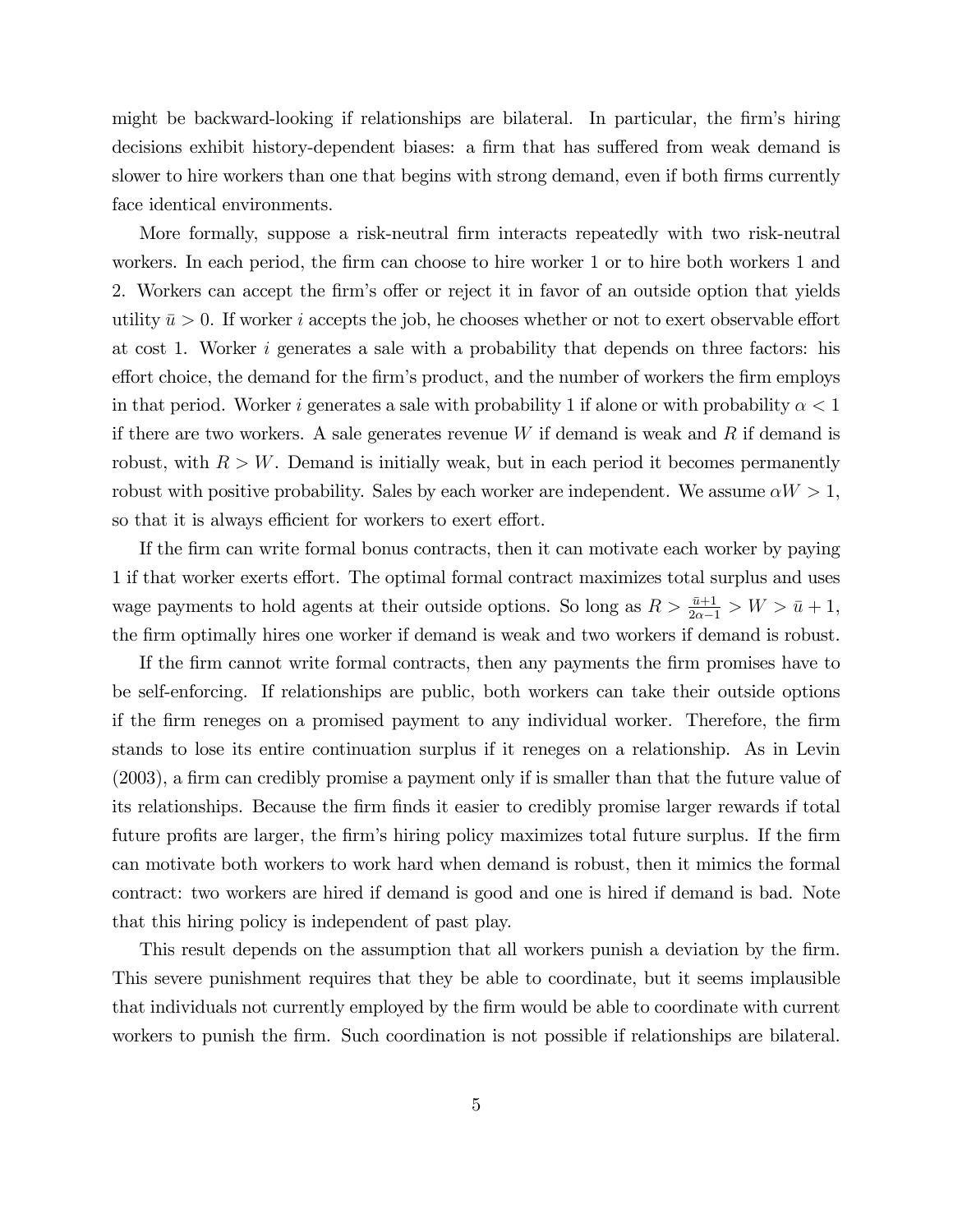might be backward-looking if relationships are bilateral. In particular, the firm's hiring decisions exhibit history-dependent biases: a firm that has suffered from weak demand is slower to hire workers than one that begins with strong demand, even if both firms currently face identical environments.

More formally, suppose a risk-neutral firm interacts repeatedly with two risk-neutral workers. In each period, the firm can choose to hire worker 1 or to hire both workers 1 and 2. Workers can accept the firm's offer or reject it in favor of an outside option that yields utility $\bar{u} > 0$. If worker $i$ accepts the job, he chooses whether or not to exert observable effort at cost 1. Worker $i$ generates a sale with a probability that depends on three factors: his effort choice, the demand for the firm's product, and the number of workers the firm employs in that period. Worker $i$ generates a sale with probability 1 if alone or with probability $\alpha < 1$ if there are two workers. A sale generates revenue $W$ if demand is weak and $R$ if demand is robust, with $R > W$. Demand is initially weak, but in each period it becomes permanently robust with positive probability. Sales by each worker are independent. We assume $\alpha W > 1$, so that it is always efficient for workers to exert effort.

If the firm can write formal bonus contracts, then it can motivate each worker by paying 1 if that worker exerts effort. The optimal formal contract maximizes total surplus and uses wage payments to hold agents at their outside options. So long as $R > \frac{\bar{u}+1}{2\alpha-1} > W > \bar{u}+1$, the firm optimally hires one worker if demand is weak and two workers if demand is robust.

If the firm cannot write formal contracts, then any payments the firm promises have to be self-enforcing. If relationships are public, both workers can take their outside options if the firm reneges on a promised payment to any individual worker. Therefore, the firm stands to lose its entire continuation surplus if it reneges on a relationship. As in Levin (2003), a firm can credibly promise a payment only if is smaller than that the future value of its relationships. Because the firm finds it easier to credibly promise larger rewards if total future profits are larger, the firm's hiring policy maximizes total future surplus. If the firm can motivate both workers to work hard when demand is robust, then it mimics the formal contract: two workers are hired if demand is good and one is hired if demand is bad. Note that this hiring policy is independent of past play.

This result depends on the assumption that all workers punish a deviation by the firm. This severe punishment requires that they be able to coordinate, but it seems implausible that individuals not currently employed by the firm would be able to coordinate with current workers to punish the firm. Such coordination is not possible if relationships are bilateral.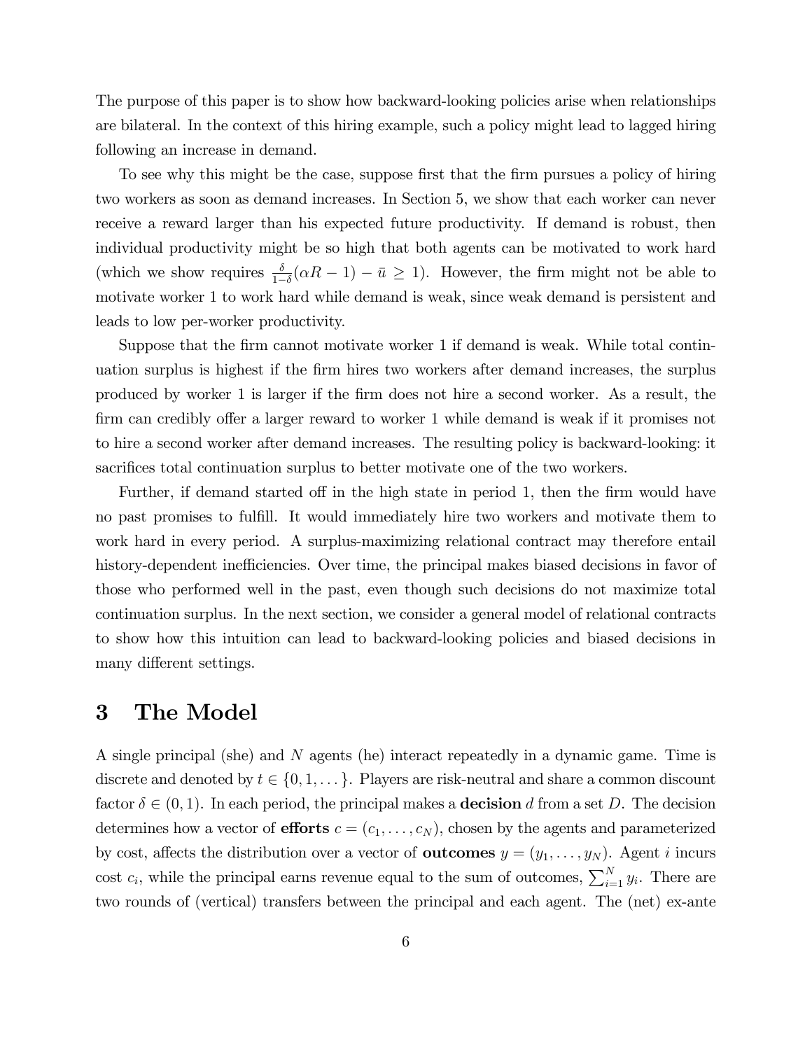The purpose of this paper is to show how backward-looking policies arise when relationships are bilateral. In the context of this hiring example, such a policy might lead to lagged hiring following an increase in demand.

To see why this might be the case, suppose first that the firm pursues a policy of hiring two workers as soon as demand increases. In Section 5, we show that each worker can never receive a reward larger than his expected future productivity. If demand is robust, then individual productivity might be so high that both agents can be motivated to work hard (which we show requires $\frac{\delta}{1-\delta}(\alpha R - 1) - \bar{u} \geq 1$). However, the firm might not be able to motivate worker 1 to work hard while demand is weak, since weak demand is persistent and leads to low per-worker productivity.

Suppose that the firm cannot motivate worker 1 if demand is weak. While total continuation surplus is highest if the firm hires two workers after demand increases, the surplus produced by worker 1 is larger if the firm does not hire a second worker. As a result, the firm can credibly offer a larger reward to worker 1 while demand is weak if it promises not to hire a second worker after demand increases. The resulting policy is backward-looking: it sacrifices total continuation surplus to better motivate one of the two workers.

Further, if demand started off in the high state in period 1, then the firm would have no past promises to fulfill. It would immediately hire two workers and motivate them to work hard in every period. A surplus-maximizing relational contract may therefore entail history-dependent inefficiencies. Over time, the principal makes biased decisions in favor of those who performed well in the past, even though such decisions do not maximize total continuation surplus. In the next section, we consider a general model of relational contracts to show how this intuition can lead to backward-looking policies and biased decisions in many different settings.

# 3 The Model

A single principal (she) and $N$ agents (he) interact repeatedly in a dynamic game. Time is discrete and denoted by $t \in \{0, 1, \dots\}$. Players are risk-neutral and share a common discount factor $\delta \in (0, 1)$. In each period, the principal makes a **decision** $d$ from a set $D$. The decision determines how a vector of **efforts** $c = (c_1, \dots, c_N)$, chosen by the agents and parameterized by cost, affects the distribution over a vector of **outcomes** $y = (y_1, \dots, y_N)$. Agent $i$ incurs cost $c_i$, while the principal earns revenue equal to the sum of outcomes, $\sum_{i=1}^{N} y_i$. There are two rounds of (vertical) transfers between the principal and each agent. The (net) ex-ante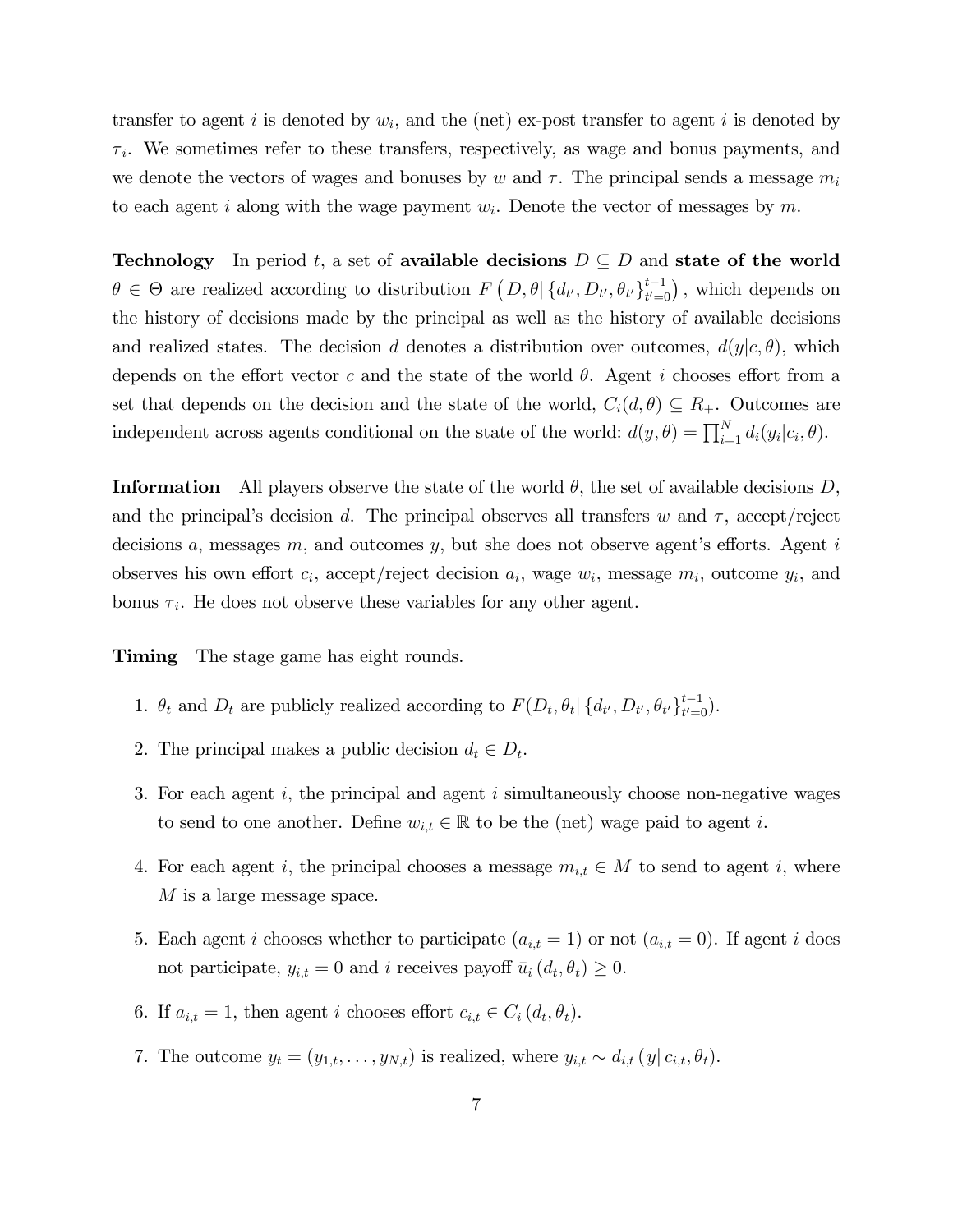transfer to agent $i$ is denoted by $w_i$, and the (net) ex-post transfer to agent $i$ is denoted by $\tau_i$. We sometimes refer to these transfers, respectively, as wage and bonus payments, and we denote the vectors of wages and bonuses by $w$ and $\tau$. The principal sends a message $m_i$ to each agent $i$ along with the wage payment $w_i$. Denote the vector of messages by $m$.

**Technology** In period $t$, a set of **available decisions** $D \subseteq D$ and **state of the world** $\theta \in \Theta$ are realized according to distribution $F\left(D, \theta | \{d_{t'}, D_{t'}, \theta_{t'}\}_{t'=0}^{t-1}\right)$, which depends on the history of decisions made by the principal as well as the history of available decisions and realized states. The decision $d$ denotes a distribution over outcomes, $d(y|c, \theta)$, which depends on the effort vector $c$ and the state of the world $\theta$. Agent $i$ chooses effort from a set that depends on the decision and the state of the world, $C_i(d, \theta) \subseteq R_+$. Outcomes are independent across agents conditional on the state of the world: $d(y, \theta) = \prod_{i=1}^{N} d_i(y_i|c_i, \theta)$.

**Information** All players observe the state of the world $\theta$, the set of available decisions $D$, and the principal's decision $d$. The principal observes all transfers $w$ and $\tau$, accept/reject decisions $a$, messages $m$, and outcomes $y$, but she does not observe agent's efforts. Agent $i$ observes his own effort $c_i$, accept/reject decision $a_i$, wage $w_i$, message $m_i$, outcome $y_i$, and bonus $\tau_i$. He does not observe these variables for any other agent.

**Timing** The stage game has eight rounds.

1. $\theta_t$ and $D_t$ are publicly realized according to $F(D_t, \theta_t | \{d_{t'}, D_{t'}, \theta_{t'}\}_{t'=0}^{t-1})$.
2. The principal makes a public decision $d_t \in D_t$.
3. For each agent $i$, the principal and agent $i$ simultaneously choose non-negative wages to send to one another. Define $w_{i,t} \in \mathbb{R}$ to be the (net) wage paid to agent $i$.
4. For each agent $i$, the principal chooses a message $m_{i,t} \in M$ to send to agent $i$, where $M$ is a large message space.
5. Each agent $i$ chooses whether to participate ($a_{i,t} = 1$) or not ($a_{i,t} = 0$). If agent $i$ does not participate, $y_{i,t} = 0$ and $i$ receives payoff $\bar{u}_i(d_t, \theta_t) \geq 0$.
6. If $a_{i,t} = 1$, then agent $i$ chooses effort $c_{i,t} \in C_i(d_t, \theta_t)$.
7. The outcome $y_t = (y_{1,t}, \ldots, y_{N,t})$ is realized, where $y_{i,t} \sim d_{i,t}(y| c_{i,t}, \theta_t)$.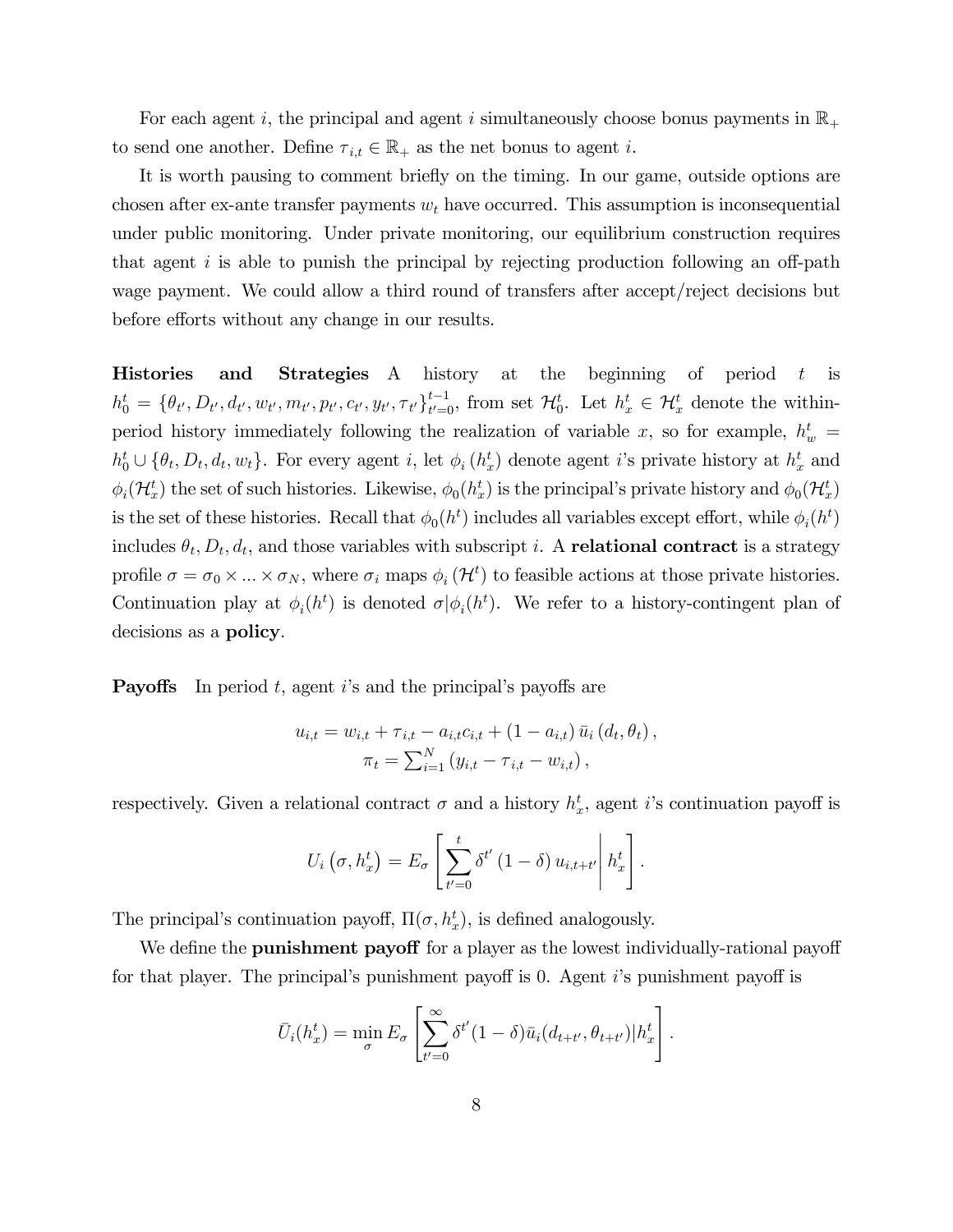For each agent $i$, the principal and agent $i$ simultaneously choose bonus payments in $\mathbb{R}_+$ to send one another. Define $\tau_{i,t} \in \mathbb{R}_+$ as the net bonus to agent $i$.

It is worth pausing to comment briefly on the timing. In our game, outside options are chosen after ex-ante transfer payments $w_t$ have occurred. This assumption is inconsequential under public monitoring. Under private monitoring, our equilibrium construction requires that agent $i$ is able to punish the principal by rejecting production following an off-path wage payment. We could allow a third round of transfers after accept/reject decisions but before efforts without any change in our results.

**Histories and Strategies** A history at the beginning of period $t$ is $h_0^t = \{\theta_{t'}, D_{t'}, d_{t'}, w_{t'}, m_{t'}, p_{t'}, c_{t'}, y_{t'}, \tau_{t'}\}_{t'=0}^{t-1}$, from set $\mathcal{H}_0^t$. Let $h_x^t \in \mathcal{H}_x^t$ denote the within-period history immediately following the realization of variable $x$, so for example, $h_w^t = h_0^t \cup \{\theta_t, D_t, d_t, w_t\}$. For every agent $i$, let $\phi_i(h_x^t)$ denote agent $i$'s private history at $h_x^t$ and $\phi_i(\mathcal{H}_x^t)$ the set of such histories. Likewise, $\phi_0(h_x^t)$ is the principal's private history and $\phi_0(\mathcal{H}_x^t)$ is the set of these histories. Recall that $\phi_0(h^t)$ includes all variables except effort, while $\phi_i(h^t)$ includes $\theta_t, D_t, d_t$, and those variables with subscript $i$. A **relational contract** is a strategy profile $\sigma = \sigma_0 \times ... \times \sigma_N$, where $\sigma_i$ maps $\phi_i(\mathcal{H}^t)$ to feasible actions at those private histories. Continuation play at $\phi_i(h^t)$ is denoted $\sigma|\phi_i(h^t)$. We refer to a history-contingent plan of decisions as a **policy**.

**Payoffs** In period $t$, agent $i$'s and the principal's payoffs are

$$u_{i,t} = w_{i,t} + \tau_{i,t} - a_{i,t}c_{i,t} + (1 - a_{i,t})\,\bar{u}_i(d_t, \theta_t),$$
$$\pi_t = \textstyle\sum_{i=1}^N (y_{i,t} - \tau_{i,t} - w_{i,t}),$$

respectively. Given a relational contract $\sigma$ and a history $h_x^t$, agent $i$'s continuation payoff is

$$U_i(\sigma, h_x^t) = E_\sigma \left[ \sum_{t'=0}^{t} \delta^{t'} (1 - \delta)\, u_{i,t+t'} \middle| h_x^t \right].$$

The principal's continuation payoff, $\Pi(\sigma, h_x^t)$, is defined analogously.

We define the **punishment payoff** for a player as the lowest individually-rational payoff for that player. The principal's punishment payoff is 0. Agent $i$'s punishment payoff is

$$\bar{U}_i(h_x^t) = \min_\sigma E_\sigma \left[ \sum_{t'=0}^{\infty} \delta^{t'} (1 - \delta) \bar{u}_i(d_{t+t'}, \theta_{t+t'}) | h_x^t \right].$$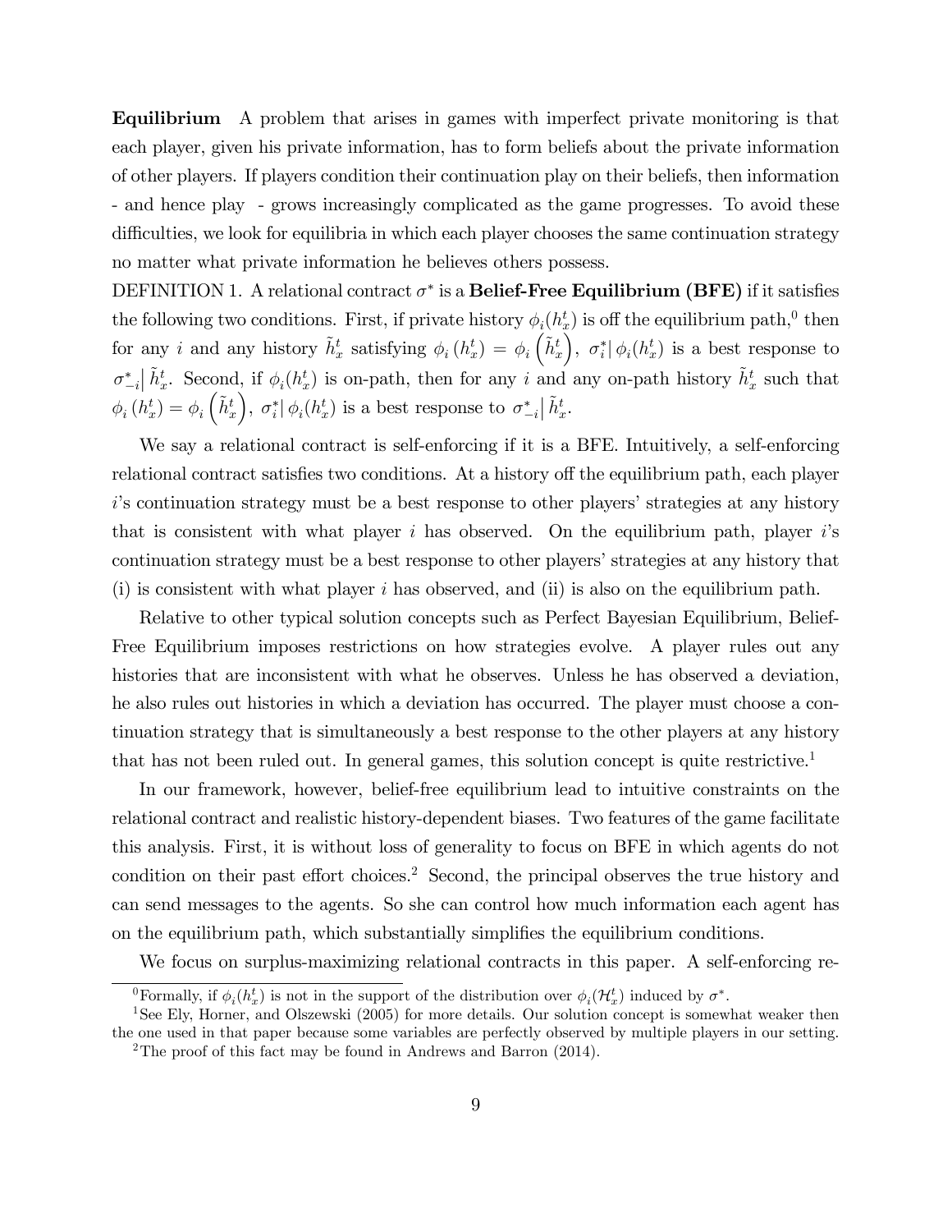**Equilibrium** A problem that arises in games with imperfect private monitoring is that each player, given his private information, has to form beliefs about the private information of other players. If players condition their continuation play on their beliefs, then information - and hence play - grows increasingly complicated as the game progresses. To avoid these difficulties, we look for equilibria in which each player chooses the same continuation strategy no matter what private information he believes others possess.

DEFINITION 1. A relational contract $\sigma^*$ is a **Belief-Free Equilibrium (BFE)** if it satisfies the following two conditions. First, if private history $\phi_i(h_x^t)$ is off the equilibrium path,[0] then for any $i$ and any history $\tilde{h}_x^t$ satisfying $\phi_i(h_x^t) = \phi_i\left(\tilde{h}_x^t\right)$, $\sigma_i^*|\,\phi_i(h_x^t)$ is a best response to $\sigma_{-i}^*\big|\,\tilde{h}_x^t$. Second, if $\phi_i(h_x^t)$ is on-path, then for any $i$ and any on-path history $\tilde{h}_x^t$ such that $\phi_i(h_x^t) = \phi_i\left(\tilde{h}_x^t\right)$, $\sigma_i^*|\,\phi_i(h_x^t)$ is a best response to $\sigma_{-i}^*\big|\,\tilde{h}_x^t$.

We say a relational contract is self-enforcing if it is a BFE. Intuitively, a self-enforcing relational contract satisfies two conditions. At a history off the equilibrium path, each player $i$'s continuation strategy must be a best response to other players' strategies at any history that is consistent with what player $i$ has observed. On the equilibrium path, player $i$'s continuation strategy must be a best response to other players' strategies at any history that (i) is consistent with what player $i$ has observed, and (ii) is also on the equilibrium path.

Relative to other typical solution concepts such as Perfect Bayesian Equilibrium, Belief-Free Equilibrium imposes restrictions on how strategies evolve. A player rules out any histories that are inconsistent with what he observes. Unless he has observed a deviation, he also rules out histories in which a deviation has occurred. The player must choose a continuation strategy that is simultaneously a best response to the other players at any history that has not been ruled out. In general games, this solution concept is quite restrictive.[1]

In our framework, however, belief-free equilibrium lead to intuitive constraints on the relational contract and realistic history-dependent biases. Two features of the game facilitate this analysis. First, it is without loss of generality to focus on BFE in which agents do not condition on their past effort choices.[2] Second, the principal observes the true history and can send messages to the agents. So she can control how much information each agent has on the equilibrium path, which substantially simplifies the equilibrium conditions.

We focus on surplus-maximizing relational contracts in this paper. A self-enforcing re-

[0]Formally, if $\phi_i(h_x^t)$ is not in the support of the distribution over $\phi_i(\mathcal{H}_x^t)$ induced by $\sigma^*$.

[1]See Ely, Horner, and Olszewski (2005) for more details. Our solution concept is somewhat weaker then the one used in that paper because some variables are perfectly observed by multiple players in our setting.

[2]The proof of this fact may be found in Andrews and Barron (2014).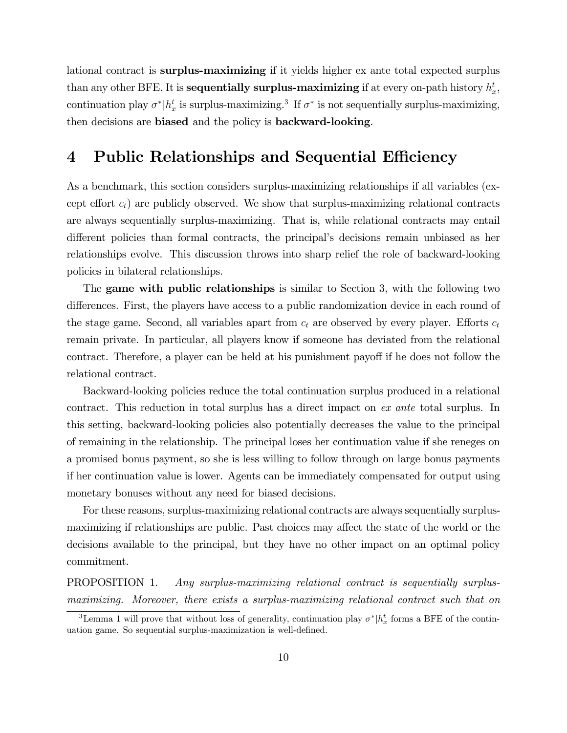lational contract is **surplus-maximizing** if it yields higher ex ante total expected surplus than any other BFE. It is **sequentially surplus-maximizing** if at every on-path history $h_x^t$, continuation play $\sigma^*|h_x^t$ is surplus-maximizing.[3] If $\sigma^*$ is not sequentially surplus-maximizing, then decisions are **biased** and the policy is **backward-looking**.

# 4 Public Relationships and Sequential Efficiency

As a benchmark, this section considers surplus-maximizing relationships if all variables (except effort $c_t$) are publicly observed. We show that surplus-maximizing relational contracts are always sequentially surplus-maximizing. That is, while relational contracts may entail different policies than formal contracts, the principal's decisions remain unbiased as her relationships evolve. This discussion throws into sharp relief the role of backward-looking policies in bilateral relationships.

The **game with public relationships** is similar to Section 3, with the following two differences. First, the players have access to a public randomization device in each round of the stage game. Second, all variables apart from $c_t$ are observed by every player. Efforts $c_t$ remain private. In particular, all players know if someone has deviated from the relational contract. Therefore, a player can be held at his punishment payoff if he does not follow the relational contract.

Backward-looking policies reduce the total continuation surplus produced in a relational contract. This reduction in total surplus has a direct impact on *ex ante* total surplus. In this setting, backward-looking policies also potentially decreases the value to the principal of remaining in the relationship. The principal loses her continuation value if she reneges on a promised bonus payment, so she is less willing to follow through on large bonus payments if her continuation value is lower. Agents can be immediately compensated for output using monetary bonuses without any need for biased decisions.

For these reasons, surplus-maximizing relational contracts are always sequentially surplus-maximizing if relationships are public. Past choices may affect the state of the world or the decisions available to the principal, but they have no other impact on an optimal policy commitment.

PROPOSITION 1. *Any surplus-maximizing relational contract is sequentially surplus-maximizing. Moreover, there exists a surplus-maximizing relational contract such that on*

[3] Lemma 1 will prove that without loss of generality, continuation play $\sigma^*|h_x^t$ forms a BFE of the continuation game. So sequential surplus-maximization is well-defined.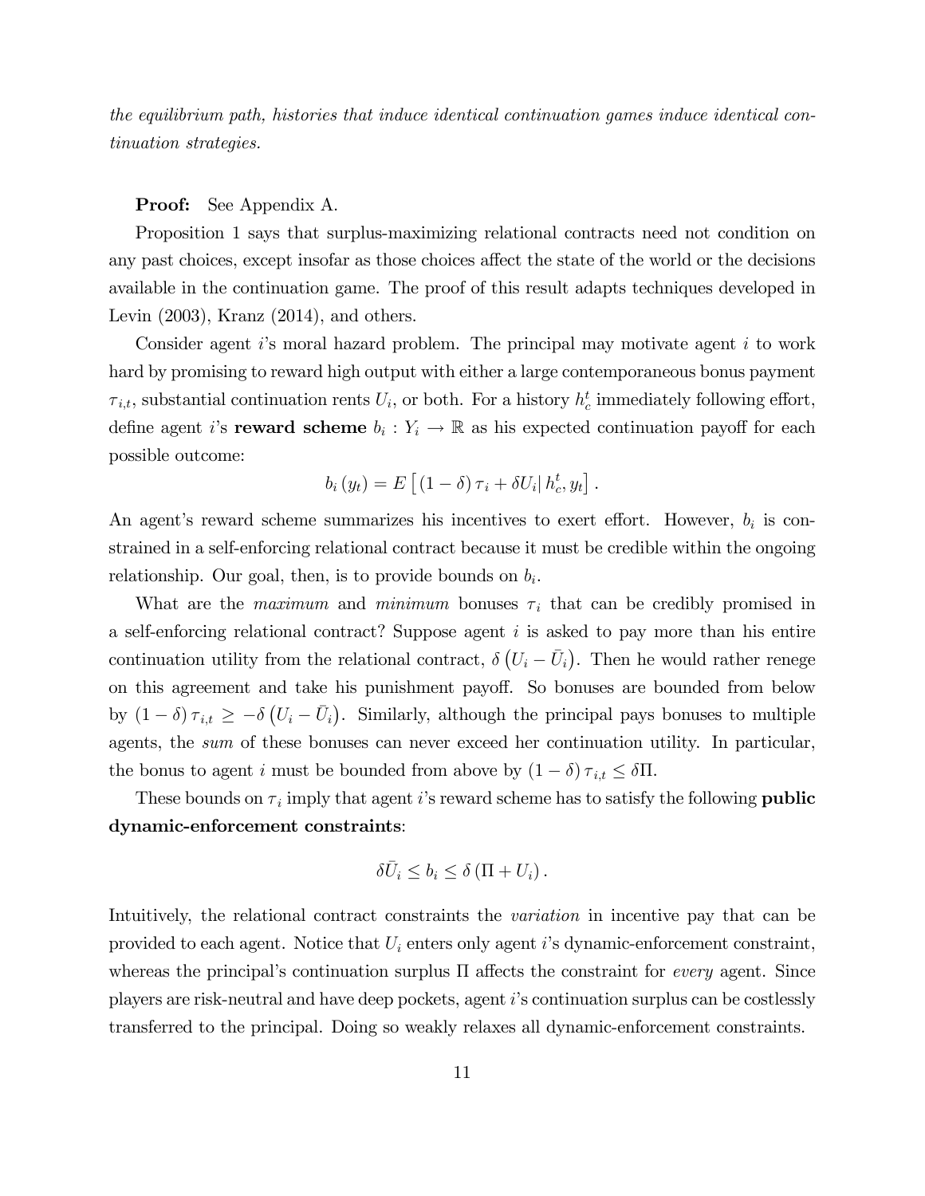*the equilibrium path, histories that induce identical continuation games induce identical continuation strategies.*

**Proof:** See Appendix A.

Proposition 1 says that surplus-maximizing relational contracts need not condition on any past choices, except insofar as those choices affect the state of the world or the decisions available in the continuation game. The proof of this result adapts techniques developed in Levin (2003), Kranz (2014), and others.

Consider agent $i$'s moral hazard problem. The principal may motivate agent $i$ to work hard by promising to reward high output with either a large contemporaneous bonus payment $\tau_{i,t}$, substantial continuation rents $U_i$, or both. For a history $h_c^t$ immediately following effort, define agent $i$'s **reward scheme** $b_i : Y_i \to \mathbb{R}$ as his expected continuation payoff for each possible outcome:

$$b_i(y_t) = E\left[(1-\delta)\tau_i + \delta U_i \middle| h_c^t, y_t\right].$$

An agent's reward scheme summarizes his incentives to exert effort. However, $b_i$ is constrained in a self-enforcing relational contract because it must be credible within the ongoing relationship. Our goal, then, is to provide bounds on $b_i$.

What are the *maximum* and *minimum* bonuses $\tau_i$ that can be credibly promised in a self-enforcing relational contract? Suppose agent $i$ is asked to pay more than his entire continuation utility from the relational contract, $\delta\left(U_i - \bar{U}_i\right)$. Then he would rather renege on this agreement and take his punishment payoff. So bonuses are bounded from below by $(1-\delta)\tau_{i,t} \geq -\delta\left(U_i - \bar{U}_i\right)$. Similarly, although the principal pays bonuses to multiple agents, the *sum* of these bonuses can never exceed her continuation utility. In particular, the bonus to agent $i$ must be bounded from above by $(1-\delta)\tau_{i,t} \leq \delta\Pi$.

These bounds on $\tau_i$ imply that agent $i$'s reward scheme has to satisfy the following **public dynamic-enforcement constraints**:

$$\delta\bar{U}_i \leq b_i \leq \delta\left(\Pi + U_i\right).$$

Intuitively, the relational contract constraints the *variation* in incentive pay that can be provided to each agent. Notice that $U_i$ enters only agent $i$'s dynamic-enforcement constraint, whereas the principal's continuation surplus $\Pi$ affects the constraint for *every* agent. Since players are risk-neutral and have deep pockets, agent $i$'s continuation surplus can be costlessly transferred to the principal. Doing so weakly relaxes all dynamic-enforcement constraints.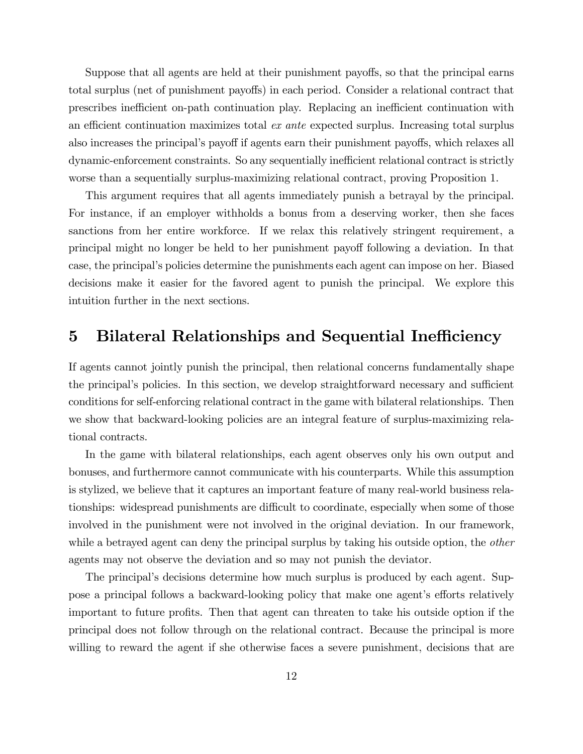Suppose that all agents are held at their punishment payoffs, so that the principal earns total surplus (net of punishment payoffs) in each period. Consider a relational contract that prescribes inefficient on-path continuation play. Replacing an inefficient continuation with an efficient continuation maximizes total *ex ante* expected surplus. Increasing total surplus also increases the principal's payoff if agents earn their punishment payoffs, which relaxes all dynamic-enforcement constraints. So any sequentially inefficient relational contract is strictly worse than a sequentially surplus-maximizing relational contract, proving Proposition 1.

This argument requires that all agents immediately punish a betrayal by the principal. For instance, if an employer withholds a bonus from a deserving worker, then she faces sanctions from her entire workforce. If we relax this relatively stringent requirement, a principal might no longer be held to her punishment payoff following a deviation. In that case, the principal's policies determine the punishments each agent can impose on her. Biased decisions make it easier for the favored agent to punish the principal. We explore this intuition further in the next sections.

# 5 Bilateral Relationships and Sequential Inefficiency

If agents cannot jointly punish the principal, then relational concerns fundamentally shape the principal's policies. In this section, we develop straightforward necessary and sufficient conditions for self-enforcing relational contract in the game with bilateral relationships. Then we show that backward-looking policies are an integral feature of surplus-maximizing relational contracts.

In the game with bilateral relationships, each agent observes only his own output and bonuses, and furthermore cannot communicate with his counterparts. While this assumption is stylized, we believe that it captures an important feature of many real-world business relationships: widespread punishments are difficult to coordinate, especially when some of those involved in the punishment were not involved in the original deviation. In our framework, while a betrayed agent can deny the principal surplus by taking his outside option, the *other* agents may not observe the deviation and so may not punish the deviator.

The principal's decisions determine how much surplus is produced by each agent. Suppose a principal follows a backward-looking policy that make one agent's efforts relatively important to future profits. Then that agent can threaten to take his outside option if the principal does not follow through on the relational contract. Because the principal is more willing to reward the agent if she otherwise faces a severe punishment, decisions that are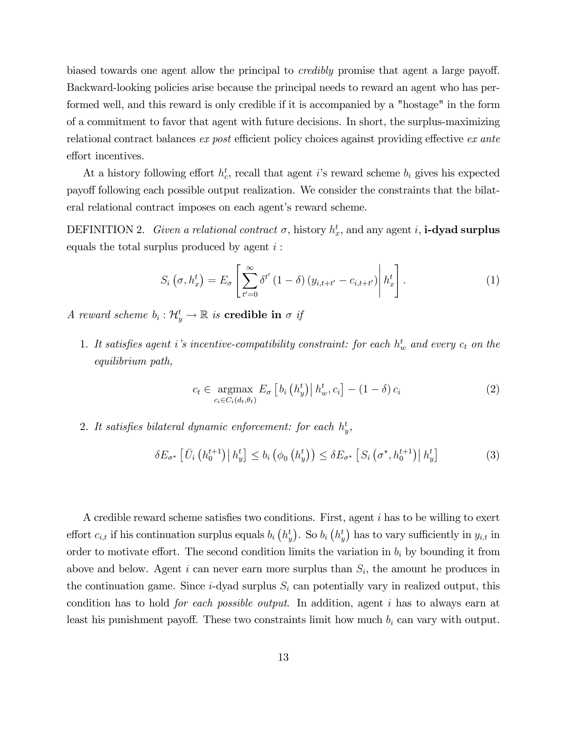biased towards one agent allow the principal to *credibly* promise that agent a large payoff. Backward-looking policies arise because the principal needs to reward an agent who has performed well, and this reward is only credible if it is accompanied by a "hostage" in the form of a commitment to favor that agent with future decisions. In short, the surplus-maximizing relational contract balances *ex post* efficient policy choices against providing effective *ex ante* effort incentives.

At a history following effort $h_c^t$, recall that agent $i$'s reward scheme $b_i$ gives his expected payoff following each possible output realization. We consider the constraints that the bilateral relational contract imposes on each agent's reward scheme.

DEFINITION 2. *Given a relational contract* $\sigma$, history $h_x^t$, and any agent $i$, **i-dyad surplus** equals the total surplus produced by agent $i$ :

$$S_i\left(\sigma, h_x^t\right) = E_\sigma\left[\left.\sum_{t'=0}^{\infty} \delta^{t'}\left(1-\delta\right)\left(y_{i,t+t'} - c_{i,t+t'}\right)\right| h_x^t\right]. \tag{1}$$

*A reward scheme* $b_i : \mathcal{H}_y^t \to \mathbb{R}$ *is* **credible in** $\sigma$ *if*

1. *It satisfies agent i's incentive-compatibility constraint: for each* $h_w^t$ *and every* $c_t$ *on the equilibrium path,*

$$c_t \in \underset{c_i \in C_i(d_t, \theta_t)}{\operatorname{argmax}}\ E_\sigma\left[\left. b_i\left(h_y^t\right)\right| h_w^t, c_i\right] - \left(1-\delta\right) c_i \tag{2}$$

2. *It satisfies bilateral dynamic enforcement: for each* $h_y^t$,

$$\delta E_{\sigma^*}\left[\left.\bar{U}_i\left(h_0^{t+1}\right)\right| h_y^t\right] \leq b_i\left(\phi_0\left(h_y^t\right)\right) \leq \delta E_{\sigma^*}\left[\left. S_i\left(\sigma^*, h_0^{t+1}\right)\right| h_y^t\right] \tag{3}$$

A credible reward scheme satisfies two conditions. First, agent $i$ has to be willing to exert effort $c_{i,t}$ if his continuation surplus equals $b_i\left(h_y^t\right)$. So $b_i\left(h_y^t\right)$ has to vary sufficiently in $y_{i,t}$ in order to motivate effort. The second condition limits the variation in $b_i$ by bounding it from above and below. Agent $i$ can never earn more surplus than $S_i$, the amount he produces in the continuation game. Since $i$-dyad surplus $S_i$ can potentially vary in realized output, this condition has to hold *for each possible output*. In addition, agent $i$ has to always earn at least his punishment payoff. These two constraints limit how much $b_i$ can vary with output.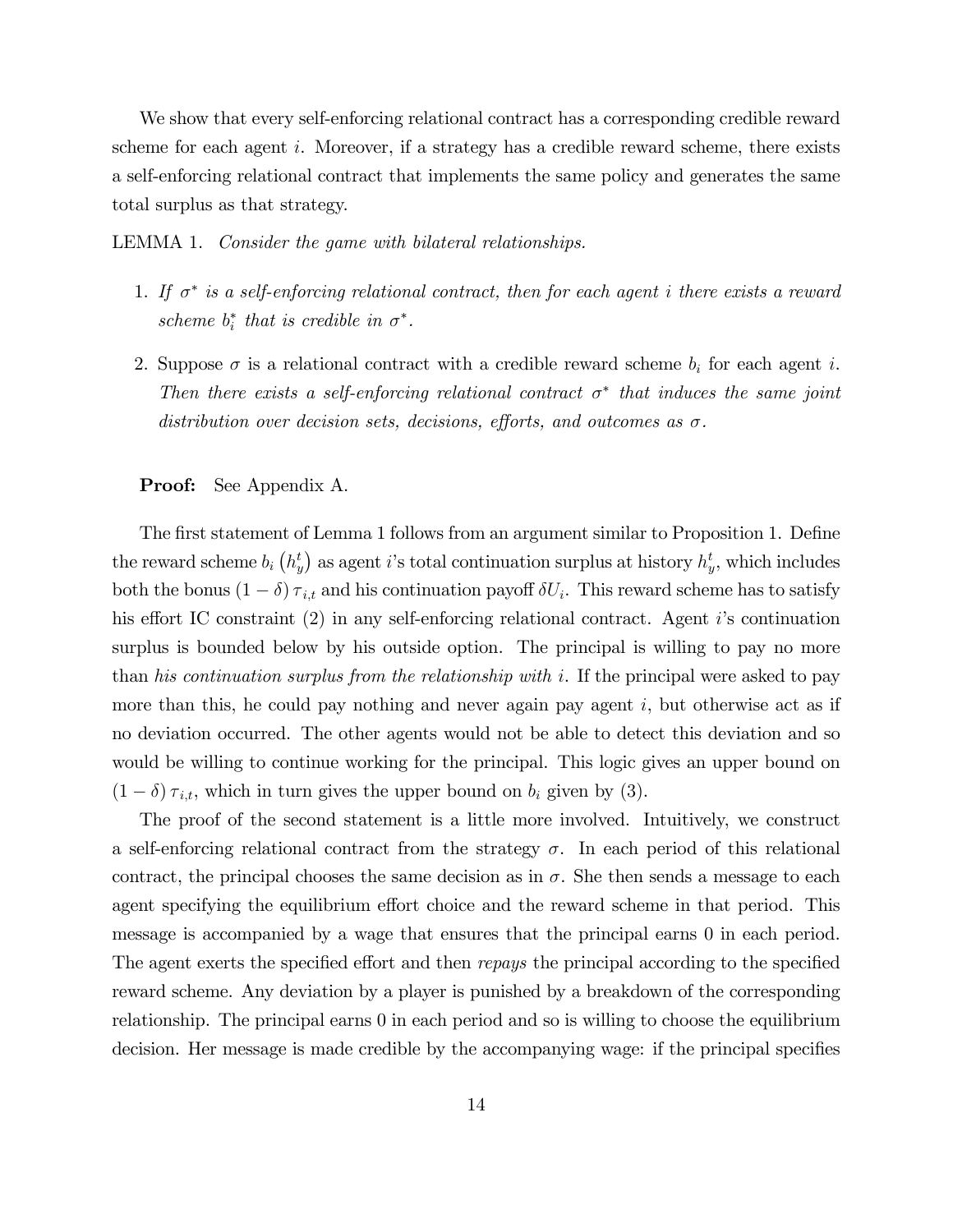We show that every self-enforcing relational contract has a corresponding credible reward scheme for each agent $i$. Moreover, if a strategy has a credible reward scheme, there exists a self-enforcing relational contract that implements the same policy and generates the same total surplus as that strategy.

LEMMA 1. *Consider the game with bilateral relationships.*

1. *If $\sigma^*$ is a self-enforcing relational contract, then for each agent $i$ there exists a reward scheme $b_i^*$ that is credible in $\sigma^*$.*

2. Suppose $\sigma$ is a relational contract with a credible reward scheme $b_i$ for each agent $i$. *Then there exists a self-enforcing relational contract $\sigma^*$ that induces the same joint distribution over decision sets, decisions, efforts, and outcomes as $\sigma$.*

**Proof:** See Appendix A.

The first statement of Lemma 1 follows from an argument similar to Proposition 1. Define the reward scheme $b_i\left(h_y^t\right)$ as agent $i$'s total continuation surplus at history $h_y^t$, which includes both the bonus $(1-\delta)\,\tau_{i,t}$ and his continuation payoff $\delta U_i$. This reward scheme has to satisfy his effort IC constraint (2) in any self-enforcing relational contract. Agent $i$'s continuation surplus is bounded below by his outside option. The principal is willing to pay no more than *his continuation surplus from the relationship with* $i$. If the principal were asked to pay more than this, he could pay nothing and never again pay agent $i$, but otherwise act as if no deviation occurred. The other agents would not be able to detect this deviation and so would be willing to continue working for the principal. This logic gives an upper bound on $(1-\delta)\,\tau_{i,t}$, which in turn gives the upper bound on $b_i$ given by (3).

The proof of the second statement is a little more involved. Intuitively, we construct a self-enforcing relational contract from the strategy $\sigma$. In each period of this relational contract, the principal chooses the same decision as in $\sigma$. She then sends a message to each agent specifying the equilibrium effort choice and the reward scheme in that period. This message is accompanied by a wage that ensures that the principal earns 0 in each period. The agent exerts the specified effort and then *repays* the principal according to the specified reward scheme. Any deviation by a player is punished by a breakdown of the corresponding relationship. The principal earns 0 in each period and so is willing to choose the equilibrium decision. Her message is made credible by the accompanying wage: if the principal specifies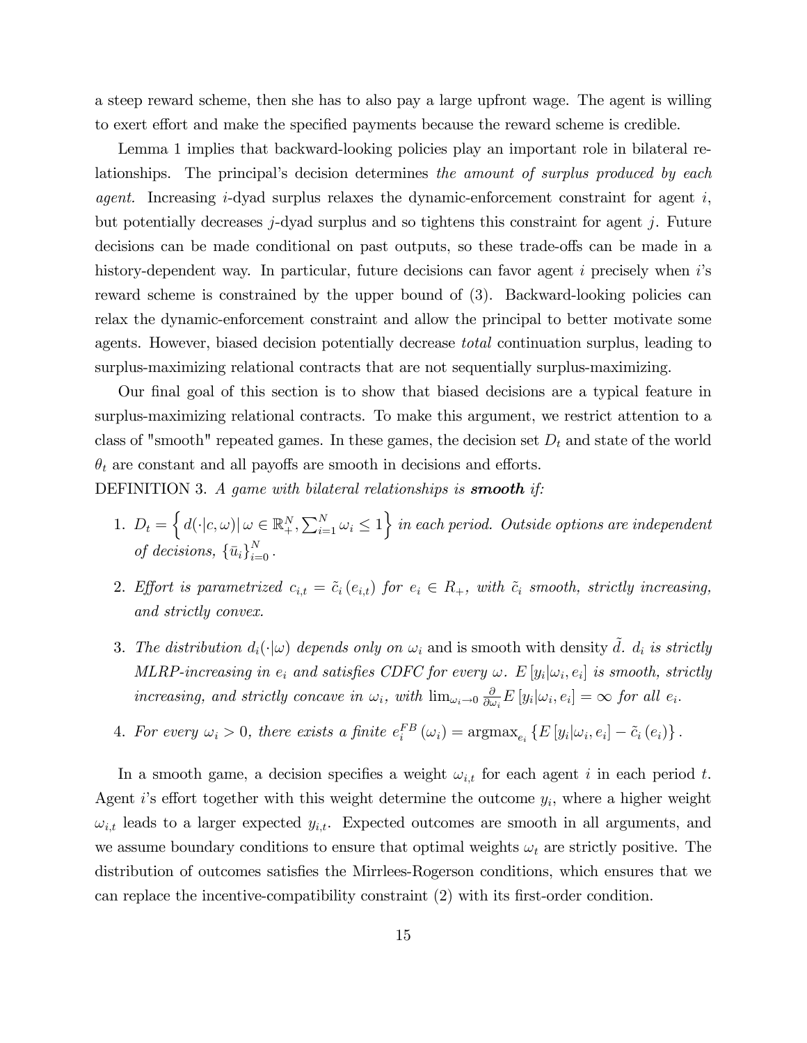a steep reward scheme, then she has to also pay a large upfront wage. The agent is willing to exert effort and make the specified payments because the reward scheme is credible.

Lemma 1 implies that backward-looking policies play an important role in bilateral relationships. The principal's decision determines *the amount of surplus produced by each agent.* Increasing $i$-dyad surplus relaxes the dynamic-enforcement constraint for agent $i$, but potentially decreases $j$-dyad surplus and so tightens this constraint for agent $j$. Future decisions can be made conditional on past outputs, so these trade-offs can be made in a history-dependent way. In particular, future decisions can favor agent $i$ precisely when $i$'s reward scheme is constrained by the upper bound of (3). Backward-looking policies can relax the dynamic-enforcement constraint and allow the principal to better motivate some agents. However, biased decision potentially decrease *total* continuation surplus, leading to surplus-maximizing relational contracts that are not sequentially surplus-maximizing.

Our final goal of this section is to show that biased decisions are a typical feature in surplus-maximizing relational contracts. To make this argument, we restrict attention to a class of "smooth" repeated games. In these games, the decision set $D_t$ and state of the world $\theta_t$ are constant and all payoffs are smooth in decisions and efforts.

DEFINITION 3. *A game with bilateral relationships is* ***smooth*** *if:*

1. $D_t = \left\{ d(\cdot|c,\omega) \middle| \, \omega \in \mathbb{R}_+^N, \sum_{i=1}^N \omega_i \leq 1 \right\}$ *in each period. Outside options are independent of decisions,* $\{\bar{u}_i\}_{i=0}^N$.

2. *Effort is parametrized* $c_{i,t} = \tilde{c}_i(e_{i,t})$ *for* $e_i \in R_+$*, with* $\tilde{c}_i$ *smooth, strictly increasing, and strictly convex.*

3. *The distribution* $d_i(\cdot|\omega)$ *depends only on* $\omega_i$ and is smooth with density $\tilde{d}$. $d_i$ *is strictly MLRP-increasing in* $e_i$ *and satisfies CDFC for every* $\omega$. $E[y_i|\omega_i, e_i]$ *is smooth, strictly increasing, and strictly concave in* $\omega_i$*, with* $\lim_{\omega_i \to 0} \frac{\partial}{\partial \omega_i} E[y_i|\omega_i, e_i] = \infty$ *for all* $e_i$.

4. *For every* $\omega_i > 0$*, there exists a finite* $e_i^{FB}(\omega_i) = \text{argmax}_{e_i} \{E[y_i|\omega_i, e_i] - \tilde{c}_i(e_i)\}$.

In a smooth game, a decision specifies a weight $\omega_{i,t}$ for each agent $i$ in each period $t$. Agent $i$'s effort together with this weight determine the outcome $y_i$, where a higher weight $\omega_{i,t}$ leads to a larger expected $y_{i,t}$. Expected outcomes are smooth in all arguments, and we assume boundary conditions to ensure that optimal weights $\omega_t$ are strictly positive. The distribution of outcomes satisfies the Mirrlees-Rogerson conditions, which ensures that we can replace the incentive-compatibility constraint (2) with its first-order condition.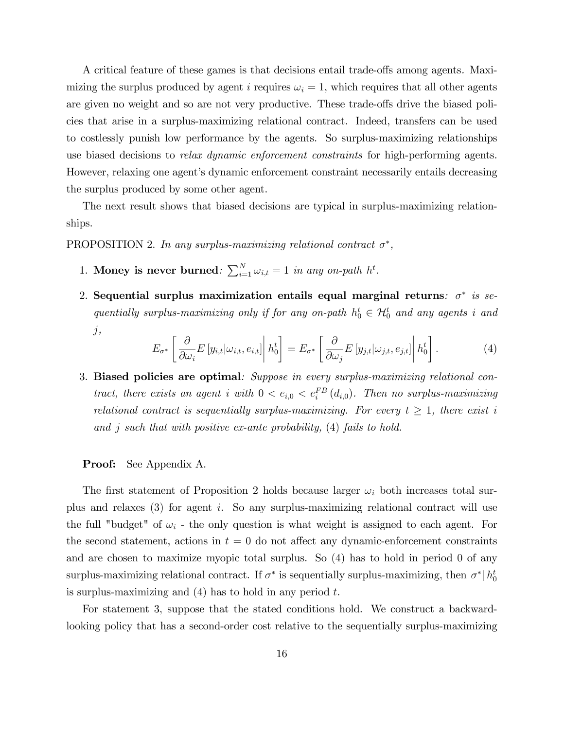A critical feature of these games is that decisions entail trade-offs among agents. Maximizing the surplus produced by agent $i$ requires $\omega_i = 1$, which requires that all other agents are given no weight and so are not very productive. These trade-offs drive the biased policies that arise in a surplus-maximizing relational contract. Indeed, transfers can be used to costlessly punish low performance by the agents. So surplus-maximizing relationships use biased decisions to *relax dynamic enforcement constraints* for high-performing agents. However, relaxing one agent's dynamic enforcement constraint necessarily entails decreasing the surplus produced by some other agent.

The next result shows that biased decisions are typical in surplus-maximizing relationships.

PROPOSITION 2. *In any surplus-maximizing relational contract $\sigma^*$,*

1. **Money is never burned***: $\sum_{i=1}^{N} \omega_{i,t} = 1$ in any on-path $h^t$.*

2. **Sequential surplus maximization entails equal marginal returns***: $\sigma^*$ is sequentially surplus-maximizing only if for any on-path $h_0^t \in \mathcal{H}_0^t$ and any agents $i$ and $j$,*

$$E_{\sigma^*}\left[\left.\frac{\partial}{\partial \omega_i} E\left[y_{i,t}|\omega_{i,t}, e_{i,t}\right]\right| h_0^t\right] = E_{\sigma^*}\left[\left.\frac{\partial}{\partial \omega_j} E\left[y_{j,t}|\omega_{j,t}, e_{j,t}\right]\right| h_0^t\right]. \tag{4}$$

3. **Biased policies are optimal***: Suppose in every surplus-maximizing relational contract, there exists an agent $i$ with $0 < e_{i,0} < e_i^{FB}(d_{i,0})$. Then no surplus-maximizing relational contract is sequentially surplus-maximizing. For every $t \geq 1$, there exist $i$ and $j$ such that with positive ex-ante probability, (4) fails to hold.*

**Proof:** See Appendix A.

The first statement of Proposition 2 holds because larger $\omega_i$ both increases total surplus and relaxes (3) for agent $i$. So any surplus-maximizing relational contract will use the full "budget" of $\omega_i$ - the only question is what weight is assigned to each agent. For the second statement, actions in $t = 0$ do not affect any dynamic-enforcement constraints and are chosen to maximize myopic total surplus. So (4) has to hold in period 0 of any surplus-maximizing relational contract. If $\sigma^*$ is sequentially surplus-maximizing, then $\sigma^*| h_0^t$ is surplus-maximizing and (4) has to hold in any period $t$.

For statement 3, suppose that the stated conditions hold. We construct a backward-looking policy that has a second-order cost relative to the sequentially surplus-maximizing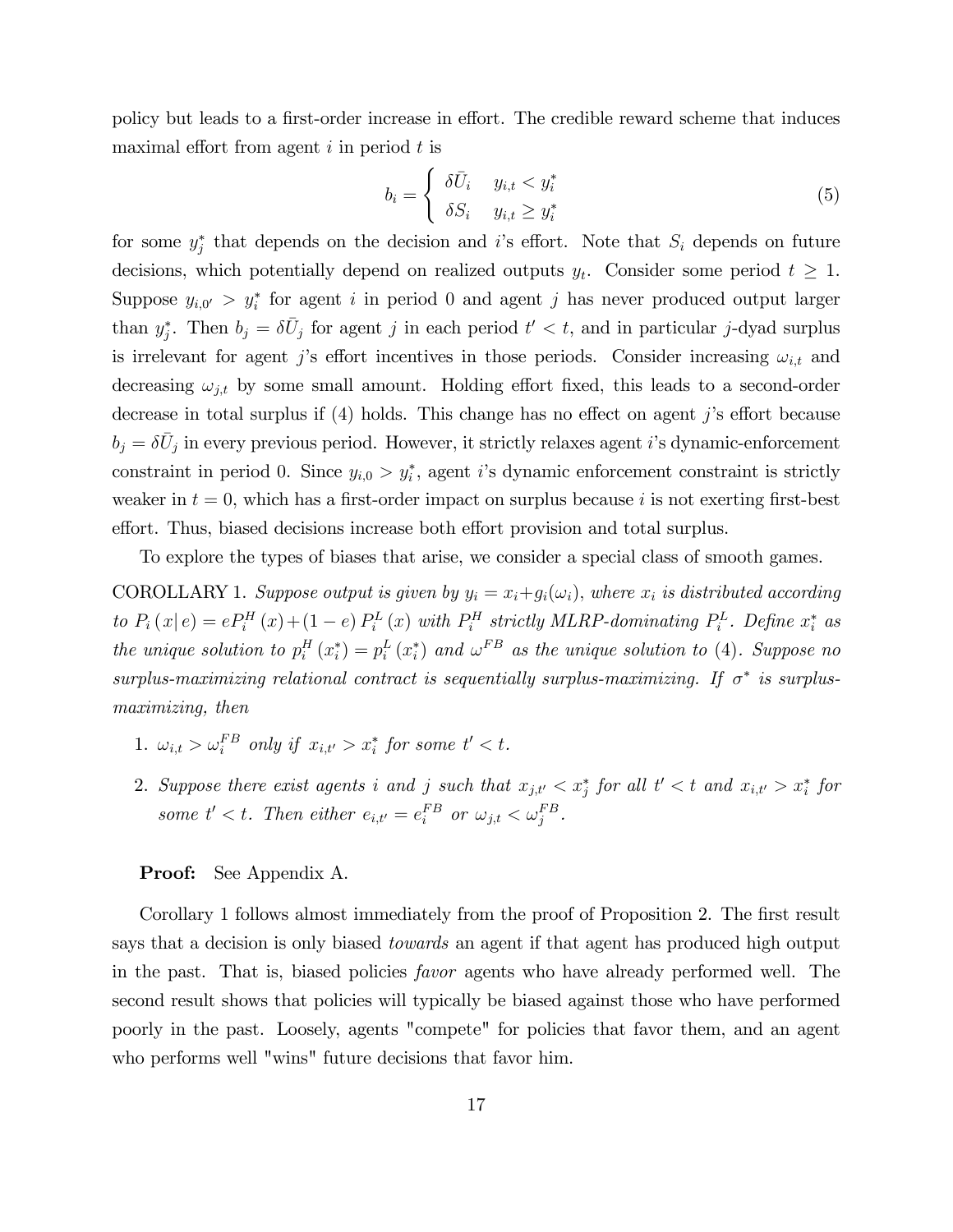policy but leads to a first-order increase in effort. The credible reward scheme that induces maximal effort from agent $i$ in period $t$ is

$$b_i = \begin{cases} \delta \bar{U}_i & y_{i,t} < y_i^* \\ \delta S_i & y_{i,t} \geq y_i^* \end{cases} \tag{5}$$

for some $y_j^*$ that depends on the decision and $i$'s effort. Note that $S_i$ depends on future decisions, which potentially depend on realized outputs $y_t$. Consider some period $t \geq 1$. Suppose $y_{i,0'} > y_i^*$ for agent $i$ in period 0 and agent $j$ has never produced output larger than $y_j^*$. Then $b_j = \delta \bar{U}_j$ for agent $j$ in each period $t' < t$, and in particular $j$-dyad surplus is irrelevant for agent $j$'s effort incentives in those periods. Consider increasing $\omega_{i,t}$ and decreasing $\omega_{j,t}$ by some small amount. Holding effort fixed, this leads to a second-order decrease in total surplus if (4) holds. This change has no effect on agent $j$'s effort because $b_j = \delta \bar{U}_j$ in every previous period. However, it strictly relaxes agent $i$'s dynamic-enforcement constraint in period 0. Since $y_{i,0} > y_i^*$, agent $i$'s dynamic enforcement constraint is strictly weaker in $t = 0$, which has a first-order impact on surplus because $i$ is not exerting first-best effort. Thus, biased decisions increase both effort provision and total surplus.

To explore the types of biases that arise, we consider a special class of smooth games.

COROLLARY 1. *Suppose output is given by $y_i = x_i + g_i(\omega_i)$, where $x_i$ is distributed according to $P_i(x|e) = eP_i^H(x) + (1-e)P_i^L(x)$ with $P_i^H$ strictly MLRP-dominating $P_i^L$. Define $x_i^*$ as the unique solution to $p_i^H(x_i^*) = p_i^L(x_i^*)$ and $\omega^{FB}$ as the unique solution to (4). Suppose no surplus-maximizing relational contract is sequentially surplus-maximizing. If $\sigma^*$ is surplus-maximizing, then*

1. *$\omega_{i,t} > \omega_i^{FB}$ only if $x_{i,t'} > x_i^*$ for some $t' < t$.*
2. *Suppose there exist agents $i$ and $j$ such that $x_{j,t'} < x_j^*$ for all $t' < t$ and $x_{i,t'} > x_i^*$ for some $t' < t$. Then either $e_{i,t'} = e_i^{FB}$ or $\omega_{j,t} < \omega_j^{FB}$.*

**Proof:** See Appendix A.

Corollary 1 follows almost immediately from the proof of Proposition 2. The first result says that a decision is only biased *towards* an agent if that agent has produced high output in the past. That is, biased policies *favor* agents who have already performed well. The second result shows that policies will typically be biased against those who have performed poorly in the past. Loosely, agents "compete" for policies that favor them, and an agent who performs well "wins" future decisions that favor him.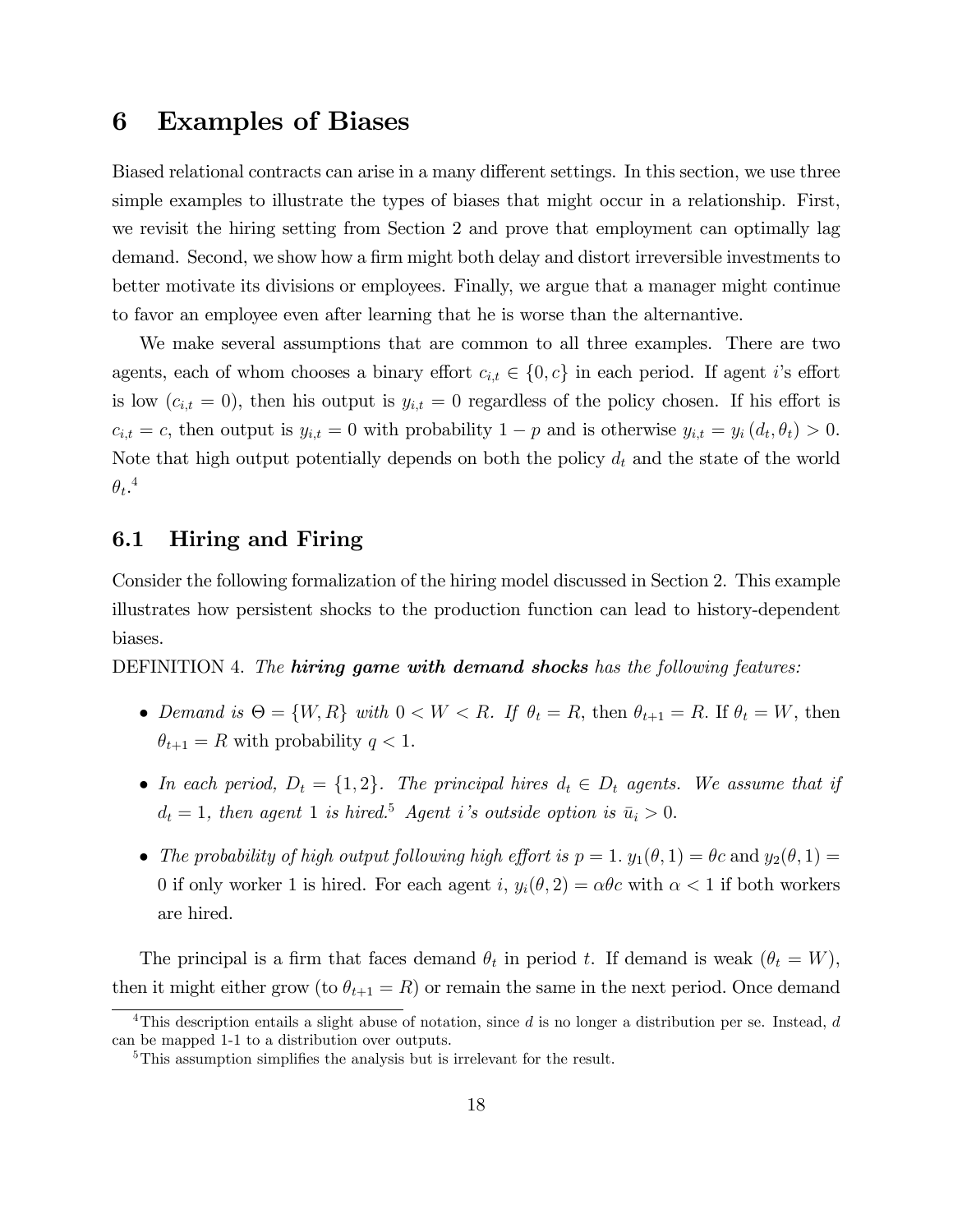# 6 Examples of Biases

Biased relational contracts can arise in a many different settings. In this section, we use three simple examples to illustrate the types of biases that might occur in a relationship. First, we revisit the hiring setting from Section 2 and prove that employment can optimally lag demand. Second, we show how a firm might both delay and distort irreversible investments to better motivate its divisions or employees. Finally, we argue that a manager might continue to favor an employee even after learning that he is worse than the alternantive.

We make several assumptions that are common to all three examples. There are two agents, each of whom chooses a binary effort $c_{i,t} \in \{0, c\}$ in each period. If agent $i$'s effort is low ($c_{i,t} = 0$), then his output is $y_{i,t} = 0$ regardless of the policy chosen. If his effort is $c_{i,t} = c$, then output is $y_{i,t} = 0$ with probability $1 - p$ and is otherwise $y_{i,t} = y_i(d_t, \theta_t) > 0$. Note that high output potentially depends on both the policy $d_t$ and the state of the world $\theta_t$.[4]

## 6.1 Hiring and Firing

Consider the following formalization of the hiring model discussed in Section 2. This example illustrates how persistent shocks to the production function can lead to history-dependent biases.

DEFINITION 4. *The **hiring game with demand shocks** has the following features:*

- *Demand is* $\Theta = \{W, R\}$ *with* $0 < W < R$. *If* $\theta_t = R$, then $\theta_{t+1} = R$. If $\theta_t = W$, then $\theta_{t+1} = R$ with probability $q < 1$.
- *In each period,* $D_t = \{1, 2\}$. *The principal hires* $d_t \in D_t$ *agents. We assume that if* $d_t = 1$, *then agent 1 is hired.*[5] *Agent* $i$*'s outside option is* $\bar{u}_i > 0$.
- *The probability of high output following high effort is* $p = 1$. $y_1(\theta, 1) = \theta c$ and $y_2(\theta, 1) = 0$ if only worker 1 is hired. For each agent $i$, $y_i(\theta, 2) = \alpha\theta c$ with $\alpha < 1$ if both workers are hired.

The principal is a firm that faces demand $\theta_t$ in period $t$. If demand is weak ($\theta_t = W$), then it might either grow (to $\theta_{t+1} = R$) or remain the same in the next period. Once demand

[4] This description entails a slight abuse of notation, since $d$ is no longer a distribution per se. Instead, $d$ can be mapped 1-1 to a distribution over outputs.

[5] This assumption simplifies the analysis but is irrelevant for the result.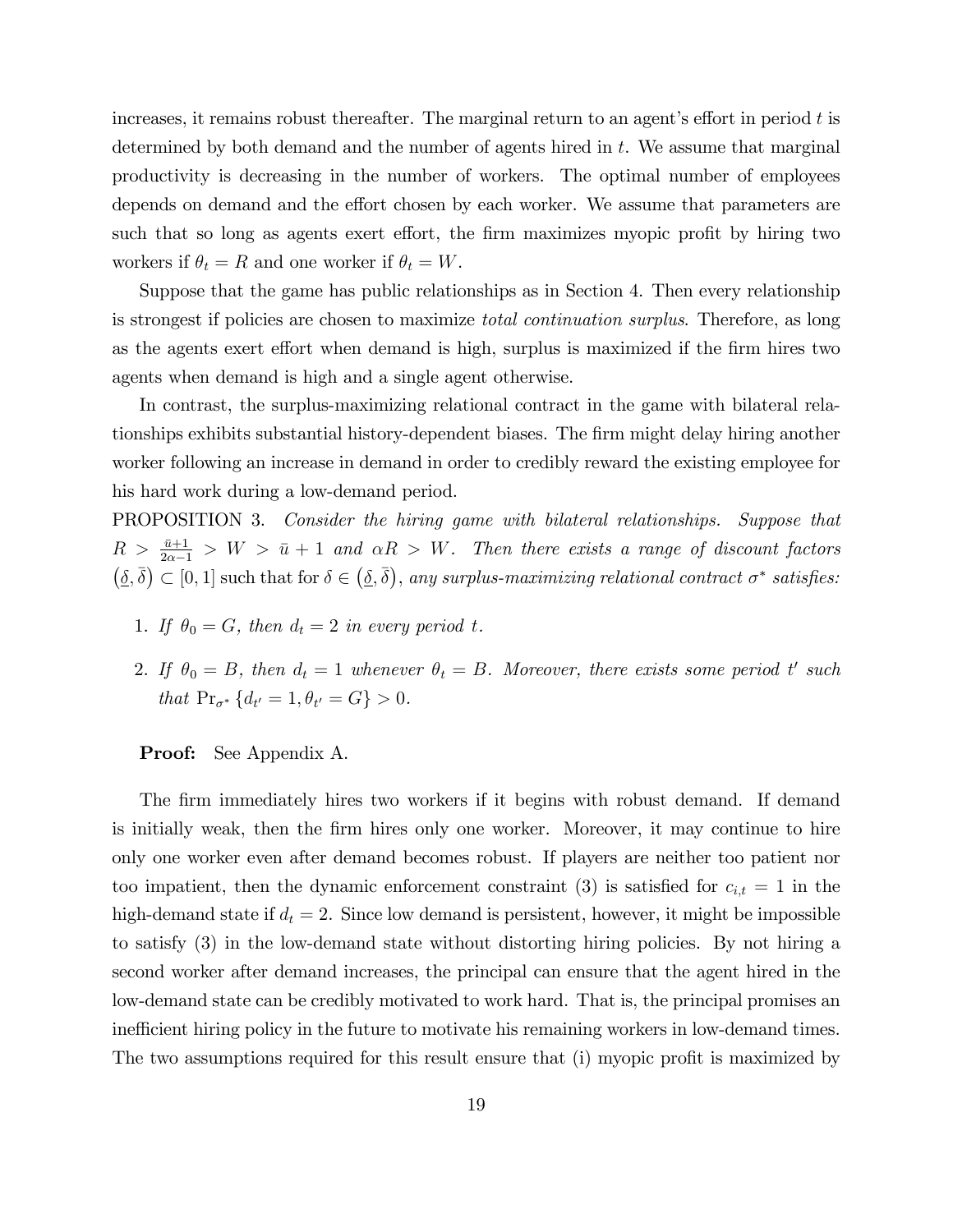increases, it remains robust thereafter. The marginal return to an agent's effort in period $t$ is determined by both demand and the number of agents hired in $t$. We assume that marginal productivity is decreasing in the number of workers. The optimal number of employees depends on demand and the effort chosen by each worker. We assume that parameters are such that so long as agents exert effort, the firm maximizes myopic profit by hiring two workers if $\theta_t = R$ and one worker if $\theta_t = W$.

Suppose that the game has public relationships as in Section 4. Then every relationship is strongest if policies are chosen to maximize *total continuation surplus*. Therefore, as long as the agents exert effort when demand is high, surplus is maximized if the firm hires two agents when demand is high and a single agent otherwise.

In contrast, the surplus-maximizing relational contract in the game with bilateral relationships exhibits substantial history-dependent biases. The firm might delay hiring another worker following an increase in demand in order to credibly reward the existing employee for his hard work during a low-demand period.

PROPOSITION 3. *Consider the hiring game with bilateral relationships. Suppose that* $R > \frac{\bar{u}+1}{2\alpha-1} > W > \bar{u}+1$ *and* $\alpha R > W$. *Then there exists a range of discount factors* $(\underline{\delta}, \bar{\delta}) \subset [0,1]$ such that for $\delta \in (\underline{\delta}, \bar{\delta})$, *any surplus-maximizing relational contract* $\sigma^*$ *satisfies:*

1. *If* $\theta_0 = G$, *then* $d_t = 2$ *in every period* $t$.
2. *If* $\theta_0 = B$, *then* $d_t = 1$ *whenever* $\theta_t = B$. *Moreover, there exists some period* $t'$ *such that* $\Pr_{\sigma^*}\{d_{t'} = 1, \theta_{t'} = G\} > 0$.

**Proof:** See Appendix A.

The firm immediately hires two workers if it begins with robust demand. If demand is initially weak, then the firm hires only one worker. Moreover, it may continue to hire only one worker even after demand becomes robust. If players are neither too patient nor too impatient, then the dynamic enforcement constraint (3) is satisfied for $c_{i,t} = 1$ in the high-demand state if $d_t = 2$. Since low demand is persistent, however, it might be impossible to satisfy (3) in the low-demand state without distorting hiring policies. By not hiring a second worker after demand increases, the principal can ensure that the agent hired in the low-demand state can be credibly motivated to work hard. That is, the principal promises an inefficient hiring policy in the future to motivate his remaining workers in low-demand times. The two assumptions required for this result ensure that (i) myopic profit is maximized by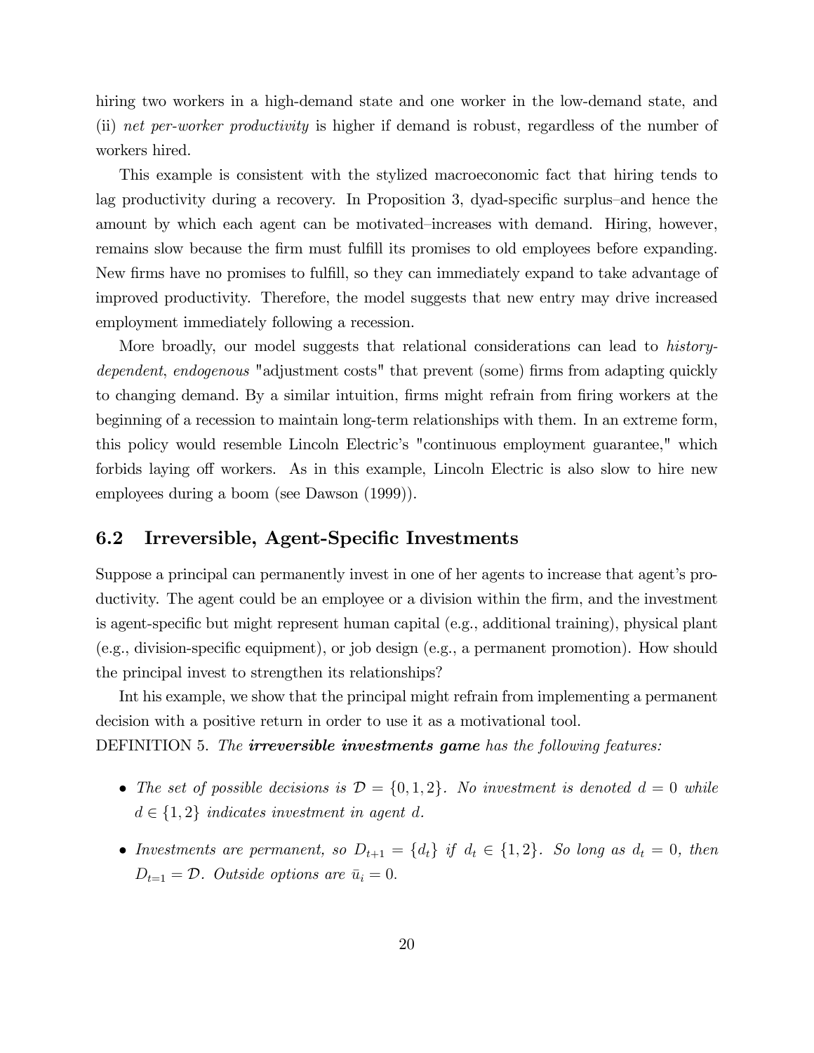hiring two workers in a high-demand state and one worker in the low-demand state, and (ii) *net per-worker productivity* is higher if demand is robust, regardless of the number of workers hired.

This example is consistent with the stylized macroeconomic fact that hiring tends to lag productivity during a recovery. In Proposition 3, dyad-specific surplus–and hence the amount by which each agent can be motivated–increases with demand. Hiring, however, remains slow because the firm must fulfill its promises to old employees before expanding. New firms have no promises to fulfill, so they can immediately expand to take advantage of improved productivity. Therefore, the model suggests that new entry may drive increased employment immediately following a recession.

More broadly, our model suggests that relational considerations can lead to *history-dependent*, *endogenous* "adjustment costs" that prevent (some) firms from adapting quickly to changing demand. By a similar intuition, firms might refrain from firing workers at the beginning of a recession to maintain long-term relationships with them. In an extreme form, this policy would resemble Lincoln Electric's "continuous employment guarantee," which forbids laying off workers. As in this example, Lincoln Electric is also slow to hire new employees during a boom (see Dawson (1999)).

## 6.2 Irreversible, Agent-Specific Investments

Suppose a principal can permanently invest in one of her agents to increase that agent's productivity. The agent could be an employee or a division within the firm, and the investment is agent-specific but might represent human capital (e.g., additional training), physical plant (e.g., division-specific equipment), or job design (e.g., a permanent promotion). How should the principal invest to strengthen its relationships?

Int his example, we show that the principal might refrain from implementing a permanent decision with a positive return in order to use it as a motivational tool.

DEFINITION 5. *The* ***irreversible investments game*** *has the following features:*

- *The set of possible decisions is* $\mathcal{D} = \{0, 1, 2\}$. *No investment is denoted* $d = 0$ *while* $d \in \{1, 2\}$ *indicates investment in agent* $d$.
- *Investments are permanent, so* $D_{t+1} = \{d_t\}$ *if* $d_t \in \{1, 2\}$. *So long as* $d_t = 0$, *then* $D_{t=1} = \mathcal{D}$. *Outside options are* $\bar{u}_i = 0$.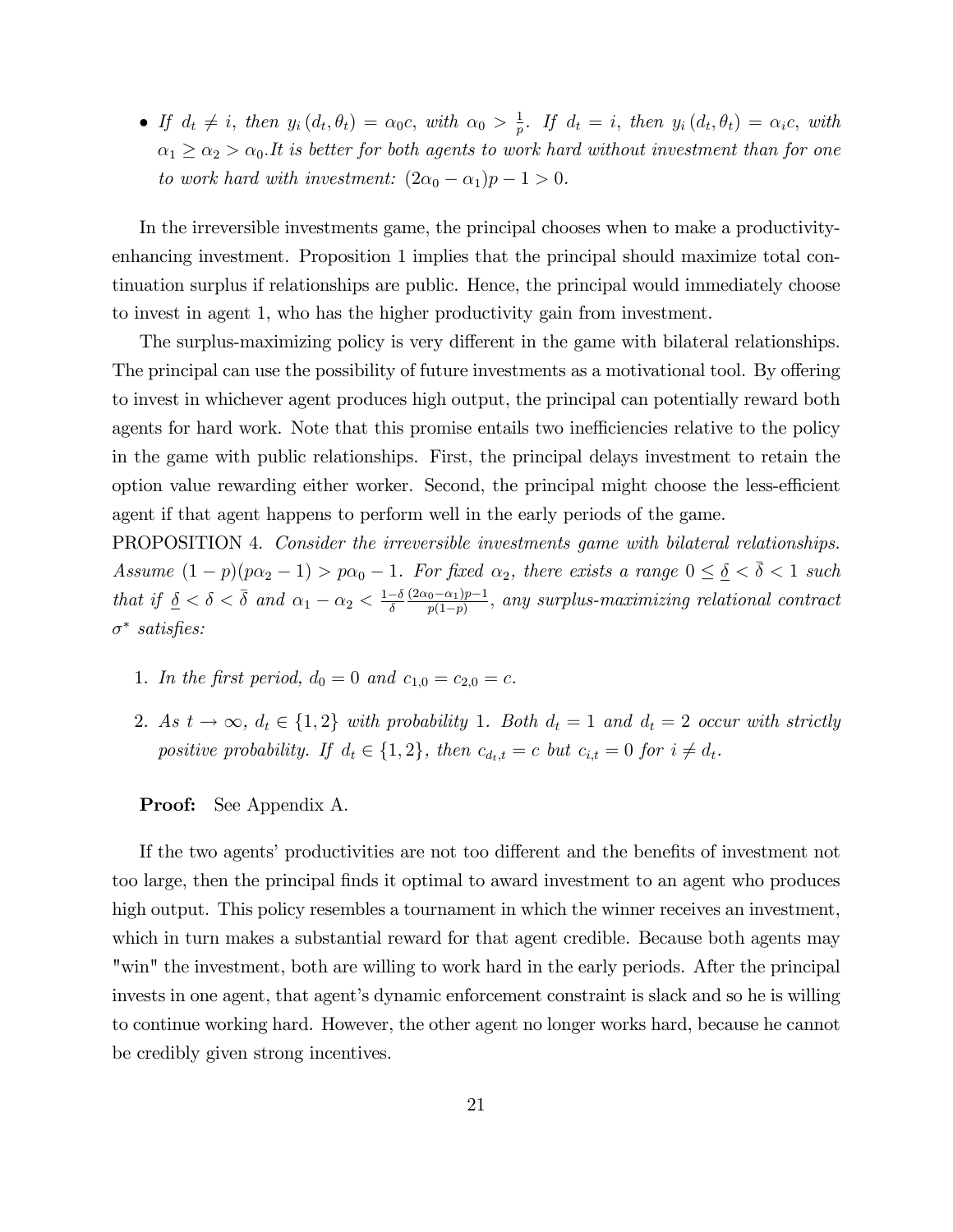- *If $d_t \neq i$, then $y_i(d_t, \theta_t) = \alpha_0 c$, with $\alpha_0 > \frac{1}{p}$. If $d_t = i$, then $y_i(d_t, \theta_t) = \alpha_i c$, with $\alpha_1 \geq \alpha_2 > \alpha_0$. It is better for both agents to work hard without investment than for one to work hard with investment: $(2\alpha_0 - \alpha_1)p - 1 > 0$.*

In the irreversible investments game, the principal chooses when to make a productivity-enhancing investment. Proposition 1 implies that the principal should maximize total continuation surplus if relationships are public. Hence, the principal would immediately choose to invest in agent 1, who has the higher productivity gain from investment.

The surplus-maximizing policy is very different in the game with bilateral relationships. The principal can use the possibility of future investments as a motivational tool. By offering to invest in whichever agent produces high output, the principal can potentially reward both agents for hard work. Note that this promise entails two inefficiencies relative to the policy in the game with public relationships. First, the principal delays investment to retain the option value rewarding either worker. Second, the principal might choose the less-efficient agent if that agent happens to perform well in the early periods of the game.

PROPOSITION 4. *Consider the irreversible investments game with bilateral relationships. Assume $(1-p)(p\alpha_2 - 1) > p\alpha_0 - 1$. For fixed $\alpha_2$, there exists a range $0 \leq \underline{\delta} < \bar{\delta} < 1$ such that if $\underline{\delta} < \delta < \bar{\delta}$ and $\alpha_1 - \alpha_2 < \frac{1-\delta}{\delta} \frac{(2\alpha_0 - \alpha_1)p - 1}{p(1-p)}$, any surplus-maximizing relational contract $\sigma^*$ satisfies:*

1. *In the first period, $d_0 = 0$ and $c_{1,0} = c_{2,0} = c$.*
2. *As $t \to \infty$, $d_t \in \{1, 2\}$ with probability 1. Both $d_t = 1$ and $d_t = 2$ occur with strictly positive probability. If $d_t \in \{1, 2\}$, then $c_{d_t,t} = c$ but $c_{i,t} = 0$ for $i \neq d_t$.*

**Proof:** See Appendix A.

If the two agents' productivities are not too different and the benefits of investment not too large, then the principal finds it optimal to award investment to an agent who produces high output. This policy resembles a tournament in which the winner receives an investment, which in turn makes a substantial reward for that agent credible. Because both agents may "win" the investment, both are willing to work hard in the early periods. After the principal invests in one agent, that agent's dynamic enforcement constraint is slack and so he is willing to continue working hard. However, the other agent no longer works hard, because he cannot be credibly given strong incentives.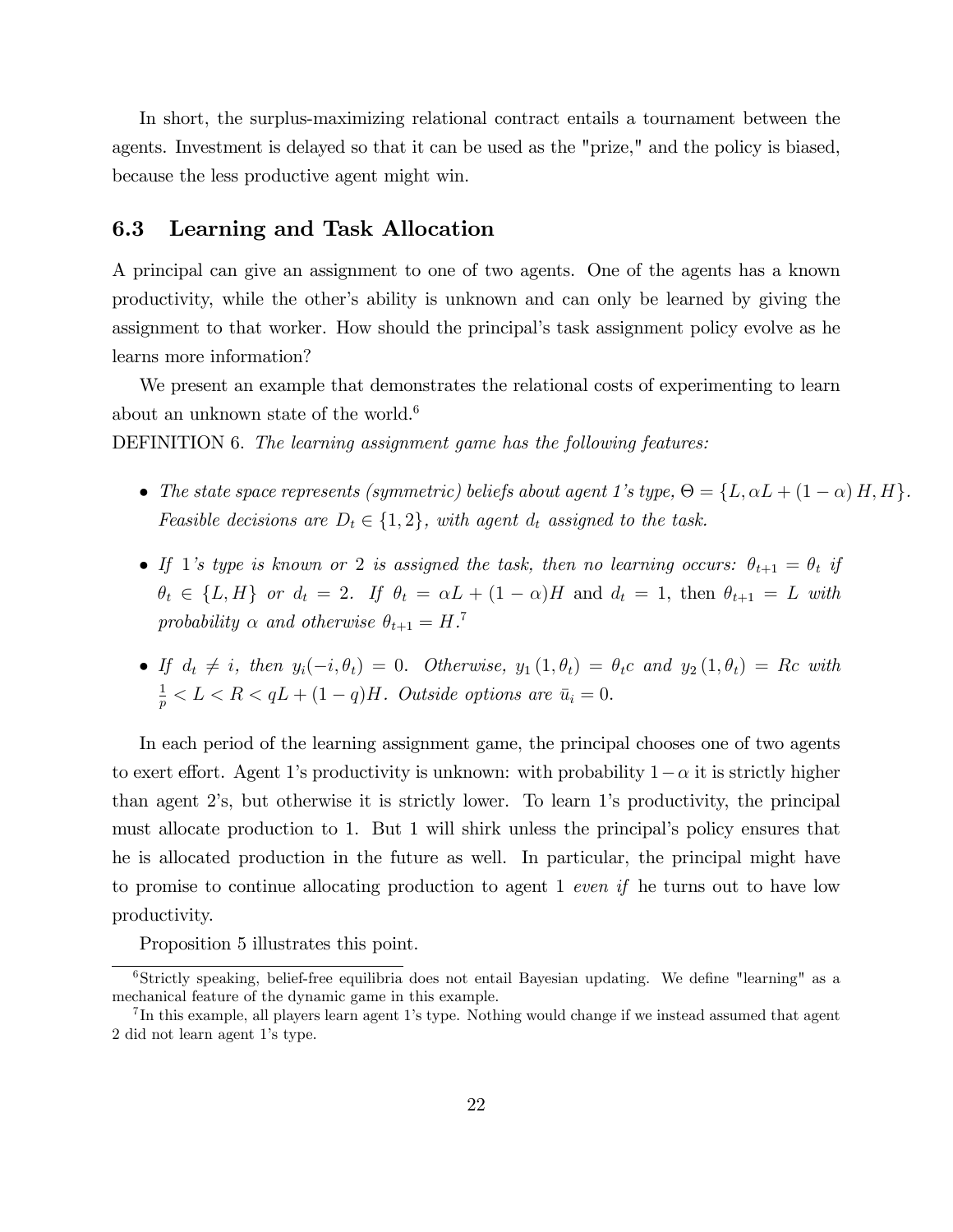In short, the surplus-maximizing relational contract entails a tournament between the agents. Investment is delayed so that it can be used as the "prize," and the policy is biased, because the less productive agent might win.

## 6.3 Learning and Task Allocation

A principal can give an assignment to one of two agents. One of the agents has a known productivity, while the other's ability is unknown and can only be learned by giving the assignment to that worker. How should the principal's task assignment policy evolve as he learns more information?

We present an example that demonstrates the relational costs of experimenting to learn about an unknown state of the world.[6]

DEFINITION 6. *The learning assignment game has the following features:*

- *The state space represents (symmetric) beliefs about agent 1's type,* $\Theta = \{L, \alpha L + (1-\alpha) H, H\}$. *Feasible decisions are* $D_t \in \{1, 2\}$, *with agent* $d_t$ *assigned to the task.*
- *If 1's type is known or 2 is assigned the task, then no learning occurs:* $\theta_{t+1} = \theta_t$ *if* $\theta_t \in \{L, H\}$ *or* $d_t = 2$. *If* $\theta_t = \alpha L + (1-\alpha)H$ and $d_t = 1$, *then* $\theta_{t+1} = L$ *with probability* $\alpha$ *and otherwise* $\theta_{t+1} = H$.[7]
- *If* $d_t \neq i$, *then* $y_i(-i, \theta_t) = 0$. *Otherwise,* $y_1(1, \theta_t) = \theta_t c$ *and* $y_2(1, \theta_t) = Rc$ *with* $\frac{1}{p} < L < R < qL + (1-q)H$. *Outside options are* $\bar{u}_i = 0$.

In each period of the learning assignment game, the principal chooses one of two agents to exert effort. Agent 1's productivity is unknown: with probability $1-\alpha$ it is strictly higher than agent 2's, but otherwise it is strictly lower. To learn 1's productivity, the principal must allocate production to 1. But 1 will shirk unless the principal's policy ensures that he is allocated production in the future as well. In particular, the principal might have to promise to continue allocating production to agent 1 *even if* he turns out to have low productivity.

Proposition 5 illustrates this point.

[6] Strictly speaking, belief-free equilibria does not entail Bayesian updating. We define "learning" as a mechanical feature of the dynamic game in this example.

[7] In this example, all players learn agent 1's type. Nothing would change if we instead assumed that agent 2 did not learn agent 1's type.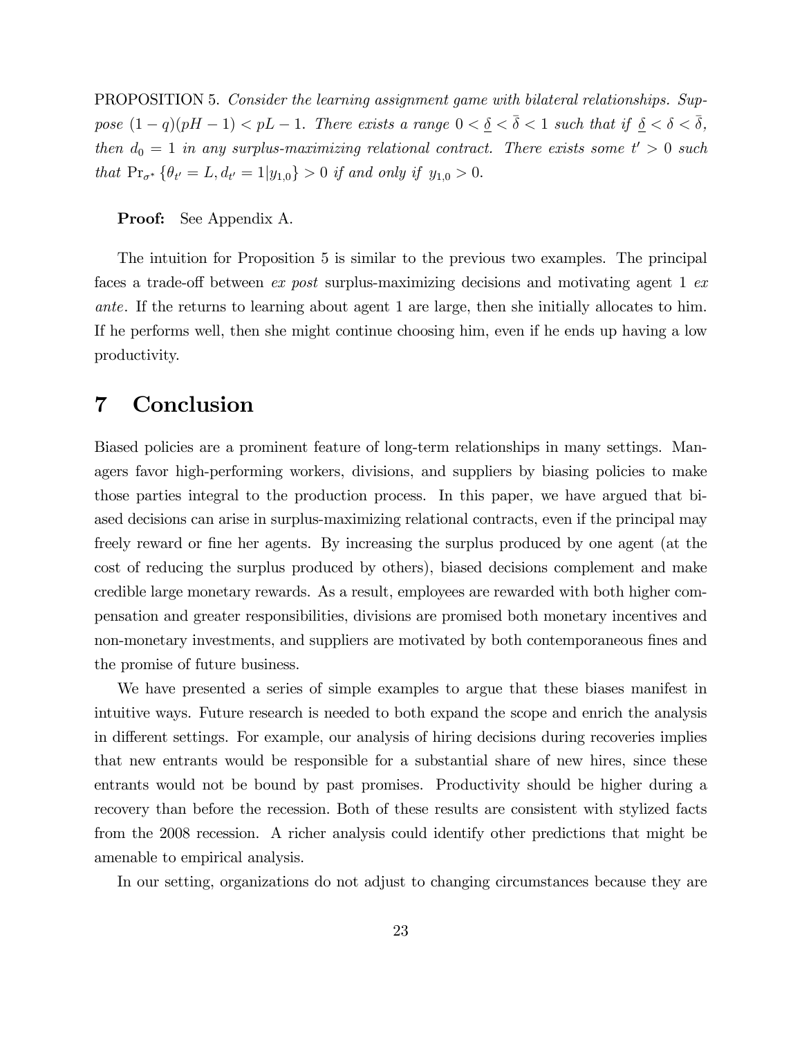PROPOSITION 5. *Consider the learning assignment game with bilateral relationships. Suppose* $(1-q)(pH-1) < pL - 1$. *There exists a range* $0 < \underline{\delta} < \bar{\delta} < 1$ *such that if* $\underline{\delta} < \delta < \bar{\delta}$, *then* $d_0 = 1$ *in any surplus-maximizing relational contract. There exists some* $t' > 0$ *such that* $\Pr_{\sigma^*}\{\theta_{t'} = L, d_{t'} = 1 | y_{1,0}\} > 0$ *if and only if* $y_{1,0} > 0$.

**Proof:** See Appendix A.

The intuition for Proposition 5 is similar to the previous two examples. The principal faces a trade-off between *ex post* surplus-maximizing decisions and motivating agent 1 *ex ante*. If the returns to learning about agent 1 are large, then she initially allocates to him. If he performs well, then she might continue choosing him, even if he ends up having a low productivity.

# 7 Conclusion

Biased policies are a prominent feature of long-term relationships in many settings. Managers favor high-performing workers, divisions, and suppliers by biasing policies to make those parties integral to the production process. In this paper, we have argued that biased decisions can arise in surplus-maximizing relational contracts, even if the principal may freely reward or fine her agents. By increasing the surplus produced by one agent (at the cost of reducing the surplus produced by others), biased decisions complement and make credible large monetary rewards. As a result, employees are rewarded with both higher compensation and greater responsibilities, divisions are promised both monetary incentives and non-monetary investments, and suppliers are motivated by both contemporaneous fines and the promise of future business.

We have presented a series of simple examples to argue that these biases manifest in intuitive ways. Future research is needed to both expand the scope and enrich the analysis in different settings. For example, our analysis of hiring decisions during recoveries implies that new entrants would be responsible for a substantial share of new hires, since these entrants would not be bound by past promises. Productivity should be higher during a recovery than before the recession. Both of these results are consistent with stylized facts from the 2008 recession. A richer analysis could identify other predictions that might be amenable to empirical analysis.

In our setting, organizations do not adjust to changing circumstances because they are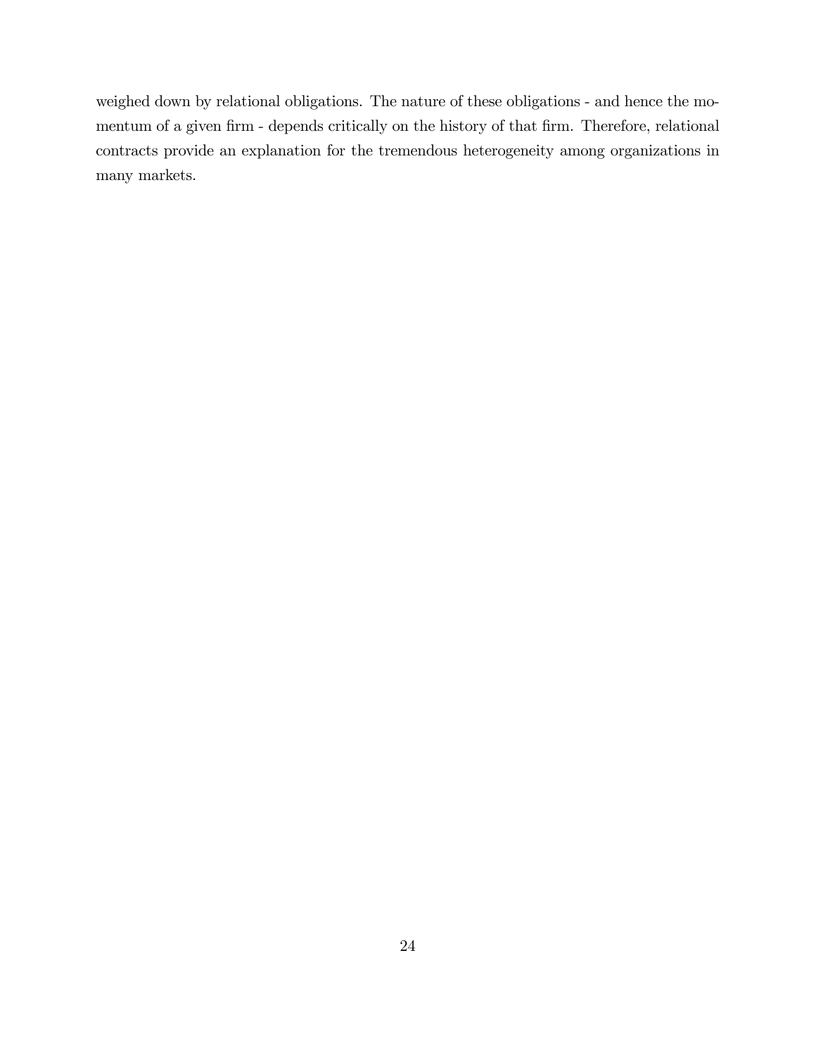weighed down by relational obligations. The nature of these obligations - and hence the momentum of a given firm - depends critically on the history of that firm. Therefore, relational contracts provide an explanation for the tremendous heterogeneity among organizations in many markets.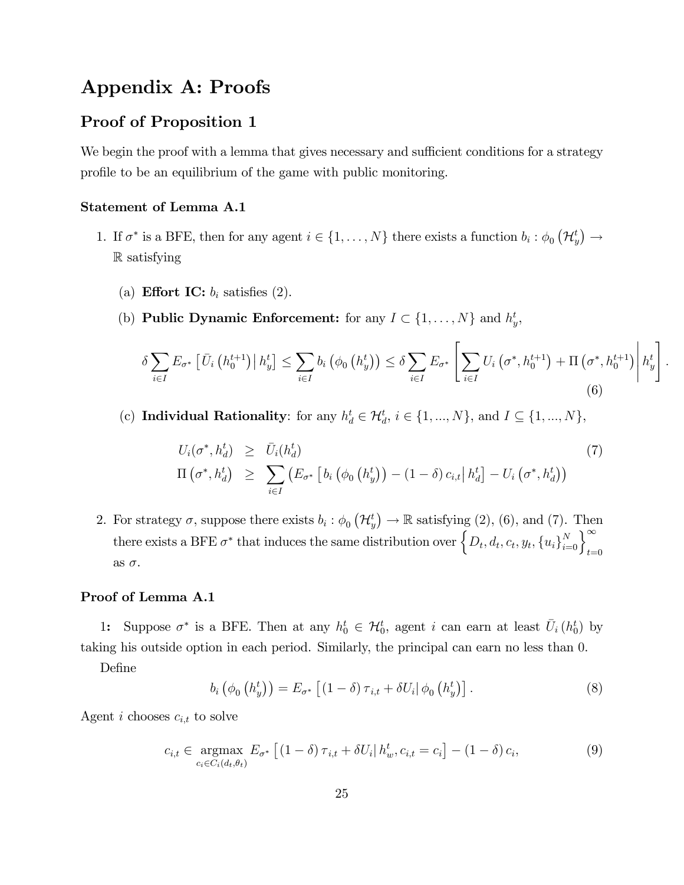# Appendix A: Proofs

## Proof of Proposition 1

We begin the proof with a lemma that gives necessary and sufficient conditions for a strategy profile to be an equilibrium of the game with public monitoring.

### Statement of Lemma A.1

1. If $\sigma^*$ is a BFE, then for any agent $i \in \{1, \ldots, N\}$ there exists a function $b_i : \phi_0\left(\mathcal{H}_y^t\right) \to \mathbb{R}$ satisfying

   (a) **Effort IC:** $b_i$ satisfies (2).

   (b) **Public Dynamic Enforcement:** for any $I \subset \{1, \ldots, N\}$ and $h_y^t$,

   $$\delta \sum_{i \in I} E_{\sigma^*}\left[\bar{U}_i\left(h_0^{t+1}\right) \middle| h_y^t\right] \leq \sum_{i \in I} b_i\left(\phi_0\left(h_y^t\right)\right) \leq \delta \sum_{i \in I} E_{\sigma^*}\left[\sum_{i \in I} U_i\left(\sigma^*, h_0^{t+1}\right) + \Pi\left(\sigma^*, h_0^{t+1}\right) \middle| h_y^t\right]. \tag{6}$$

   (c) **Individual Rationality**: for any $h_d^t \in \mathcal{H}_d^t$, $i \in \{1, ..., N\}$, and $I \subseteq \{1, ..., N\}$,

   $$\begin{aligned} U_i(\sigma^*, h_d^t) &\geq \bar{U}_i(h_d^t) \\ \Pi\left(\sigma^*, h_d^t\right) &\geq \sum_{i \in I}\left(E_{\sigma^*}\left[b_i\left(\phi_0\left(h_y^t\right)\right) - (1-\delta)\, c_{i,t} \middle| h_d^t\right] - U_i\left(\sigma^*, h_d^t\right)\right) \end{aligned} \tag{7}$$

2. For strategy $\sigma$, suppose there exists $b_i : \phi_0\left(\mathcal{H}_y^t\right) \to \mathbb{R}$ satisfying (2), (6), and (7). Then there exists a BFE $\sigma^*$ that induces the same distribution over $\left\{D_t, d_t, c_t, y_t, \{u_i\}_{i=0}^N\right\}_{t=0}^\infty$ as $\sigma$.

### Proof of Lemma A.1

**1:** Suppose $\sigma^*$ is a BFE. Then at any $h_0^t \in \mathcal{H}_0^t$, agent $i$ can earn at least $\bar{U}_i\left(h_0^t\right)$ by taking his outside option in each period. Similarly, the principal can earn no less than 0.

Define

$$b_i\left(\phi_0\left(h_y^t\right)\right) = E_{\sigma^*}\left[(1-\delta)\,\tau_{i,t} + \delta U_i \middle| \phi_0\left(h_y^t\right)\right]. \tag{8}$$

Agent $i$ chooses $c_{i,t}$ to solve

$$c_{i,t} \in \underset{c_i \in C_i(d_t, \theta_t)}{\operatorname{argmax}}\; E_{\sigma^*}\left[(1-\delta)\,\tau_{i,t} + \delta U_i \middle| h_w^t, c_{i,t} = c_i\right] - (1-\delta)\, c_i, \tag{9}$$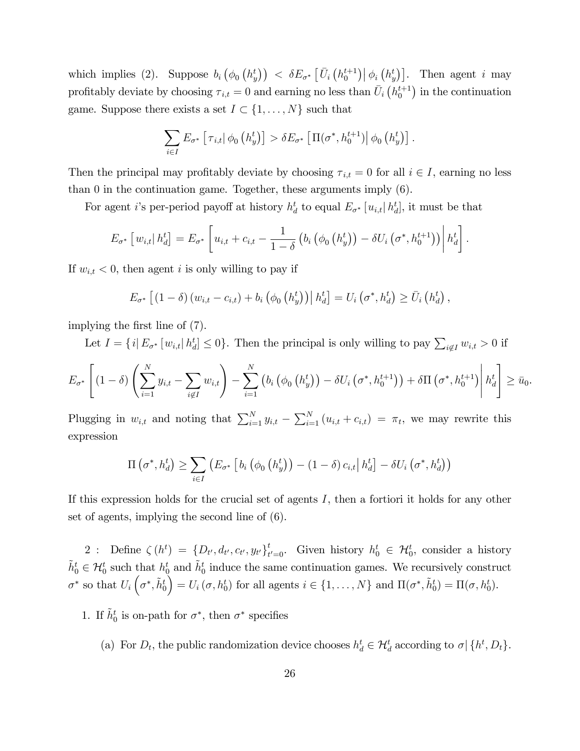which implies (2). Suppose $b_i\left(\phi_0\left(h_y^t\right)\right) < \delta E_{\sigma^*}\left[\bar{U}_i\left(h_0^{t+1}\right)\middle|\,\phi_i\left(h_y^t\right)\right]$. Then agent $i$ may profitably deviate by choosing $\tau_{i,t} = 0$ and earning no less than $\bar{U}_i\left(h_0^{t+1}\right)$ in the continuation game. Suppose there exists a set $I \subset \{1, \ldots, N\}$ such that

$$\sum_{i \in I} E_{\sigma^*}\left[\tau_{i,t}\middle|\,\phi_0\left(h_y^t\right)\right] > \delta E_{\sigma^*}\left[\Pi(\sigma^*, h_0^{t+1})\middle|\,\phi_0\left(h_y^t\right)\right].$$

Then the principal may profitably deviate by choosing $\tau_{i,t} = 0$ for all $i \in I$, earning no less than 0 in the continuation game. Together, these arguments imply (6).

For agent $i$'s per-period payoff at history $h_d^t$ to equal $E_{\sigma^*}\left[u_{i,t}\middle|\,h_d^t\right]$, it must be that

$$E_{\sigma^*}\left[w_{i,t}\middle|\,h_d^t\right] = E_{\sigma^*}\left[u_{i,t} + c_{i,t} - \frac{1}{1-\delta}\left(b_i\left(\phi_0\left(h_y^t\right)\right) - \delta U_i\left(\sigma^*, h_0^{t+1}\right)\right)\middle|\,h_d^t\right].$$

If $w_{i,t} < 0$, then agent $i$ is only willing to pay if

$$E_{\sigma^*}\left[(1-\delta)\left(w_{i,t} - c_{i,t}\right) + b_i\left(\phi_0\left(h_y^t\right)\right)\middle|\,h_d^t\right] = U_i\left(\sigma^*, h_d^t\right) \geq \bar{U}_i\left(h_d^t\right),$$

implying the first line of (7).

Let $I = \left\{i \middle|\, E_{\sigma^*}\left[w_{i,t}\middle|\,h_d^t\right] \leq 0\right\}$. Then the principal is only willing to pay $\sum_{i \notin I} w_{i,t} > 0$ if

$$E_{\sigma^*}\left[(1-\delta)\left(\sum_{i=1}^{N} y_{i,t} - \sum_{i \notin I} w_{i,t}\right) - \sum_{i=1}^{N}\left(b_i\left(\phi_0\left(h_y^t\right)\right) - \delta U_i\left(\sigma^*, h_0^{t+1}\right)\right) + \delta \Pi\left(\sigma^*, h_0^{t+1}\right)\middle|\,h_d^t\right] \geq \bar{u}_0.$$

Plugging in $w_{i,t}$ and noting that $\sum_{i=1}^{N} y_{i,t} - \sum_{i=1}^{N}\left(u_{i,t} + c_{i,t}\right) = \pi_t$, we may rewrite this expression

$$\Pi\left(\sigma^*, h_d^t\right) \geq \sum_{i \in I}\left(E_{\sigma^*}\left[b_i\left(\phi_0\left(h_y^t\right)\right) - (1-\delta)\, c_{i,t}\middle|\,h_d^t\right] - \delta U_i\left(\sigma^*, h_d^t\right)\right)$$

If this expression holds for the crucial set of agents $I$, then a fortiori it holds for any other set of agents, implying the second line of (6).

2 : Define $\zeta\left(h^t\right) = \{D_{t'}, d_{t'}, c_{t'}, y_{t'}\}_{t'=0}^{t}$. Given history $h_0^t \in \mathcal{H}_0^t$, consider a history $\tilde{h}_0^t \in \mathcal{H}_0^t$ such that $h_0^t$ and $\tilde{h}_0^t$ induce the same continuation games. We recursively construct $\sigma^*$ so that $U_i\left(\sigma^*, \tilde{h}_0^t\right) = U_i\left(\sigma, h_0^t\right)$ for all agents $i \in \{1, \ldots, N\}$ and $\Pi(\sigma^*, \tilde{h}_0^t) = \Pi(\sigma, h_0^t)$.

1. If $\tilde{h}_0^t$ is on-path for $\sigma^*$, then $\sigma^*$ specifies
   (a) For $D_t$, the public randomization device chooses $h_d^t \in \mathcal{H}_d^t$ according to $\sigma|\left\{h^t, D_t\right\}$.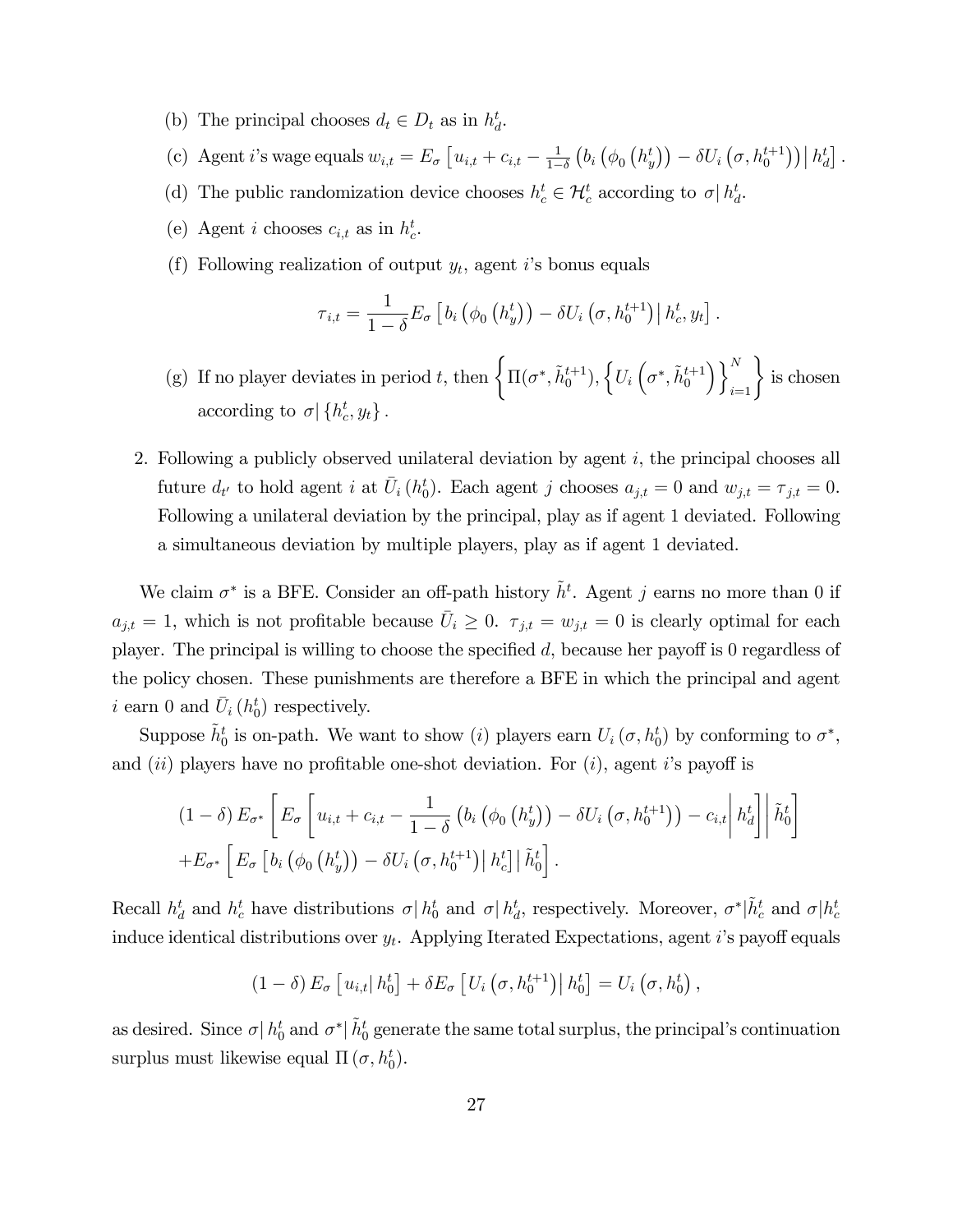(b) The principal chooses $d_t \in D_t$ as in $h_d^t$.

(c) Agent $i$'s wage equals $w_{i,t} = E_\sigma \left[ u_{i,t} + c_{i,t} - \frac{1}{1-\delta} \left( b_i \left( \phi_0 \left( h_y^t \right) \right) - \delta U_i \left( \sigma, h_0^{t+1} \right) \right) \middle| h_d^t \right]$.

(d) The public randomization device chooses $h_c^t \in \mathcal{H}_c^t$ according to $\sigma | h_d^t$.

(e) Agent $i$ chooses $c_{i,t}$ as in $h_c^t$.

(f) Following realization of output $y_t$, agent $i$'s bonus equals

$$\tau_{i,t} = \frac{1}{1-\delta} E_\sigma \left[ b_i \left( \phi_0 \left( h_y^t \right) \right) - \delta U_i \left( \sigma, h_0^{t+1} \right) \middle| h_c^t, y_t \right].$$

(g) If no player deviates in period $t$, then $\left\{ \Pi(\sigma^*, \tilde{h}_0^{t+1}), \left\{ U_i \left( \sigma^*, \tilde{h}_0^{t+1} \right) \right\}_{i=1}^N \right\}$ is chosen according to $\sigma | \{h_c^t, y_t\}$.

2. Following a publicly observed unilateral deviation by agent $i$, the principal chooses all future $d_{t'}$ to hold agent $i$ at $\bar{U}_i(h_0^t)$. Each agent $j$ chooses $a_{j,t} = 0$ and $w_{j,t} = \tau_{j,t} = 0$. Following a unilateral deviation by the principal, play as if agent 1 deviated. Following a simultaneous deviation by multiple players, play as if agent 1 deviated.

We claim $\sigma^*$ is a BFE. Consider an off-path history $\tilde{h}^t$. Agent $j$ earns no more than 0 if $a_{j,t} = 1$, which is not profitable because $\bar{U}_i \geq 0$. $\tau_{j,t} = w_{j,t} = 0$ is clearly optimal for each player. The principal is willing to choose the specified $d$, because her payoff is 0 regardless of the policy chosen. These punishments are therefore a BFE in which the principal and agent $i$ earn 0 and $\bar{U}_i(h_0^t)$ respectively.

Suppose $\tilde{h}_0^t$ is on-path. We want to show $(i)$ players earn $U_i(\sigma, h_0^t)$ by conforming to $\sigma^*$, and $(ii)$ players have no profitable one-shot deviation. For $(i)$, agent $i$'s payoff is

$$\begin{aligned}
&(1-\delta) E_{\sigma^*} \left[ E_\sigma \left[ u_{i,t} + c_{i,t} - \frac{1}{1-\delta} \left( b_i \left( \phi_0 \left( h_y^t \right) \right) - \delta U_i \left( \sigma, h_0^{t+1} \right) \right) - c_{i,t} \middle| h_d^t \right] \middle| \tilde{h}_0^t \right] \\
&+ E_{\sigma^*} \left[ E_\sigma \left[ b_i \left( \phi_0 \left( h_y^t \right) \right) - \delta U_i \left( \sigma, h_0^{t+1} \right) \middle| h_c^t \right] \middle| \tilde{h}_0^t \right].
\end{aligned}$$

Recall $h_d^t$ and $h_c^t$ have distributions $\sigma | h_0^t$ and $\sigma | h_d^t$, respectively. Moreover, $\sigma^* | \tilde{h}_c^t$ and $\sigma | h_c^t$ induce identical distributions over $y_t$. Applying Iterated Expectations, agent $i$'s payoff equals

$$(1-\delta) E_\sigma \left[ u_{i,t} \middle| h_0^t \right] + \delta E_\sigma \left[ U_i \left( \sigma, h_0^{t+1} \right) \middle| h_0^t \right] = U_i \left( \sigma, h_0^t \right),$$

as desired. Since $\sigma | h_0^t$ and $\sigma^* | \tilde{h}_0^t$ generate the same total surplus, the principal's continuation surplus must likewise equal $\Pi(\sigma, h_0^t)$.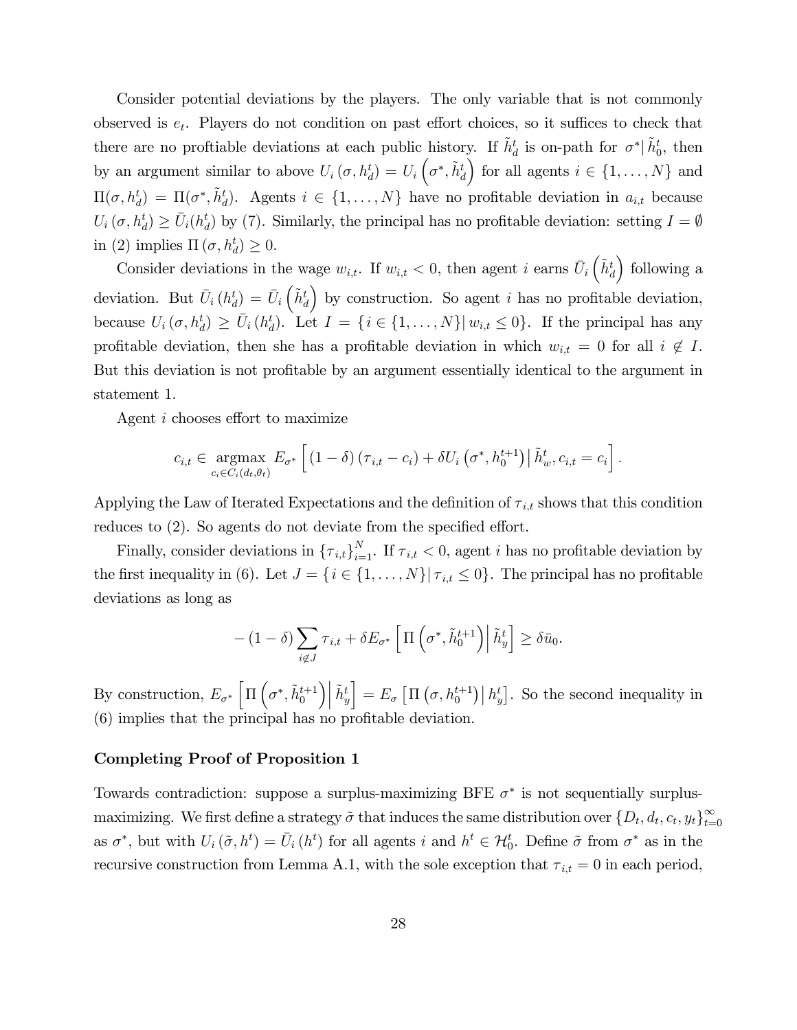Consider potential deviations by the players. The only variable that is not commonly observed is $e_t$. Players do not condition on past effort choices, so it suffices to check that there are no proftiable deviations at each public history. If $\tilde{h}_d^t$ is on-path for $\sigma^*|\tilde{h}_0^t$, then by an argument similar to above $U_i(\sigma, h_d^t) = U_i\left(\sigma^*, \tilde{h}_d^t\right)$ for all agents $i \in \{1, \ldots, N\}$ and $\Pi(\sigma, h_d^t) = \Pi(\sigma^*, \tilde{h}_d^t)$. Agents $i \in \{1, \ldots, N\}$ have no profitable deviation in $a_{i,t}$ because $U_i(\sigma, h_d^t) \geq \bar{U}_i(h_d^t)$ by (7). Similarly, the principal has no profitable deviation: setting $I = \emptyset$ in (2) implies $\Pi(\sigma, h_d^t) \geq 0$.

Consider deviations in the wage $w_{i,t}$. If $w_{i,t} < 0$, then agent $i$ earns $\bar{U}_i\left(\tilde{h}_d^t\right)$ following a deviation. But $\bar{U}_i(h_d^t) = \bar{U}_i\left(\tilde{h}_d^t\right)$ by construction. So agent $i$ has no profitable deviation, because $U_i(\sigma, h_d^t) \geq \bar{U}_i(h_d^t)$. Let $I = \{i \in \{1, \ldots, N\} | \, w_{i,t} \leq 0\}$. If the principal has any profitable deviation, then she has a profitable deviation in which $w_{i,t} = 0$ for all $i \notin I$. But this deviation is not profitable by an argument essentially identical to the argument in statement 1.

Agent $i$ chooses effort to maximize

$$c_{i,t} \in \underset{c_i \in C_i(d_t, \theta_t)}{\operatorname{argmax}} \, E_{\sigma^*}\left[(1-\delta)(\tau_{i,t} - c_i) + \delta U_i\left(\sigma^*, h_0^{t+1}\right) \middle| \, \tilde{h}_w^t, c_{i,t} = c_i\right].$$

Applying the Law of Iterated Expectations and the definition of $\tau_{i,t}$ shows that this condition reduces to (2). So agents do not deviate from the specified effort.

Finally, consider deviations in $\{\tau_{i,t}\}_{i=1}^N$. If $\tau_{i,t} < 0$, agent $i$ has no profitable deviation by the first inequality in (6). Let $J = \{i \in \{1, \ldots, N\} | \, \tau_{i,t} \leq 0\}$. The principal has no profitable deviations as long as

$$-(1-\delta)\sum_{i \notin J} \tau_{i,t} + \delta E_{\sigma^*}\left[\Pi\left(\sigma^*, \tilde{h}_0^{t+1}\right) \middle| \, \tilde{h}_y^t\right] \geq \delta \bar{u}_0.$$

By construction, $E_{\sigma^*}\left[\Pi\left(\sigma^*, \tilde{h}_0^{t+1}\right) \middle| \, \tilde{h}_y^t\right] = E_\sigma\left[\Pi\left(\sigma, h_0^{t+1}\right) \middle| \, h_y^t\right]$. So the second inequality in (6) implies that the principal has no profitable deviation.

### Completing Proof of Proposition 1

Towards contradiction: suppose a surplus-maximizing BFE $\sigma^*$ is not sequentially surplus-maximizing. We first define a strategy $\tilde{\sigma}$ that induces the same distribution over $\{D_t, d_t, c_t, y_t\}_{t=0}^\infty$ as $\sigma^*$, but with $U_i(\tilde{\sigma}, h^t) = \bar{U}_i(h^t)$ for all agents $i$ and $h^t \in \mathcal{H}_0^t$. Define $\tilde{\sigma}$ from $\sigma^*$ as in the recursive construction from Lemma A.1, with the sole exception that $\tau_{i,t} = 0$ in each period,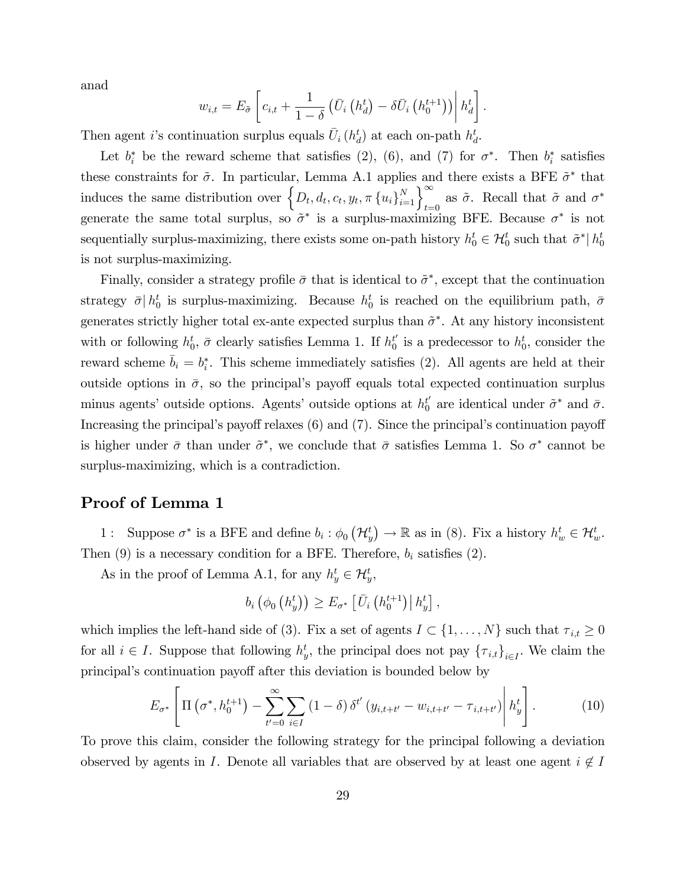anad

$$w_{i,t} = E_{\tilde{\sigma}}\left[ c_{i,t} + \frac{1}{1-\delta}\left(\bar{U}_i\left(h_d^t\right) - \delta \bar{U}_i\left(h_0^{t+1}\right)\right) \middle| h_d^t \right].$$

Then agent $i$'s continuation surplus equals $\bar{U}_i\left(h_d^t\right)$ at each on-path $h_d^t$.

Let $b_i^*$ be the reward scheme that satisfies (2), (6), and (7) for $\sigma^*$. Then $b_i^*$ satisfies these constraints for $\tilde{\sigma}$. In particular, Lemma A.1 applies and there exists a BFE $\tilde{\sigma}^*$ that induces the same distribution over $\left\{D_t, d_t, c_t, y_t, \pi\left\{u_i\right\}_{i=1}^N\right\}_{t=0}^{\infty}$ as $\tilde{\sigma}$. Recall that $\tilde{\sigma}$ and $\sigma^*$ generate the same total surplus, so $\tilde{\sigma}^*$ is a surplus-maximizing BFE. Because $\sigma^*$ is not sequentially surplus-maximizing, there exists some on-path history $h_0^t \in \mathcal{H}_0^t$ such that $\tilde{\sigma}^*|\, h_0^t$ is not surplus-maximizing.

Finally, consider a strategy profile $\bar{\sigma}$ that is identical to $\tilde{\sigma}^*$, except that the continuation strategy $\bar{\sigma}|\, h_0^t$ is surplus-maximizing. Because $h_0^t$ is reached on the equilibrium path, $\bar{\sigma}$ generates strictly higher total ex-ante expected surplus than $\tilde{\sigma}^*$. At any history inconsistent with or following $h_0^t$, $\bar{\sigma}$ clearly satisfies Lemma 1. If $h_0^{t'}$ is a predecessor to $h_0^t$, consider the reward scheme $\bar{b}_i = b_i^*$. This scheme immediately satisfies (2). All agents are held at their outside options in $\bar{\sigma}$, so the principal's payoff equals total expected continuation surplus minus agents' outside options. Agents' outside options at $h_0^{t'}$ are identical under $\tilde{\sigma}^*$ and $\bar{\sigma}$. Increasing the principal's payoff relaxes (6) and (7). Since the principal's continuation payoff is higher under $\bar{\sigma}$ than under $\tilde{\sigma}^*$, we conclude that $\bar{\sigma}$ satisfies Lemma 1. So $\sigma^*$ cannot be surplus-maximizing, which is a contradiction.

## Proof of Lemma 1

1 : Suppose $\sigma^*$ is a BFE and define $b_i : \phi_0\left(\mathcal{H}_y^t\right) \to \mathbb{R}$ as in (8). Fix a history $h_w^t \in \mathcal{H}_w^t$. Then (9) is a necessary condition for a BFE. Therefore, $b_i$ satisfies (2).

As in the proof of Lemma A.1, for any $h_y^t \in \mathcal{H}_y^t$,

$$b_i\left(\phi_0\left(h_y^t\right)\right) \geq E_{\sigma^*}\left[\bar{U}_i\left(h_0^{t+1}\right) \middle| h_y^t\right],$$

which implies the left-hand side of (3). Fix a set of agents $I \subset \{1, \ldots, N\}$ such that $\tau_{i,t} \geq 0$ for all $i \in I$. Suppose that following $h_y^t$, the principal does not pay $\{\tau_{i,t}\}_{i \in I}$. We claim the principal's continuation payoff after this deviation is bounded below by

$$E_{\sigma^*}\left[\Pi\left(\sigma^*, h_0^{t+1}\right) - \sum_{t'=0}^{\infty}\sum_{i \in I}(1-\delta)\,\delta^{t'}\left(y_{i,t+t'} - w_{i,t+t'} - \tau_{i,t+t'}\right) \middle| h_y^t\right]. \tag{10}$$

To prove this claim, consider the following strategy for the principal following a deviation observed by agents in $I$. Denote all variables that are observed by at least one agent $i \notin I$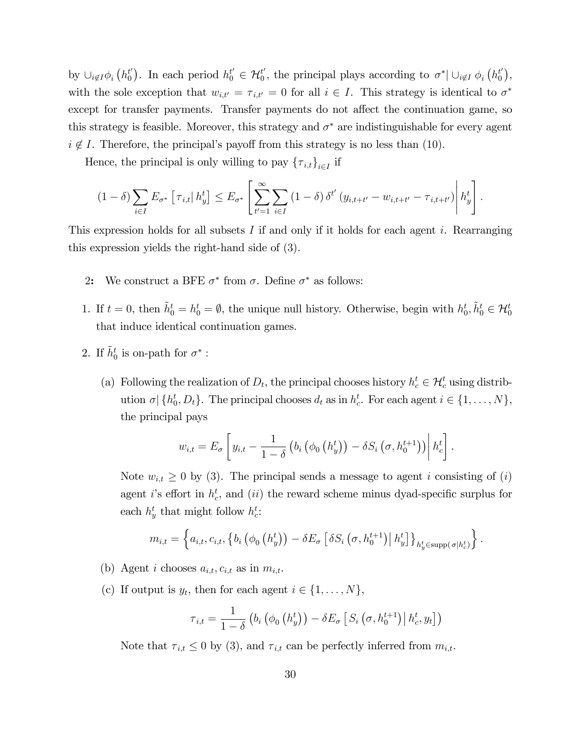by $\cup_{i \notin I} \phi_i \left(h_0^{t'}\right)$. In each period $h_0^{t'} \in \mathcal{H}_0^{t'}$, the principal plays according to $\sigma^* | \cup_{i \notin I} \phi_i \left(h_0^{t'}\right)$, with the sole exception that $w_{i,t'} = \tau_{i,t'} = 0$ for all $i \in I$. This strategy is identical to $\sigma^*$ except for transfer payments. Transfer payments do not affect the continuation game, so this strategy is feasible. Moreover, this strategy and $\sigma^*$ are indistinguishable for every agent $i \notin I$. Therefore, the principal's payoff from this strategy is no less than (10).

Hence, the principal is only willing to pay $\{\tau_{i,t}\}_{i \in I}$ if

$$(1-\delta) \sum_{i \in I} E_{\sigma^*} \left[ \tau_{i,t} \middle| h_y^t \right] \leq E_{\sigma^*} \left[ \sum_{t'=1}^{\infty} \sum_{i \in I} (1-\delta) \delta^{t'} \left( y_{i,t+t'} - w_{i,t+t'} - \tau_{i,t+t'} \right) \middle| h_y^t \right].$$

This expression holds for all subsets $I$ if and only if it holds for each agent $i$. Rearranging this expression yields the right-hand side of (3).

**2:** We construct a BFE $\sigma^*$ from $\sigma$. Define $\sigma^*$ as follows:

1. If $t = 0$, then $\tilde{h}_0^t = h_0^t = \emptyset$, the unique null history. Otherwise, begin with $h_0^t, \tilde{h}_0^t \in \mathcal{H}_0^t$ that induce identical continuation games.

2. If $\tilde{h}_0^t$ is on-path for $\sigma^*$ :

   (a) Following the realization of $D_t$, the principal chooses history $h_c^t \in \mathcal{H}_c^t$ using distribution $\sigma | \{h_0^t, D_t\}$. The principal chooses $d_t$ as in $h_c^t$. For each agent $i \in \{1, \ldots, N\}$, the principal pays

   $$w_{i,t} = E_\sigma \left[ y_{i,t} - \frac{1}{1-\delta} \left( b_i \left( \phi_0 \left( h_y^t \right) \right) - \delta S_i \left( \sigma, h_0^{t+1} \right) \right) \middle| h_c^t \right].$$

   Note $w_{i,t} \geq 0$ by (3). The principal sends a message to agent $i$ consisting of $(i)$ agent $i$'s effort in $h_c^t$, and $(ii)$ the reward scheme minus dyad-specific surplus for each $h_y^t$ that might follow $h_c^t$:

   $$m_{i,t} = \left\{ a_{i,t}, c_{i,t}, \left\{ b_i \left( \phi_0 \left( h_y^t \right) \right) - \delta E_\sigma \left[ \delta S_i \left( \sigma, h_0^{t+1} \right) \middle| h_y^t \right] \right\}_{h_y^t \in \text{supp}(\sigma | h_c^t)} \right\}.$$

   (b) Agent $i$ chooses $a_{i,t}, c_{i,t}$ as in $m_{i,t}$.

   (c) If output is $y_t$, then for each agent $i \in \{1, \ldots, N\}$,

   $$\tau_{i,t} = \frac{1}{1-\delta} \left( b_i \left( \phi_0 \left( h_y^t \right) \right) - \delta E_\sigma \left[ S_i \left( \sigma, h_0^{t+1} \right) \middle| h_c^t, y_t \right] \right)$$

   Note that $\tau_{i,t} \leq 0$ by (3), and $\tau_{i,t}$ can be perfectly inferred from $m_{i,t}$.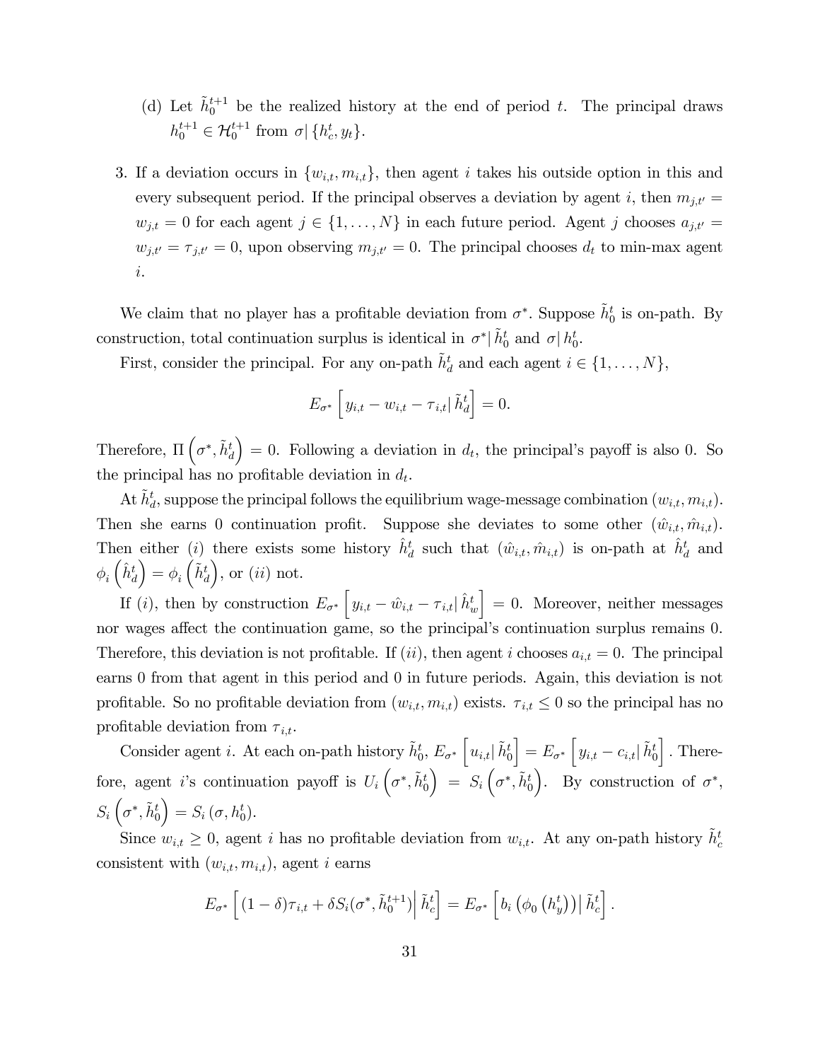(d) Let $\tilde{h}_0^{t+1}$ be the realized history at the end of period $t$. The principal draws $h_0^{t+1} \in \mathcal{H}_0^{t+1}$ from $\sigma | \{h_c^t, y_t\}$.

3. If a deviation occurs in $\{w_{i,t}, m_{i,t}\}$, then agent $i$ takes his outside option in this and every subsequent period. If the principal observes a deviation by agent $i$, then $m_{j,t'} = w_{j,t} = 0$ for each agent $j \in \{1, \ldots, N\}$ in each future period. Agent $j$ chooses $a_{j,t'} = w_{j,t'} = \tau_{j,t'} = 0$, upon observing $m_{j,t'} = 0$. The principal chooses $d_t$ to min-max agent $i$.

We claim that no player has a profitable deviation from $\sigma^*$. Suppose $\tilde{h}_0^t$ is on-path. By construction, total continuation surplus is identical in $\sigma^* | \tilde{h}_0^t$ and $\sigma | h_0^t$.

First, consider the principal. For any on-path $\tilde{h}_d^t$ and each agent $i \in \{1, \ldots, N\}$,

$$E_{\sigma^*}\left[ y_{i,t} - w_{i,t} - \tau_{i,t} | \tilde{h}_d^t \right] = 0.$$

Therefore, $\Pi\left(\sigma^*, \tilde{h}_d^t\right) = 0$. Following a deviation in $d_t$, the principal's payoff is also 0. So the principal has no profitable deviation in $d_t$.

At $\tilde{h}_d^t$, suppose the principal follows the equilibrium wage-message combination $(w_{i,t}, m_{i,t})$. Then she earns 0 continuation profit. Suppose she deviates to some other $(\hat{w}_{i,t}, \hat{m}_{i,t})$. Then either $(i)$ there exists some history $\hat{h}_d^t$ such that $(\hat{w}_{i,t}, \hat{m}_{i,t})$ is on-path at $\hat{h}_d^t$ and $\phi_i\left(\hat{h}_d^t\right) = \phi_i\left(\tilde{h}_d^t\right)$, or $(ii)$ not.

If $(i)$, then by construction $E_{\sigma^*}\left[ y_{i,t} - \hat{w}_{i,t} - \tau_{i,t} | \hat{h}_w^t \right] = 0$. Moreover, neither messages nor wages affect the continuation game, so the principal's continuation surplus remains 0. Therefore, this deviation is not profitable. If $(ii)$, then agent $i$ chooses $a_{i,t} = 0$. The principal earns 0 from that agent in this period and 0 in future periods. Again, this deviation is not profitable. So no profitable deviation from $(w_{i,t}, m_{i,t})$ exists. $\tau_{i,t} \leq 0$ so the principal has no profitable deviation from $\tau_{i,t}$.

Consider agent $i$. At each on-path history $\tilde{h}_0^t$, $E_{\sigma^*}\left[ u_{i,t} | \tilde{h}_0^t \right] = E_{\sigma^*}\left[ y_{i,t} - c_{i,t} | \tilde{h}_0^t \right]$. Therefore, agent $i$'s continuation payoff is $U_i\left(\sigma^*, \tilde{h}_0^t\right) = S_i\left(\sigma^*, \tilde{h}_0^t\right)$. By construction of $\sigma^*$, $S_i\left(\sigma^*, \tilde{h}_0^t\right) = S_i\left(\sigma, h_0^t\right)$.

Since $w_{i,t} \geq 0$, agent $i$ has no profitable deviation from $w_{i,t}$. At any on-path history $\tilde{h}_c^t$ consistent with $(w_{i,t}, m_{i,t})$, agent $i$ earns

$$E_{\sigma^*}\left[ (1-\delta)\tau_{i,t} + \delta S_i(\sigma^*, \tilde{h}_0^{t+1}) \middle| \tilde{h}_c^t \right] = E_{\sigma^*}\left[ b_i\left(\phi_0\left(h_y^t\right)\right) \middle| \tilde{h}_c^t \right].$$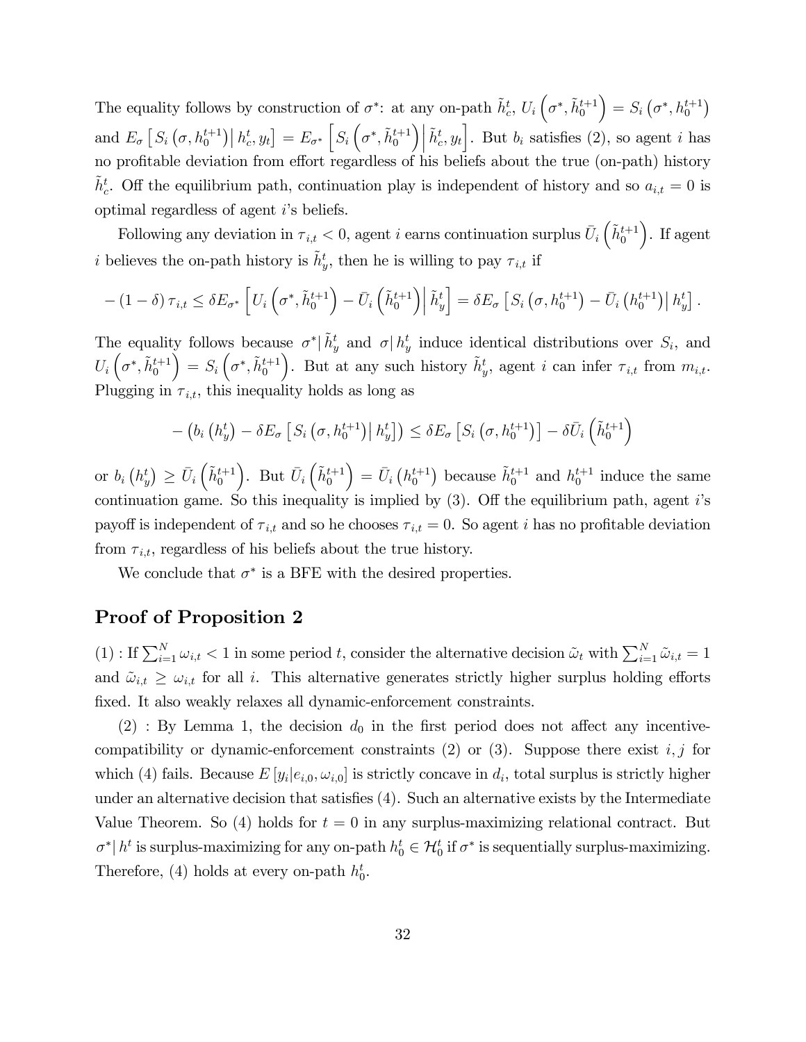The equality follows by construction of $\sigma^*$: at any on-path $\tilde{h}_c^t$, $U_i\left(\sigma^*, \tilde{h}_0^{t+1}\right) = S_i\left(\sigma^*, h_0^{t+1}\right)$ and $E_\sigma\left[\left. S_i\left(\sigma, h_0^{t+1}\right)\right| h_c^t, y_t\right] = E_{\sigma^*}\left[\left. S_i\left(\sigma^*, \tilde{h}_0^{t+1}\right)\right| \tilde{h}_c^t, y_t\right]$. But $b_i$ satisfies (2), so agent $i$ has no profitable deviation from effort regardless of his beliefs about the true (on-path) history $\tilde{h}_c^t$. Off the equilibrium path, continuation play is independent of history and so $a_{i,t} = 0$ is optimal regardless of agent $i$'s beliefs.

Following any deviation in $\tau_{i,t} < 0$, agent $i$ earns continuation surplus $\bar{U}_i\left(\tilde{h}_0^{t+1}\right)$. If agent $i$ believes the on-path history is $\tilde{h}_y^t$, then he is willing to pay $\tau_{i,t}$ if

$$-(1-\delta)\tau_{i,t} \leq \delta E_{\sigma^*}\left[\left. U_i\left(\sigma^*, \tilde{h}_0^{t+1}\right) - \bar{U}_i\left(\tilde{h}_0^{t+1}\right)\right| \tilde{h}_y^t\right] = \delta E_\sigma\left[\left. S_i\left(\sigma, h_0^{t+1}\right) - \bar{U}_i\left(h_0^{t+1}\right)\right| h_y^t\right].$$

The equality follows because $\sigma^*|\,\tilde{h}_y^t$ and $\sigma|\,h_y^t$ induce identical distributions over $S_i$, and $U_i\left(\sigma^*, \tilde{h}_0^{t+1}\right) = S_i\left(\sigma^*, \tilde{h}_0^{t+1}\right)$. But at any such history $\tilde{h}_y^t$, agent $i$ can infer $\tau_{i,t}$ from $m_{i,t}$. Plugging in $\tau_{i,t}$, this inequality holds as long as

$$-\left(b_i\left(h_y^t\right) - \delta E_\sigma\left[\left. S_i\left(\sigma, h_0^{t+1}\right)\right| h_y^t\right]\right) \leq \delta E_\sigma\left[S_i\left(\sigma, h_0^{t+1}\right)\right] - \delta \bar{U}_i\left(\tilde{h}_0^{t+1}\right)$$

or $b_i\left(h_y^t\right) \geq \bar{U}_i\left(\tilde{h}_0^{t+1}\right)$. But $\bar{U}_i\left(\tilde{h}_0^{t+1}\right) = \bar{U}_i\left(h_0^{t+1}\right)$ because $\tilde{h}_0^{t+1}$ and $h_0^{t+1}$ induce the same continuation game. So this inequality is implied by (3). Off the equilibrium path, agent $i$'s payoff is independent of $\tau_{i,t}$ and so he chooses $\tau_{i,t} = 0$. So agent $i$ has no profitable deviation from $\tau_{i,t}$, regardless of his beliefs about the true history.

We conclude that $\sigma^*$ is a BFE with the desired properties.

## Proof of Proposition 2

(1) : If $\sum_{i=1}^N \omega_{i,t} < 1$ in some period $t$, consider the alternative decision $\tilde{\omega}_t$ with $\sum_{i=1}^N \tilde{\omega}_{i,t} = 1$ and $\tilde{\omega}_{i,t} \geq \omega_{i,t}$ for all $i$. This alternative generates strictly higher surplus holding efforts fixed. It also weakly relaxes all dynamic-enforcement constraints.

(2) : By Lemma 1, the decision $d_0$ in the first period does not affect any incentive-compatibility or dynamic-enforcement constraints (2) or (3). Suppose there exist $i, j$ for which (4) fails. Because $E\left[y_i | e_{i,0}, \omega_{i,0}\right]$ is strictly concave in $d_i$, total surplus is strictly higher under an alternative decision that satisfies (4). Such an alternative exists by the Intermediate Value Theorem. So (4) holds for $t = 0$ in any surplus-maximizing relational contract. But $\sigma^*|\,h^t$ is surplus-maximizing for any on-path $h_0^t \in \mathcal{H}_0^t$ if $\sigma^*$ is sequentially surplus-maximizing. Therefore, (4) holds at every on-path $h_0^t$.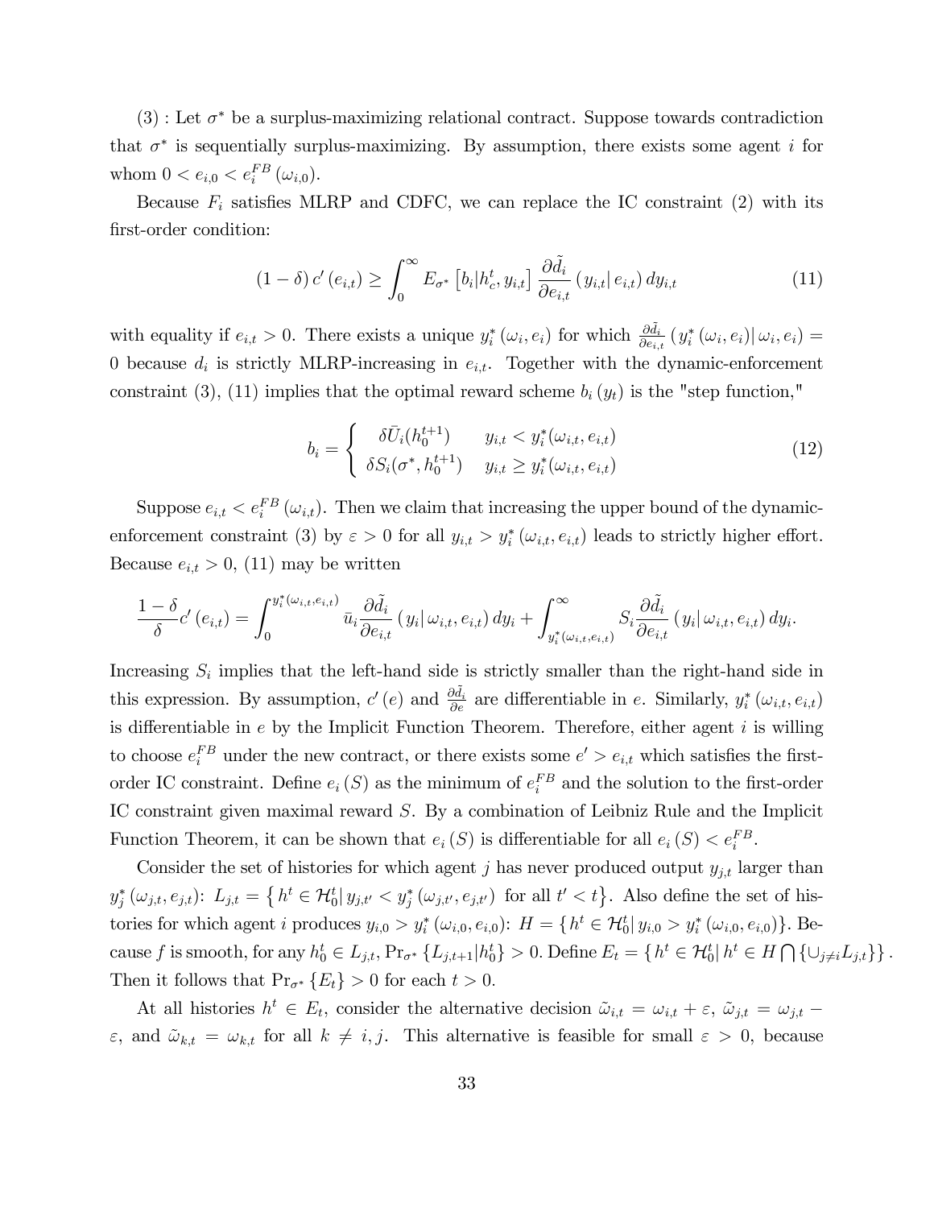(3) : Let $\sigma^*$ be a surplus-maximizing relational contract. Suppose towards contradiction that $\sigma^*$ is sequentially surplus-maximizing. By assumption, there exists some agent $i$ for whom $0 < e_{i,0} < e_i^{FB}(\omega_{i,0})$.

Because $F_i$ satisfies MLRP and CDFC, we can replace the IC constraint (2) with its first-order condition:

$$(1-\delta)\, c'(e_{i,t}) \geq \int_0^\infty E_{\sigma^*}\left[b_i | h_c^t, y_{i,t}\right] \frac{\partial \tilde{d}_i}{\partial e_{i,t}}\left(y_{i,t} | e_{i,t}\right) dy_{i,t} \tag{11}$$

with equality if $e_{i,t} > 0$. There exists a unique $y_i^*(\omega_i, e_i)$ for which $\frac{\partial \tilde{d}_i}{\partial e_{i,t}}\left(y_i^*(\omega_i, e_i) | \omega_i, e_i\right) = 0$ because $d_i$ is strictly MLRP-increasing in $e_{i,t}$. Together with the dynamic-enforcement constraint (3), (11) implies that the optimal reward scheme $b_i(y_t)$ is the "step function,"

$$b_i = \begin{cases} \delta \bar{U}_i(h_0^{t+1}) & y_{i,t} < y_i^*(\omega_{i,t}, e_{i,t}) \\ \delta S_i(\sigma^*, h_0^{t+1}) & y_{i,t} \geq y_i^*(\omega_{i,t}, e_{i,t}) \end{cases} \tag{12}$$

Suppose $e_{i,t} < e_i^{FB}(\omega_{i,t})$. Then we claim that increasing the upper bound of the dynamic-enforcement constraint (3) by $\varepsilon > 0$ for all $y_{i,t} > y_i^*(\omega_{i,t}, e_{i,t})$ leads to strictly higher effort. Because $e_{i,t} > 0$, (11) may be written

$$\frac{1-\delta}{\delta} c'(e_{i,t}) = \int_0^{y_i^*(\omega_{i,t}, e_{i,t})} \bar{u}_i \frac{\partial \tilde{d}_i}{\partial e_{i,t}}\left(y_i | \omega_{i,t}, e_{i,t}\right) dy_i + \int_{y_i^*(\omega_{i,t}, e_{i,t})}^\infty S_i \frac{\partial \tilde{d}_i}{\partial e_{i,t}}\left(y_i | \omega_{i,t}, e_{i,t}\right) dy_i.$$

Increasing $S_i$ implies that the left-hand side is strictly smaller than the right-hand side in this expression. By assumption, $c'(e)$ and $\frac{\partial \tilde{d}_i}{\partial e}$ are differentiable in $e$. Similarly, $y_i^*(\omega_{i,t}, e_{i,t})$ is differentiable in $e$ by the Implicit Function Theorem. Therefore, either agent $i$ is willing to choose $e_i^{FB}$ under the new contract, or there exists some $e' > e_{i,t}$ which satisfies the first-order IC constraint. Define $e_i(S)$ as the minimum of $e_i^{FB}$ and the solution to the first-order IC constraint given maximal reward $S$. By a combination of Leibniz Rule and the Implicit Function Theorem, it can be shown that $e_i(S)$ is differentiable for all $e_i(S) < e_i^{FB}$.

Consider the set of histories for which agent $j$ has never produced output $y_{j,t}$ larger than $y_j^*(\omega_{j,t}, e_{j,t})$: $L_{j,t} = \left\{h^t \in \mathcal{H}_0^t | \, y_{j,t'} < y_j^*(\omega_{j,t'}, e_{j,t'}) \text{ for all } t' < t\right\}$. Also define the set of histories for which agent $i$ produces $y_{i,0} > y_i^*(\omega_{i,0}, e_{i,0})$: $H = \left\{h^t \in \mathcal{H}_0^t | \, y_{i,0} > y_i^*(\omega_{i,0}, e_{i,0})\right\}$. Because $f$ is smooth, for any $h_0^t \in L_{j,t}$, $\Pr_{\sigma^*}\{L_{j,t+1} | h_0^t\} > 0$. Define $E_t = \left\{h^t \in \mathcal{H}_0^t | \, h^t \in H \bigcap \{\cup_{j \neq i} L_{j,t}\}\right\}$. Then it follows that $\Pr_{\sigma^*}\{E_t\} > 0$ for each $t > 0$.

At all histories $h^t \in E_t$, consider the alternative decision $\tilde{\omega}_{i,t} = \omega_{i,t} + \varepsilon$, $\tilde{\omega}_{j,t} = \omega_{j,t} - \varepsilon$, and $\tilde{\omega}_{k,t} = \omega_{k,t}$ for all $k \neq i, j$. This alternative is feasible for small $\varepsilon > 0$, because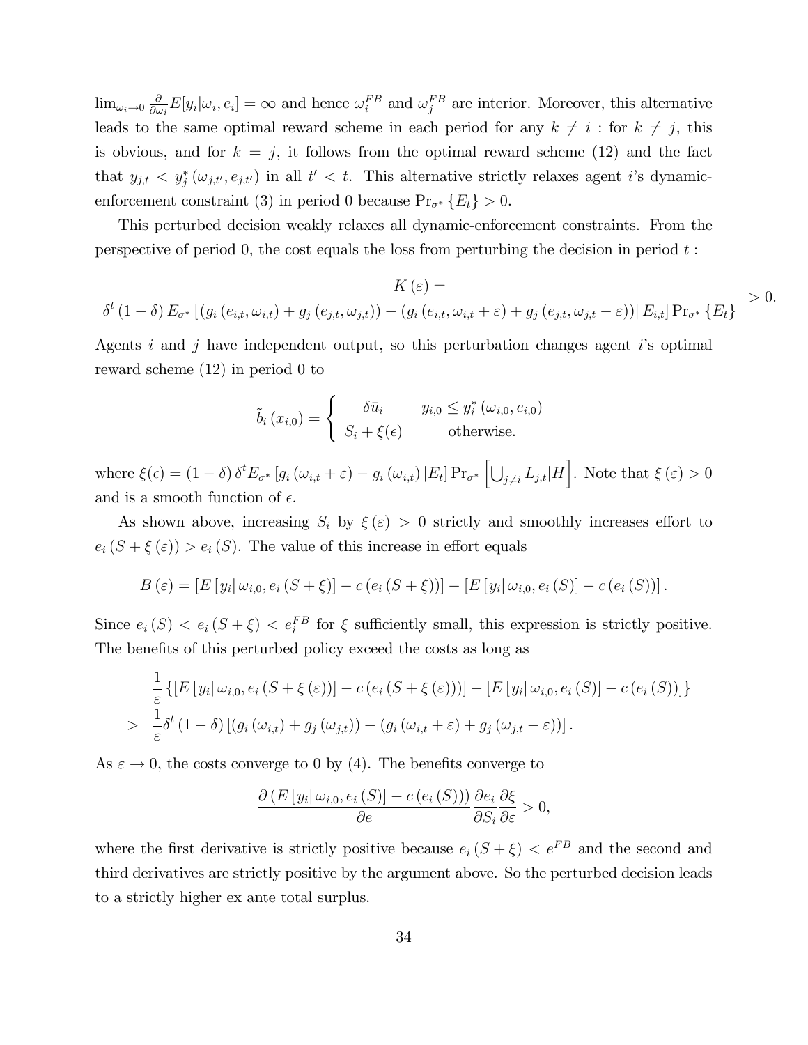$\lim_{\omega_i \to 0} \frac{\partial}{\partial \omega_i} E[y_i|\omega_i, e_i] = \infty$ and hence $\omega_i^{FB}$ and $\omega_j^{FB}$ are interior. Moreover, this alternative leads to the same optimal reward scheme in each period for any $k \neq i$ : for $k \neq j$, this is obvious, and for $k = j$, it follows from the optimal reward scheme (12) and the fact that $y_{j,t} < y_j^*(\omega_{j,t'}, e_{j,t'})$ in all $t' < t$. This alternative strictly relaxes agent $i$'s dynamic-enforcement constraint (3) in period 0 because $\Pr_{\sigma^*}\{E_t\} > 0$.

This perturbed decision weakly relaxes all dynamic-enforcement constraints. From the perspective of period 0, the cost equals the loss from perturbing the decision in period $t$ :

$$K(\varepsilon) = \delta^t (1-\delta) E_{\sigma^*}\left[ \left( g_i(e_{i,t}, \omega_{i,t}) + g_j(e_{j,t}, \omega_{j,t}) \right) - \left( g_i(e_{i,t}, \omega_{i,t} + \varepsilon) + g_j(e_{j,t}, \omega_{j,t} - \varepsilon) \right) \middle| E_{i,t} \right] \Pr_{\sigma^*}\{E_t\} > 0.$$

Agents $i$ and $j$ have independent output, so this perturbation changes agent $i$'s optimal reward scheme (12) in period 0 to

$$\tilde{b}_i(x_{i,0}) = \begin{cases} \delta \bar{u}_i & y_{i,0} \leq y_i^*(\omega_{i,0}, e_{i,0}) \\ S_i + \xi(\epsilon) & \text{otherwise.} \end{cases}$$

where $\xi(\epsilon) = (1-\delta)\delta^t E_{\sigma^*}[g_i(\omega_{i,t} + \varepsilon) - g_i(\omega_{i,t})|E_t] \Pr_{\sigma^*}\left[\bigcup_{j \neq i} L_{j,t}|H\right]$. Note that $\xi(\varepsilon) > 0$ and is a smooth function of $\epsilon$.

As shown above, increasing $S_i$ by $\xi(\varepsilon) > 0$ strictly and smoothly increases effort to $e_i(S + \xi(\varepsilon)) > e_i(S)$. The value of this increase in effort equals

$$B(\varepsilon) = [E[y_i|\omega_{i,0}, e_i(S + \xi)] - c(e_i(S + \xi))] - [E[y_i|\omega_{i,0}, e_i(S)] - c(e_i(S))].$$

Since $e_i(S) < e_i(S + \xi) < e_i^{FB}$ for $\xi$ sufficiently small, this expression is strictly positive. The benefits of this perturbed policy exceed the costs as long as

$$\begin{aligned} & \frac{1}{\varepsilon}\left\{ [E[y_i|\omega_{i,0}, e_i(S + \xi(\varepsilon))] - c(e_i(S + \xi(\varepsilon)))] - [E[y_i|\omega_{i,0}, e_i(S)] - c(e_i(S))] \right\} \\ > \; & \frac{1}{\varepsilon}\delta^t (1-\delta)\left[ (g_i(\omega_{i,t}) + g_j(\omega_{j,t})) - (g_i(\omega_{i,t} + \varepsilon) + g_j(\omega_{j,t} - \varepsilon)) \right]. \end{aligned}$$

As $\varepsilon \to 0$, the costs converge to 0 by (4). The benefits converge to

$$\frac{\partial \left( E[y_i|\omega_{i,0}, e_i(S)] - c(e_i(S)) \right)}{\partial e} \frac{\partial e_i}{\partial S_i} \frac{\partial \xi}{\partial \varepsilon} > 0,$$

where the first derivative is strictly positive because $e_i(S + \xi) < e^{FB}$ and the second and third derivatives are strictly positive by the argument above. So the perturbed decision leads to a strictly higher ex ante total surplus.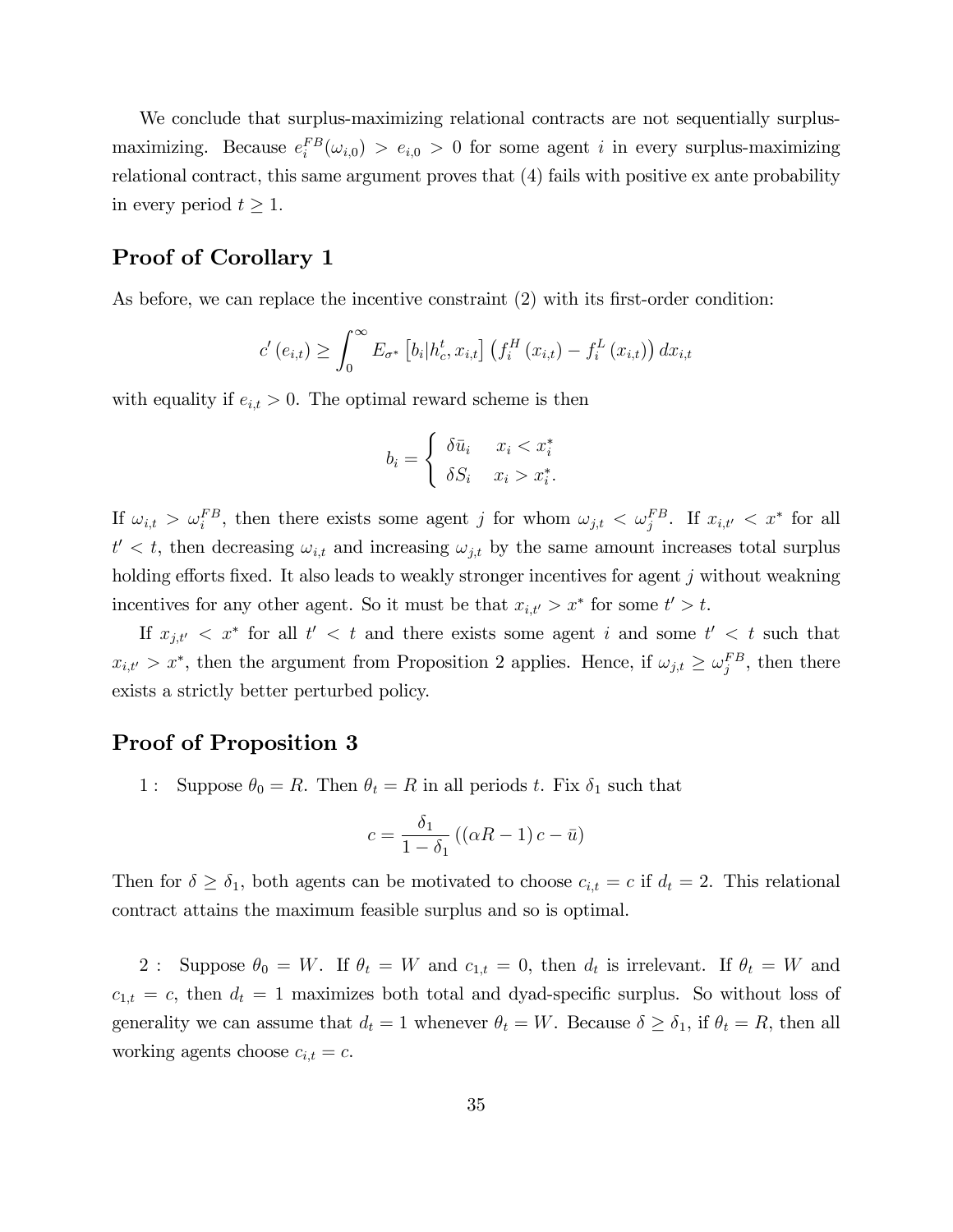We conclude that surplus-maximizing relational contracts are not sequentially surplus-maximizing. Because $e_i^{FB}(\omega_{i,0}) > e_{i,0} > 0$ for some agent $i$ in every surplus-maximizing relational contract, this same argument proves that (4) fails with positive ex ante probability in every period $t \geq 1$.

## Proof of Corollary 1

As before, we can replace the incentive constraint (2) with its first-order condition:

$$c'(e_{i,t}) \geq \int_0^\infty E_{\sigma^*}\left[b_i | h_c^t, x_{i,t}\right]\left(f_i^H(x_{i,t}) - f_i^L(x_{i,t})\right) dx_{i,t}$$

with equality if $e_{i,t} > 0$. The optimal reward scheme is then

$$b_i = \begin{cases} \delta \bar{u}_i & x_i < x_i^* \\ \delta S_i & x_i > x_i^*. \end{cases}$$

If $\omega_{i,t} > \omega_i^{FB}$, then there exists some agent $j$ for whom $\omega_{j,t} < \omega_j^{FB}$. If $x_{i,t'} < x^*$ for all $t' < t$, then decreasing $\omega_{i,t}$ and increasing $\omega_{j,t}$ by the same amount increases total surplus holding efforts fixed. It also leads to weakly stronger incentives for agent $j$ without weakning incentives for any other agent. So it must be that $x_{i,t'} > x^*$ for some $t' > t$.

If $x_{j,t'} < x^*$ for all $t' < t$ and there exists some agent $i$ and some $t' < t$ such that $x_{i,t'} > x^*$, then the argument from Proposition 2 applies. Hence, if $\omega_{j,t} \geq \omega_j^{FB}$, then there exists a strictly better perturbed policy.

## Proof of Proposition 3

1 : Suppose $\theta_0 = R$. Then $\theta_t = R$ in all periods $t$. Fix $\delta_1$ such that

$$c = \frac{\delta_1}{1 - \delta_1}\left((\alpha R - 1)c - \bar{u}\right)$$

Then for $\delta \geq \delta_1$, both agents can be motivated to choose $c_{i,t} = c$ if $d_t = 2$. This relational contract attains the maximum feasible surplus and so is optimal.

2 : Suppose $\theta_0 = W$. If $\theta_t = W$ and $c_{1,t} = 0$, then $d_t$ is irrelevant. If $\theta_t = W$ and $c_{1,t} = c$, then $d_t = 1$ maximizes both total and dyad-specific surplus. So without loss of generality we can assume that $d_t = 1$ whenever $\theta_t = W$. Because $\delta \geq \delta_1$, if $\theta_t = R$, then all working agents choose $c_{i,t} = c$.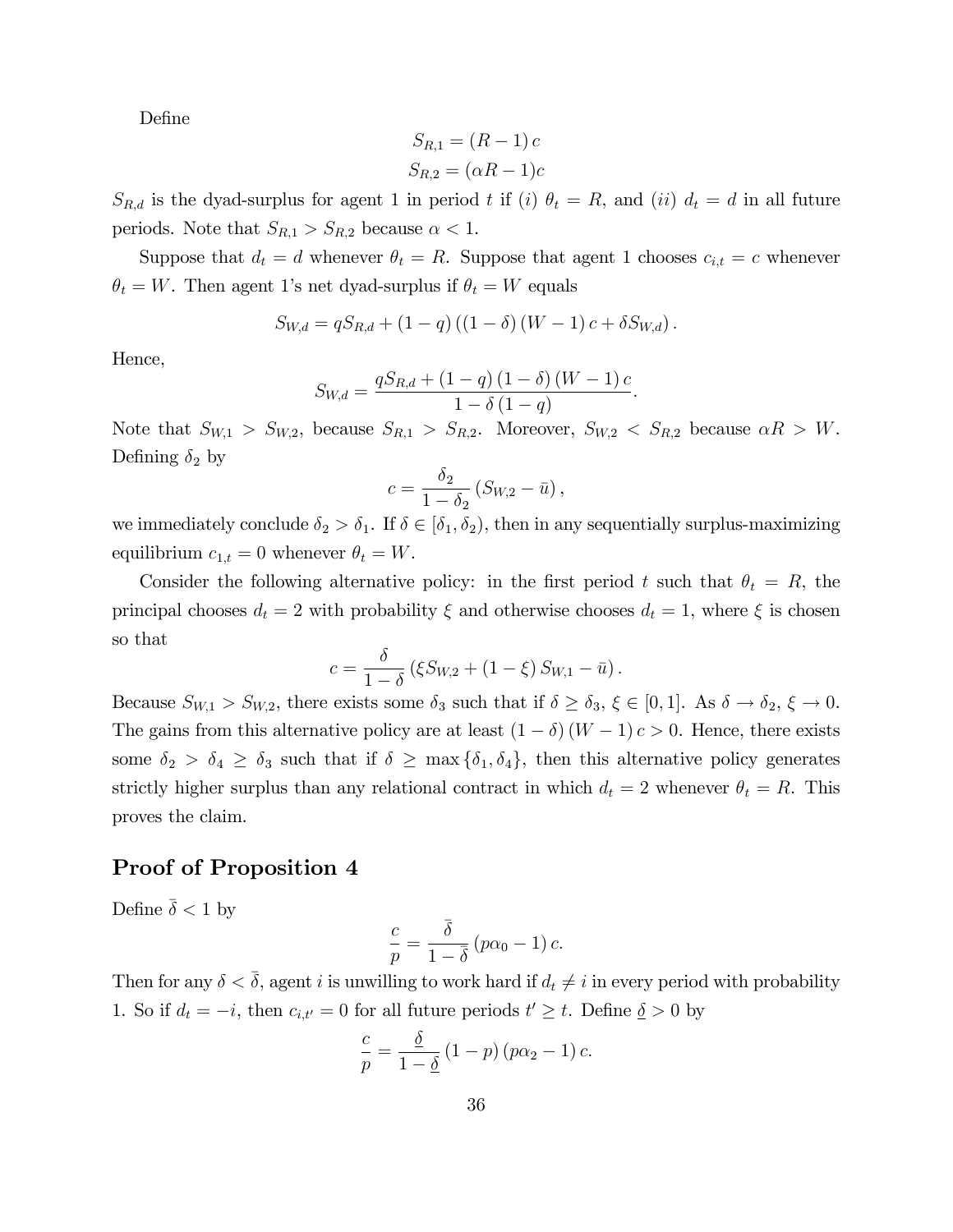Define

$$S_{R,1} = (R-1)\,c$$
$$S_{R,2} = (\alpha R - 1)c$$

$S_{R,d}$ is the dyad-surplus for agent 1 in period $t$ if $(i)$ $\theta_t = R$, and $(ii)$ $d_t = d$ in all future periods. Note that $S_{R,1} > S_{R,2}$ because $\alpha < 1$.

Suppose that $d_t = d$ whenever $\theta_t = R$. Suppose that agent 1 chooses $c_{i,t} = c$ whenever $\theta_t = W$. Then agent 1's net dyad-surplus if $\theta_t = W$ equals

$$S_{W,d} = qS_{R,d} + (1-q)\left((1-\delta)(W-1)\,c + \delta S_{W,d}\right).$$

Hence,

$$S_{W,d} = \frac{qS_{R,d} + (1-q)(1-\delta)(W-1)\,c}{1-\delta(1-q)}.$$

Note that $S_{W,1} > S_{W,2}$, because $S_{R,1} > S_{R,2}$. Moreover, $S_{W,2} < S_{R,2}$ because $\alpha R > W$. Defining $\delta_2$ by

$$c = \frac{\delta_2}{1-\delta_2}\left(S_{W,2} - \bar{u}\right),$$

we immediately conclude $\delta_2 > \delta_1$. If $\delta \in [\delta_1, \delta_2)$, then in any sequentially surplus-maximizing equilibrium $c_{1,t} = 0$ whenever $\theta_t = W$.

Consider the following alternative policy: in the first period $t$ such that $\theta_t = R$, the principal chooses $d_t = 2$ with probability $\xi$ and otherwise chooses $d_t = 1$, where $\xi$ is chosen so that

$$c = \frac{\delta}{1-\delta}\left(\xi S_{W,2} + (1-\xi)\,S_{W,1} - \bar{u}\right).$$

Because $S_{W,1} > S_{W,2}$, there exists some $\delta_3$ such that if $\delta \geq \delta_3$, $\xi \in [0,1]$. As $\delta \to \delta_2$, $\xi \to 0$. The gains from this alternative policy are at least $(1-\delta)(W-1)\,c > 0$. Hence, there exists some $\delta_2 > \delta_4 \geq \delta_3$ such that if $\delta \geq \max\{\delta_1, \delta_4\}$, then this alternative policy generates strictly higher surplus than any relational contract in which $d_t = 2$ whenever $\theta_t = R$. This proves the claim.

## Proof of Proposition 4

Define $\bar{\delta} < 1$ by

$$\frac{c}{p} = \frac{\bar{\delta}}{1-\bar{\delta}}\left(p\alpha_0 - 1\right)c.$$

Then for any $\delta < \bar{\delta}$, agent $i$ is unwilling to work hard if $d_t \neq i$ in every period with probability 1. So if $d_t = -i$, then $c_{i,t'} = 0$ for all future periods $t' \geq t$. Define $\underline{\delta} > 0$ by

$$\frac{c}{p} = \frac{\underline{\delta}}{1-\underline{\delta}}\left(1-p\right)\left(p\alpha_2 - 1\right)c.$$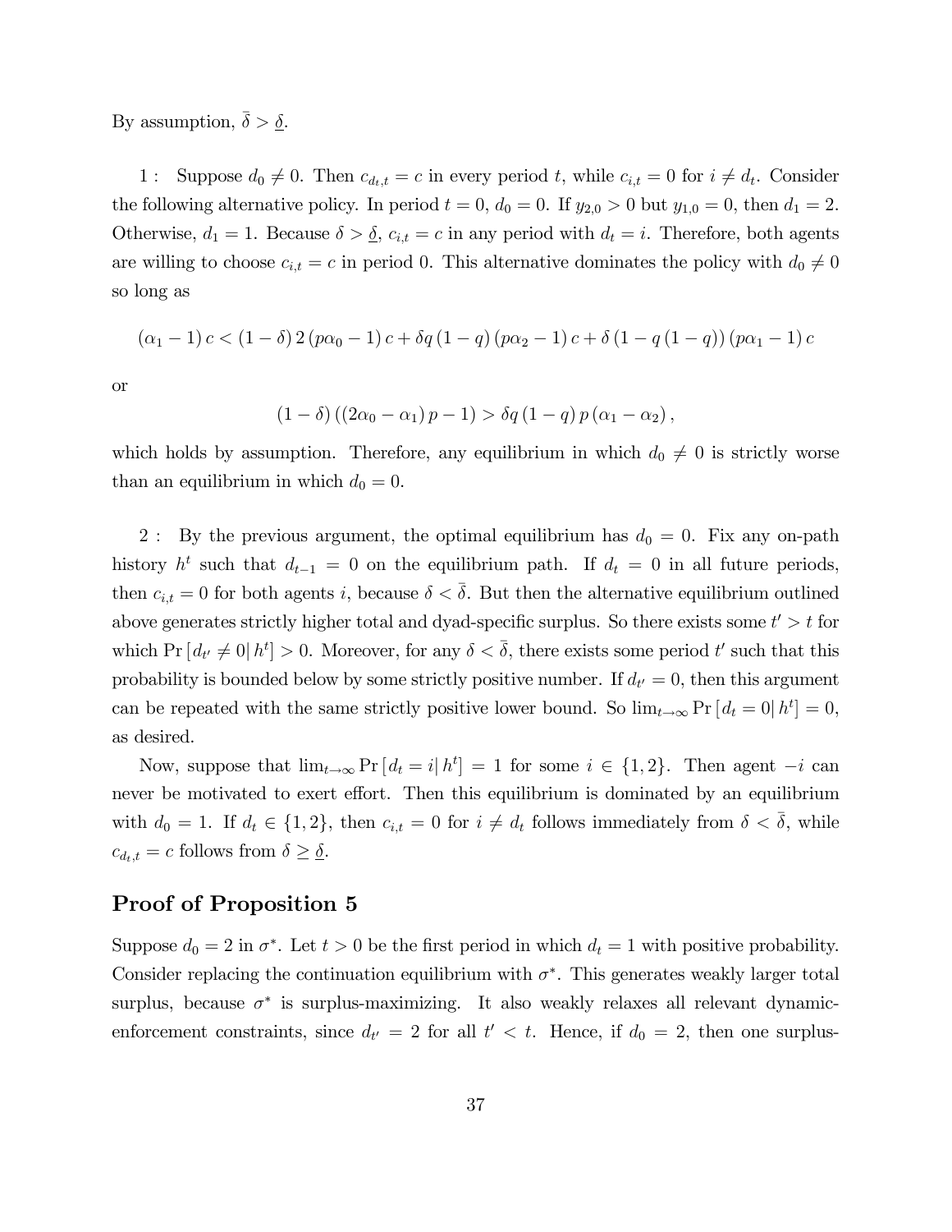By assumption, $\bar{\delta} > \underline{\delta}$.

1 : Suppose $d_0 \neq 0$. Then $c_{d_t,t} = c$ in every period $t$, while $c_{i,t} = 0$ for $i \neq d_t$. Consider the following alternative policy. In period $t = 0$, $d_0 = 0$. If $y_{2,0} > 0$ but $y_{1,0} = 0$, then $d_1 = 2$. Otherwise, $d_1 = 1$. Because $\delta > \underline{\delta}$, $c_{i,t} = c$ in any period with $d_t = i$. Therefore, both agents are willing to choose $c_{i,t} = c$ in period 0. This alternative dominates the policy with $d_0 \neq 0$ so long as

$$(\alpha_1 - 1) c < (1 - \delta) 2 (p\alpha_0 - 1) c + \delta q (1 - q) (p\alpha_2 - 1) c + \delta (1 - q (1 - q)) (p\alpha_1 - 1) c$$

or

$$(1 - \delta) ((2\alpha_0 - \alpha_1) p - 1) > \delta q (1 - q) p (\alpha_1 - \alpha_2),$$

which holds by assumption. Therefore, any equilibrium in which $d_0 \neq 0$ is strictly worse than an equilibrium in which $d_0 = 0$.

2 : By the previous argument, the optimal equilibrium has $d_0 = 0$. Fix any on-path history $h^t$ such that $d_{t-1} = 0$ on the equilibrium path. If $d_t = 0$ in all future periods, then $c_{i,t} = 0$ for both agents $i$, because $\delta < \bar{\delta}$. But then the alternative equilibrium outlined above generates strictly higher total and dyad-specific surplus. So there exists some $t' > t$ for which $\Pr[d_{t'} \neq 0 | h^t] > 0$. Moreover, for any $\delta < \bar{\delta}$, there exists some period $t'$ such that this probability is bounded below by some strictly positive number. If $d_{t'} = 0$, then this argument can be repeated with the same strictly positive lower bound. So $\lim_{t \to \infty} \Pr[d_t = 0 | h^t] = 0$, as desired.

Now, suppose that $\lim_{t \to \infty} \Pr[d_t = i | h^t] = 1$ for some $i \in \{1, 2\}$. Then agent $-i$ can never be motivated to exert effort. Then this equilibrium is dominated by an equilibrium with $d_0 = 1$. If $d_t \in \{1, 2\}$, then $c_{i,t} = 0$ for $i \neq d_t$ follows immediately from $\delta < \bar{\delta}$, while $c_{d_t,t} = c$ follows from $\delta \geq \underline{\delta}$.

## Proof of Proposition 5

Suppose $d_0 = 2$ in $\sigma^*$. Let $t > 0$ be the first period in which $d_t = 1$ with positive probability. Consider replacing the continuation equilibrium with $\sigma^*$. This generates weakly larger total surplus, because $\sigma^*$ is surplus-maximizing. It also weakly relaxes all relevant dynamic-enforcement constraints, since $d_{t'} = 2$ for all $t' < t$. Hence, if $d_0 = 2$, then one surplus-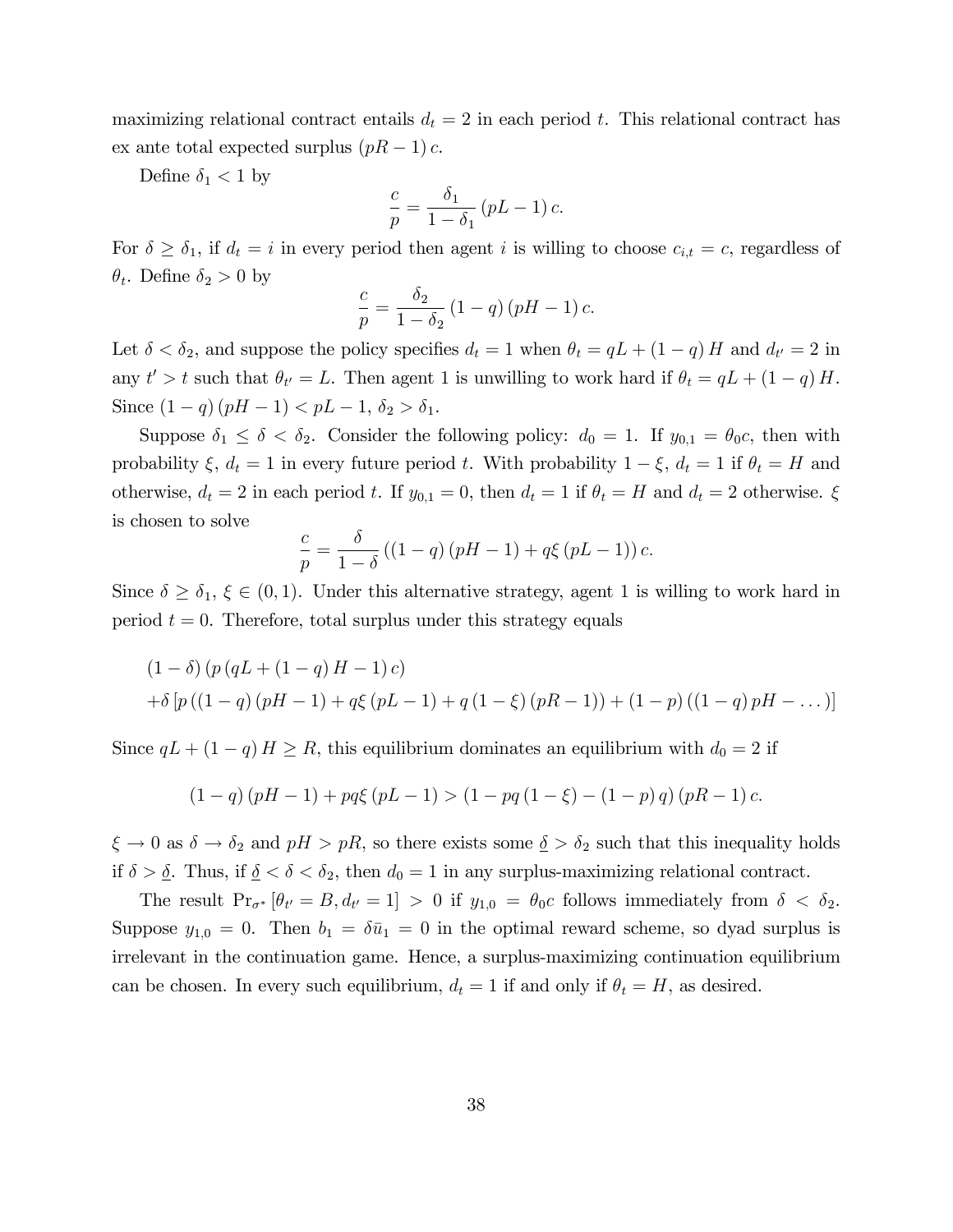maximizing relational contract entails $d_t = 2$ in each period $t$. This relational contract has ex ante total expected surplus $(pR - 1)c$.

Define $\delta_1 < 1$ by

$$\frac{c}{p} = \frac{\delta_1}{1-\delta_1}(pL - 1)c.$$

For $\delta \geq \delta_1$, if $d_t = i$ in every period then agent $i$ is willing to choose $c_{i,t} = c$, regardless of $\theta_t$. Define $\delta_2 > 0$ by

$$\frac{c}{p} = \frac{\delta_2}{1-\delta_2}(1-q)(pH - 1)c.$$

Let $\delta < \delta_2$, and suppose the policy specifies $d_t = 1$ when $\theta_t = qL + (1-q)H$ and $d_{t'} = 2$ in any $t' > t$ such that $\theta_{t'} = L$. Then agent 1 is unwilling to work hard if $\theta_t = qL + (1-q)H$. Since $(1-q)(pH-1) < pL - 1$, $\delta_2 > \delta_1$.

Suppose $\delta_1 \leq \delta < \delta_2$. Consider the following policy: $d_0 = 1$. If $y_{0,1} = \theta_0 c$, then with probability $\xi$, $d_t = 1$ in every future period $t$. With probability $1 - \xi$, $d_t = 1$ if $\theta_t = H$ and otherwise, $d_t = 2$ in each period $t$. If $y_{0,1} = 0$, then $d_t = 1$ if $\theta_t = H$ and $d_t = 2$ otherwise. $\xi$ is chosen to solve

$$\frac{c}{p} = \frac{\delta}{1-\delta}\left((1-q)(pH-1) + q\xi(pL-1)\right)c.$$

Since $\delta \geq \delta_1$, $\xi \in (0,1)$. Under this alternative strategy, agent 1 is willing to work hard in period $t = 0$. Therefore, total surplus under this strategy equals

$$\begin{aligned}
&(1-\delta)\left(p\left(qL + (1-q)H - 1\right)c\right) \\
&+\delta\left[p\left((1-q)(pH-1) + q\xi(pL-1) + q(1-\xi)(pR-1)\right) + (1-p)\left((1-q)pH - \dots\right)\right]
\end{aligned}$$

Since $qL + (1-q)H \geq R$, this equilibrium dominates an equilibrium with $d_0 = 2$ if

$$(1-q)(pH-1) + pq\xi(pL-1) > (1 - pq(1-\xi) - (1-p)q)(pR-1)c.$$

$\xi \to 0$ as $\delta \to \delta_2$ and $pH > pR$, so there exists some $\underline{\delta} > \delta_2$ such that this inequality holds if $\delta > \underline{\delta}$. Thus, if $\underline{\delta} < \delta < \delta_2$, then $d_0 = 1$ in any surplus-maximizing relational contract.

The result $\Pr_{\sigma^*}[\theta_{t'} = B, d_{t'} = 1] > 0$ if $y_{1,0} = \theta_0 c$ follows immediately from $\delta < \delta_2$. Suppose $y_{1,0} = 0$. Then $b_1 = \delta \bar{u}_1 = 0$ in the optimal reward scheme, so dyad surplus is irrelevant in the continuation game. Hence, a surplus-maximizing continuation equilibrium can be chosen. In every such equilibrium, $d_t = 1$ if and only if $\theta_t = H$, as desired.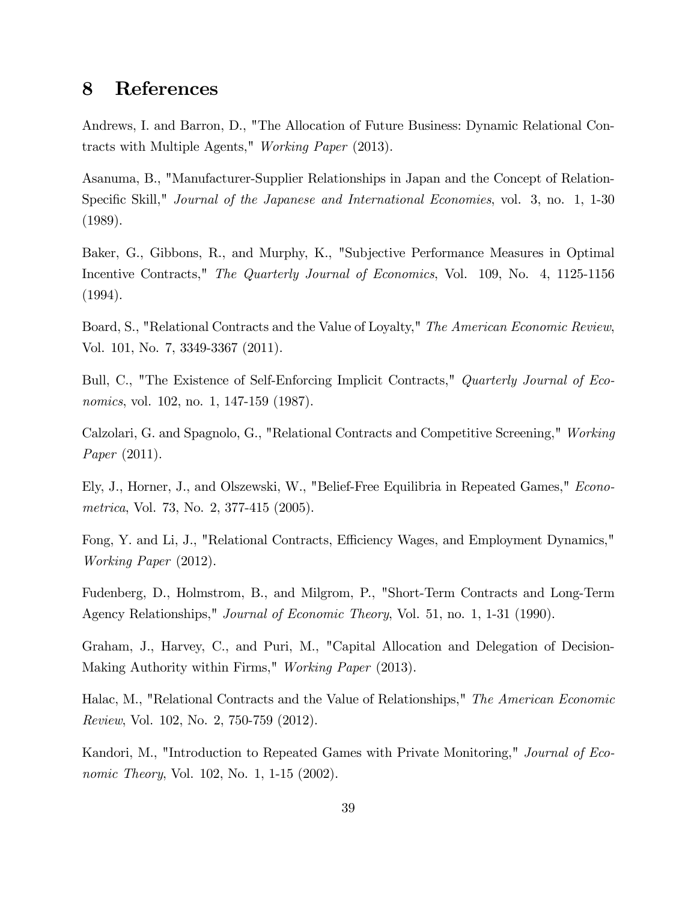# 8 References

Andrews, I. and Barron, D., "The Allocation of Future Business: Dynamic Relational Contracts with Multiple Agents," *Working Paper* (2013).

Asanuma, B., "Manufacturer-Supplier Relationships in Japan and the Concept of Relation-Specific Skill," *Journal of the Japanese and International Economies*, vol. 3, no. 1, 1-30 (1989).

Baker, G., Gibbons, R., and Murphy, K., "Subjective Performance Measures in Optimal Incentive Contracts," *The Quarterly Journal of Economics*, Vol. 109, No. 4, 1125-1156 (1994).

Board, S., "Relational Contracts and the Value of Loyalty," *The American Economic Review*, Vol. 101, No. 7, 3349-3367 (2011).

Bull, C., "The Existence of Self-Enforcing Implicit Contracts," *Quarterly Journal of Economics*, vol. 102, no. 1, 147-159 (1987).

Calzolari, G. and Spagnolo, G., "Relational Contracts and Competitive Screening," *Working Paper* (2011).

Ely, J., Horner, J., and Olszewski, W., "Belief-Free Equilibria in Repeated Games," *Econometrica*, Vol. 73, No. 2, 377-415 (2005).

Fong, Y. and Li, J., "Relational Contracts, Efficiency Wages, and Employment Dynamics," *Working Paper* (2012).

Fudenberg, D., Holmstrom, B., and Milgrom, P., "Short-Term Contracts and Long-Term Agency Relationships," *Journal of Economic Theory*, Vol. 51, no. 1, 1-31 (1990).

Graham, J., Harvey, C., and Puri, M., "Capital Allocation and Delegation of Decision-Making Authority within Firms," *Working Paper* (2013).

Halac, M., "Relational Contracts and the Value of Relationships," *The American Economic Review*, Vol. 102, No. 2, 750-759 (2012).

Kandori, M., "Introduction to Repeated Games with Private Monitoring," *Journal of Economic Theory*, Vol. 102, No. 1, 1-15 (2002).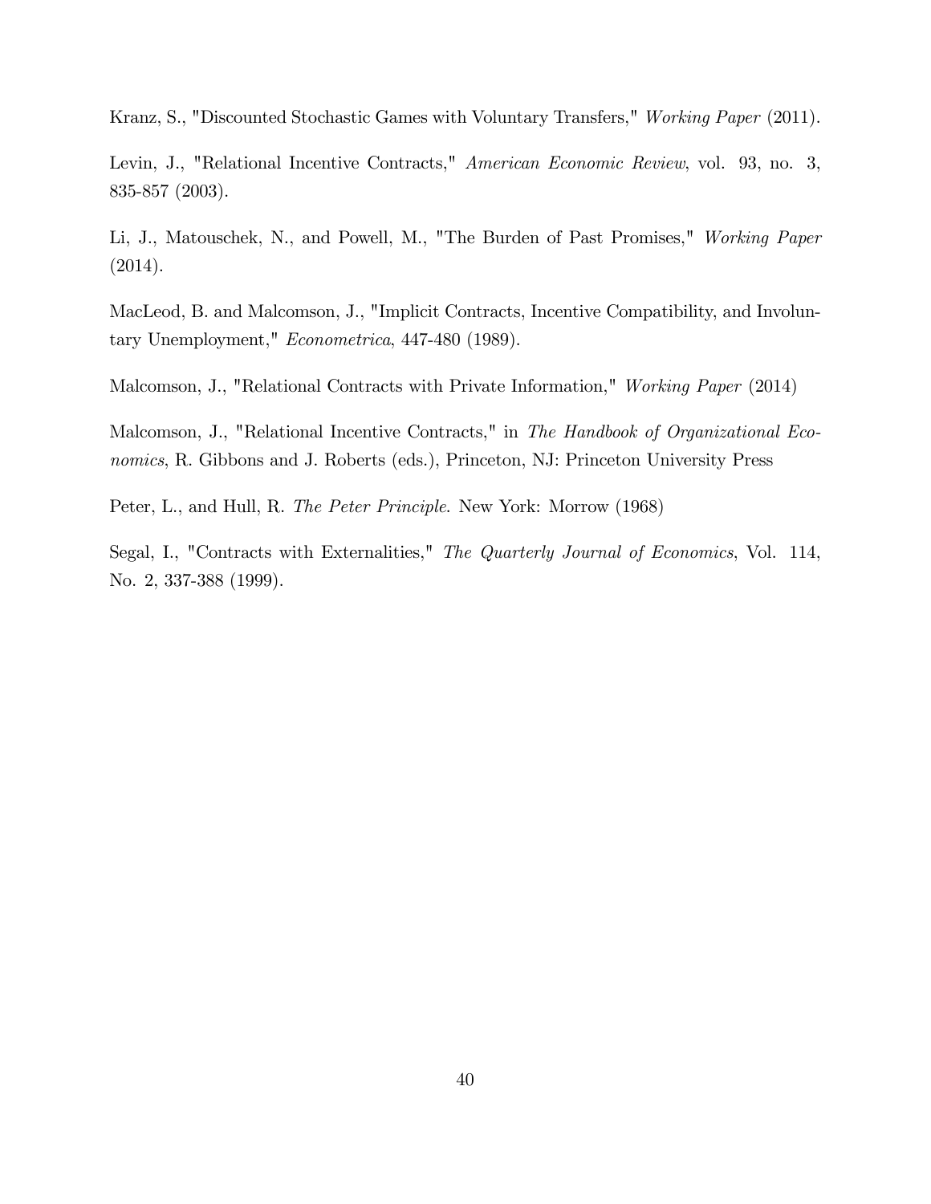Kranz, S., "Discounted Stochastic Games with Voluntary Transfers," *Working Paper* (2011).

Levin, J., "Relational Incentive Contracts," *American Economic Review*, vol. 93, no. 3, 835-857 (2003).

Li, J., Matouschek, N., and Powell, M., "The Burden of Past Promises," *Working Paper* (2014).

MacLeod, B. and Malcomson, J., "Implicit Contracts, Incentive Compatibility, and Involuntary Unemployment," *Econometrica*, 447-480 (1989).

Malcomson, J., "Relational Contracts with Private Information," *Working Paper* (2014)

Malcomson, J., "Relational Incentive Contracts," in *The Handbook of Organizational Economics*, R. Gibbons and J. Roberts (eds.), Princeton, NJ: Princeton University Press

Peter, L., and Hull, R. *The Peter Principle*. New York: Morrow (1968)

Segal, I., "Contracts with Externalities," *The Quarterly Journal of Economics*, Vol. 114, No. 2, 337-388 (1999).